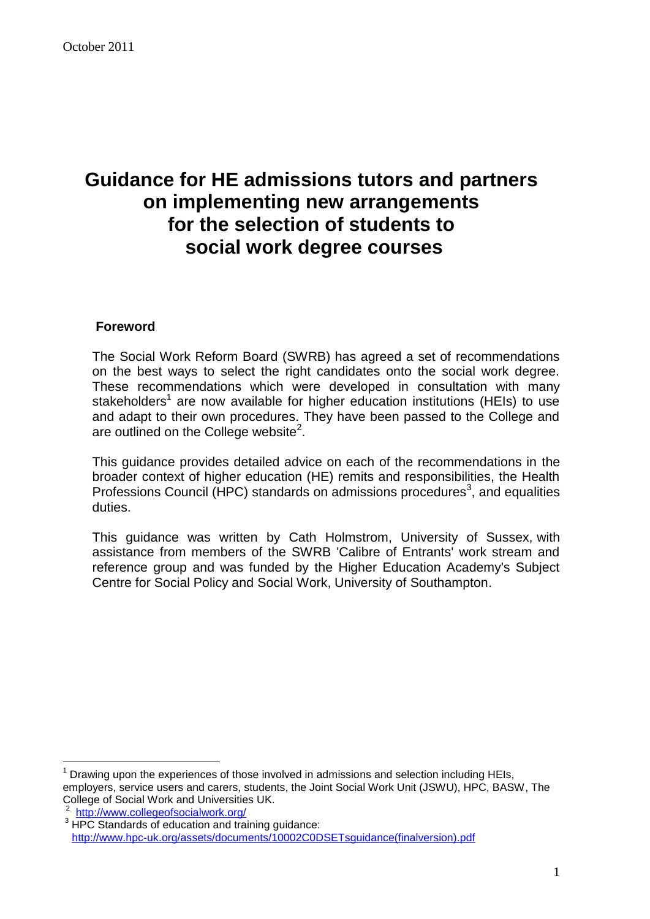October 2011

# Guidance for HE admissions tutors and partners on implementing new arrangements for the selection of students to social work degree courses

## Foreword

The Social Work Reform Board (SWRB) has agreed a set of recommendations on the best ways to select the right candidates onto the social work degree. These recommendations which were developed in consultation with many stakeholders[1] are now available for higher education institutions (HEIs) to use and adapt to their own procedures. They have been passed to the College and are outlined on the College website[2].

This guidance provides detailed advice on each of the recommendations in the broader context of higher education (HE) remits and responsibilities, the Health Professions Council (HPC) standards on admissions procedures[3], and equalities duties.

This guidance was written by Cath Holmstrom, University of Sussex, with assistance from members of the SWRB 'Calibre of Entrants' work stream and reference group and was funded by the Higher Education Academy's Subject Centre for Social Policy and Social Work, University of Southampton.

---

[1] Drawing upon the experiences of those involved in admissions and selection including HEIs, employers, service users and carers, students, the Joint Social Work Unit (JSWU), HPC, BASW, The College of Social Work and Universities UK.

[2] http://www.collegeofsocialwork.org/

[3] HPC Standards of education and training guidance: http://www.hpc-uk.org/assets/documents/10002C0DSETsguidance(finalversion).pdf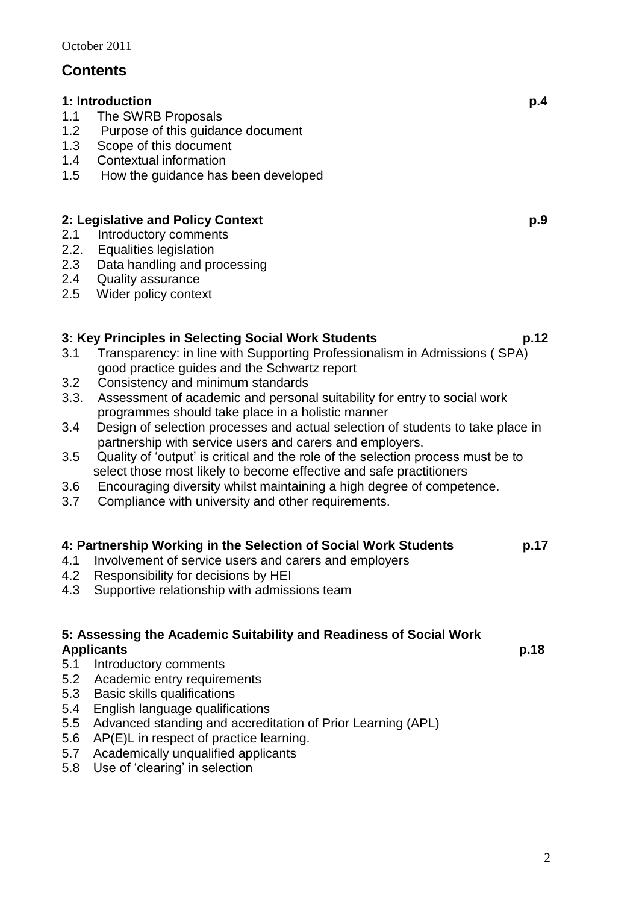October 2011

# Contents

**1: Introduction p.4**

1.1 The SWRB Proposals
1.2 Purpose of this guidance document
1.3 Scope of this document
1.4 Contextual information
1.5 How the guidance has been developed

**2: Legislative and Policy Context p.9**

2.1 Introductory comments
2.2. Equalities legislation
2.3 Data handling and processing
2.4 Quality assurance
2.5 Wider policy context

**3: Key Principles in Selecting Social Work Students p.12**

3.1 Transparency: in line with Supporting Professionalism in Admissions ( SPA) good practice guides and the Schwartz report
3.2 Consistency and minimum standards
3.3. Assessment of academic and personal suitability for entry to social work programmes should take place in a holistic manner
3.4 Design of selection processes and actual selection of students to take place in partnership with service users and carers and employers.
3.5 Quality of 'output' is critical and the role of the selection process must be to select those most likely to become effective and safe practitioners
3.6 Encouraging diversity whilst maintaining a high degree of competence.
3.7 Compliance with university and other requirements.

**4: Partnership Working in the Selection of Social Work Students p.17**

4.1 Involvement of service users and carers and employers
4.2 Responsibility for decisions by HEI
4.3 Supportive relationship with admissions team

**5: Assessing the Academic Suitability and Readiness of Social Work Applicants p.18**

5.1 Introductory comments
5.2 Academic entry requirements
5.3 Basic skills qualifications
5.4 English language qualifications
5.5 Advanced standing and accreditation of Prior Learning (APL)
5.6 AP(E)L in respect of practice learning.
5.7 Academically unqualified applicants
5.8 Use of 'clearing' in selection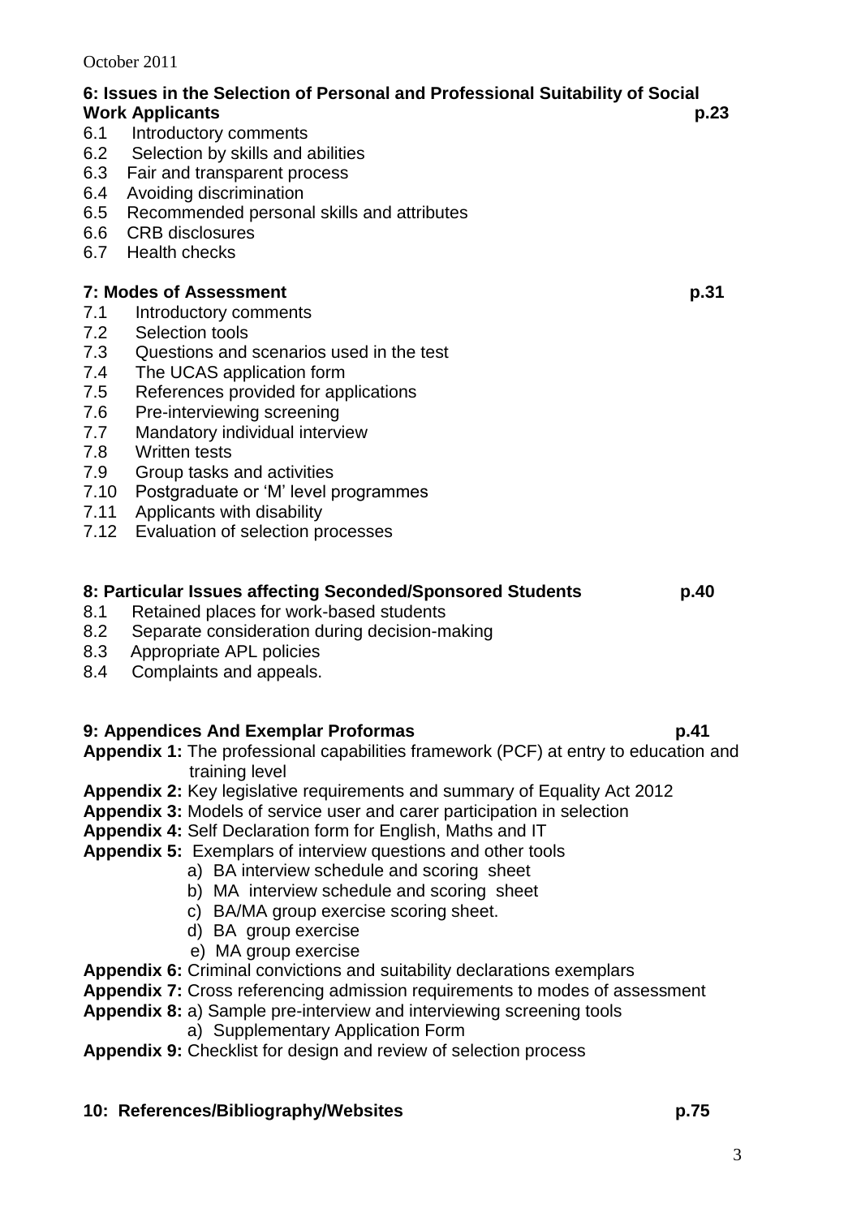**6: Issues in the Selection of Personal and Professional Suitability of Social Work Applicants** p.23

- 6.1 Introductory comments
- 6.2 Selection by skills and abilities
- 6.3 Fair and transparent process
- 6.4 Avoiding discrimination
- 6.5 Recommended personal skills and attributes
- 6.6 CRB disclosures
- 6.7 Health checks

**7: Modes of Assessment** p.31

- 7.1 Introductory comments
- 7.2 Selection tools
- 7.3 Questions and scenarios used in the test
- 7.4 The UCAS application form
- 7.5 References provided for applications
- 7.6 Pre-interviewing screening
- 7.7 Mandatory individual interview
- 7.8 Written tests
- 7.9 Group tasks and activities
- 7.10 Postgraduate or 'M' level programmes
- 7.11 Applicants with disability
- 7.12 Evaluation of selection processes

**8: Particular Issues affecting Seconded/Sponsored Students** p.40

- 8.1 Retained places for work-based students
- 8.2 Separate consideration during decision-making
- 8.3 Appropriate APL policies
- 8.4 Complaints and appeals.

**9: Appendices And Exemplar Proformas** p.41

**Appendix 1:** The professional capabilities framework (PCF) at entry to education and training level
**Appendix 2:** Key legislative requirements and summary of Equality Act 2012
**Appendix 3:** Models of service user and carer participation in selection
**Appendix 4:** Self Declaration form for English, Maths and IT
**Appendix 5:** Exemplars of interview questions and other tools
- a) BA interview schedule and scoring sheet
- b) MA interview schedule and scoring sheet
- c) BA/MA group exercise scoring sheet.
- d) BA group exercise
- e) MA group exercise

**Appendix 6:** Criminal convictions and suitability declarations exemplars
**Appendix 7:** Cross referencing admission requirements to modes of assessment
**Appendix 8:** a) Sample pre-interview and interviewing screening tools
- a) Supplementary Application Form

**Appendix 9:** Checklist for design and review of selection process

**10: References/Bibliography/Websites** p.75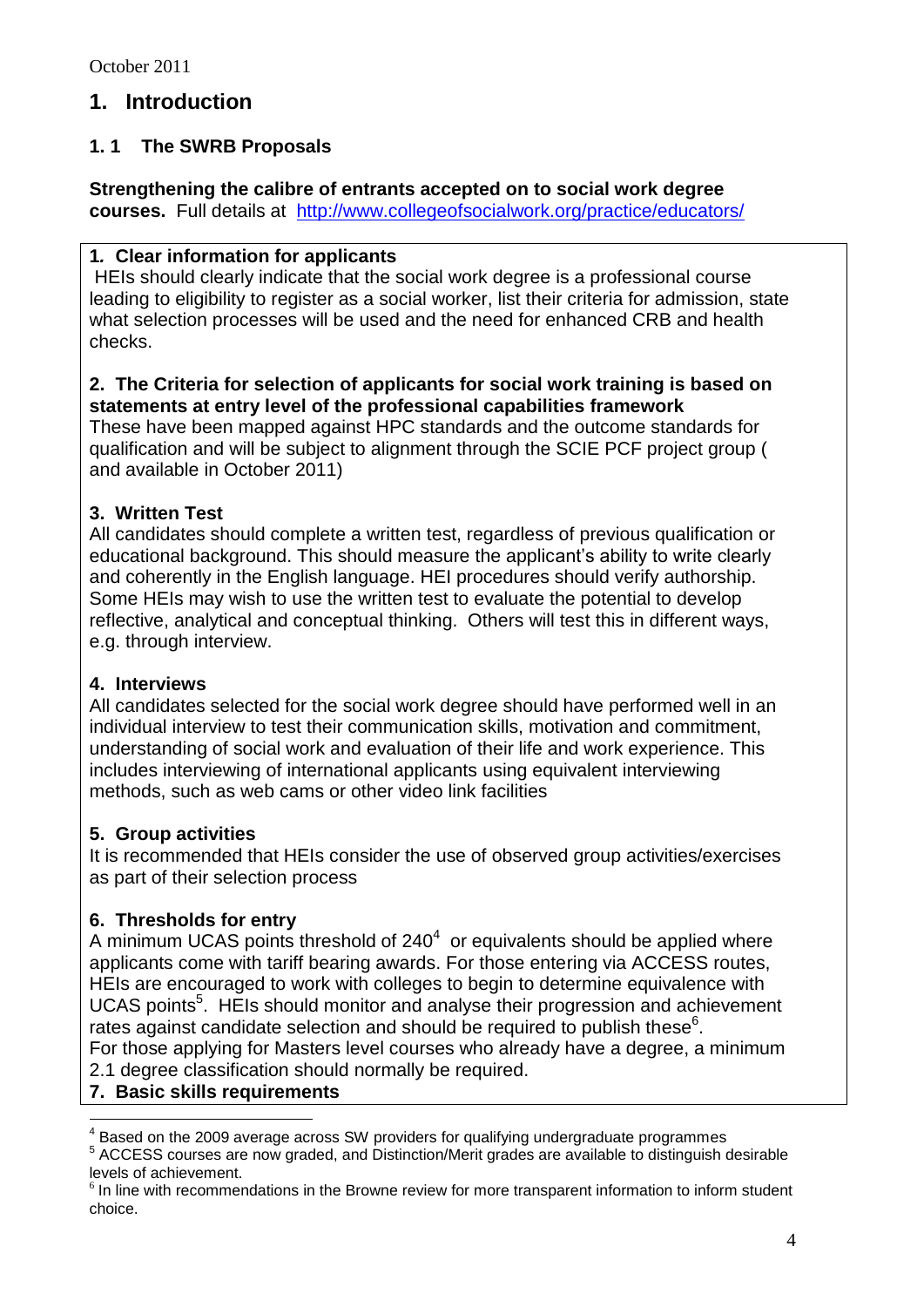October 2011

# 1. Introduction

## 1. 1 The SWRB Proposals

**Strengthening the calibre of entrants accepted on to social work degree courses.** Full details at http://www.collegeofsocialwork.org/practice/educators/

**1. Clear information for applicants**
HEIs should clearly indicate that the social work degree is a professional course leading to eligibility to register as a social worker, list their criteria for admission, state what selection processes will be used and the need for enhanced CRB and health checks.

**2. The Criteria for selection of applicants for social work training is based on statements at entry level of the professional capabilities framework**
These have been mapped against HPC standards and the outcome standards for qualification and will be subject to alignment through the SCIE PCF project group ( and available in October 2011)

**3. Written Test**
All candidates should complete a written test, regardless of previous qualification or educational background. This should measure the applicant's ability to write clearly and coherently in the English language. HEI procedures should verify authorship. Some HEIs may wish to use the written test to evaluate the potential to develop reflective, analytical and conceptual thinking. Others will test this in different ways, e.g. through interview.

**4. Interviews**
All candidates selected for the social work degree should have performed well in an individual interview to test their communication skills, motivation and commitment, understanding of social work and evaluation of their life and work experience. This includes interviewing of international applicants using equivalent interviewing methods, such as web cams or other video link facilities

**5. Group activities**
It is recommended that HEIs consider the use of observed group activities/exercises as part of their selection process

**6. Thresholds for entry**
A minimum UCAS points threshold of 240[4] or equivalents should be applied where applicants come with tariff bearing awards. For those entering via ACCESS routes, HEIs are encouraged to work with colleges to begin to determine equivalence with UCAS points[5]. HEIs should monitor and analyse their progression and achievement rates against candidate selection and should be required to publish these[6].
For those applying for Masters level courses who already have a degree, a minimum 2.1 degree classification should normally be required.

**7. Basic skills requirements**

[4] Based on the 2009 average across SW providers for qualifying undergraduate programmes
[5] ACCESS courses are now graded, and Distinction/Merit grades are available to distinguish desirable levels of achievement.
[6] In line with recommendations in the Browne review for more transparent information to inform student choice.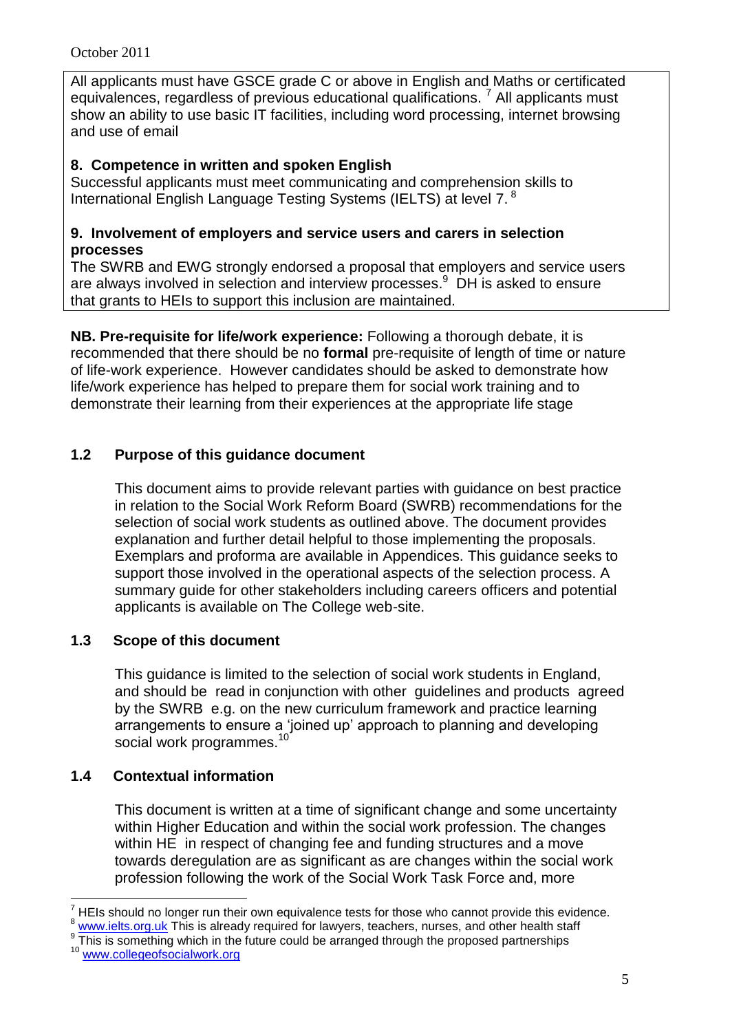All applicants must have GSCE grade C or above in English and Maths or certificated equivalences, regardless of previous educational qualifications. [7] All applicants must show an ability to use basic IT facilities, including word processing, internet browsing and use of email

**8. Competence in written and spoken English**
Successful applicants must meet communicating and comprehension skills to International English Language Testing Systems (IELTS) at level 7. [8]

**9. Involvement of employers and service users and carers in selection processes**
The SWRB and EWG strongly endorsed a proposal that employers and service users are always involved in selection and interview processes.[9] DH is asked to ensure that grants to HEIs to support this inclusion are maintained.

**NB. Pre-requisite for life/work experience:** Following a thorough debate, it is recommended that there should be no **formal** pre-requisite of length of time or nature of life-work experience. However candidates should be asked to demonstrate how life/work experience has helped to prepare them for social work training and to demonstrate their learning from their experiences at the appropriate life stage

### 1.2 Purpose of this guidance document

This document aims to provide relevant parties with guidance on best practice in relation to the Social Work Reform Board (SWRB) recommendations for the selection of social work students as outlined above. The document provides explanation and further detail helpful to those implementing the proposals. Exemplars and proforma are available in Appendices. This guidance seeks to support those involved in the operational aspects of the selection process. A summary guide for other stakeholders including careers officers and potential applicants is available on The College web-site.

### 1.3 Scope of this document

This guidance is limited to the selection of social work students in England, and should be read in conjunction with other guidelines and products agreed by the SWRB e.g. on the new curriculum framework and practice learning arrangements to ensure a 'joined up' approach to planning and developing social work programmes.[10]

### 1.4 Contextual information

This document is written at a time of significant change and some uncertainty within Higher Education and within the social work profession. The changes within HE in respect of changing fee and funding structures and a move towards deregulation are as significant as are changes within the social work profession following the work of the Social Work Task Force and, more

---

[7] HEIs should no longer run their own equivalence tests for those who cannot provide this evidence.
[8] www.ielts.org.uk This is already required for lawyers, teachers, nurses, and other health staff
[9] This is something which in the future could be arranged through the proposed partnerships
[10] www.collegeofsocialwork.org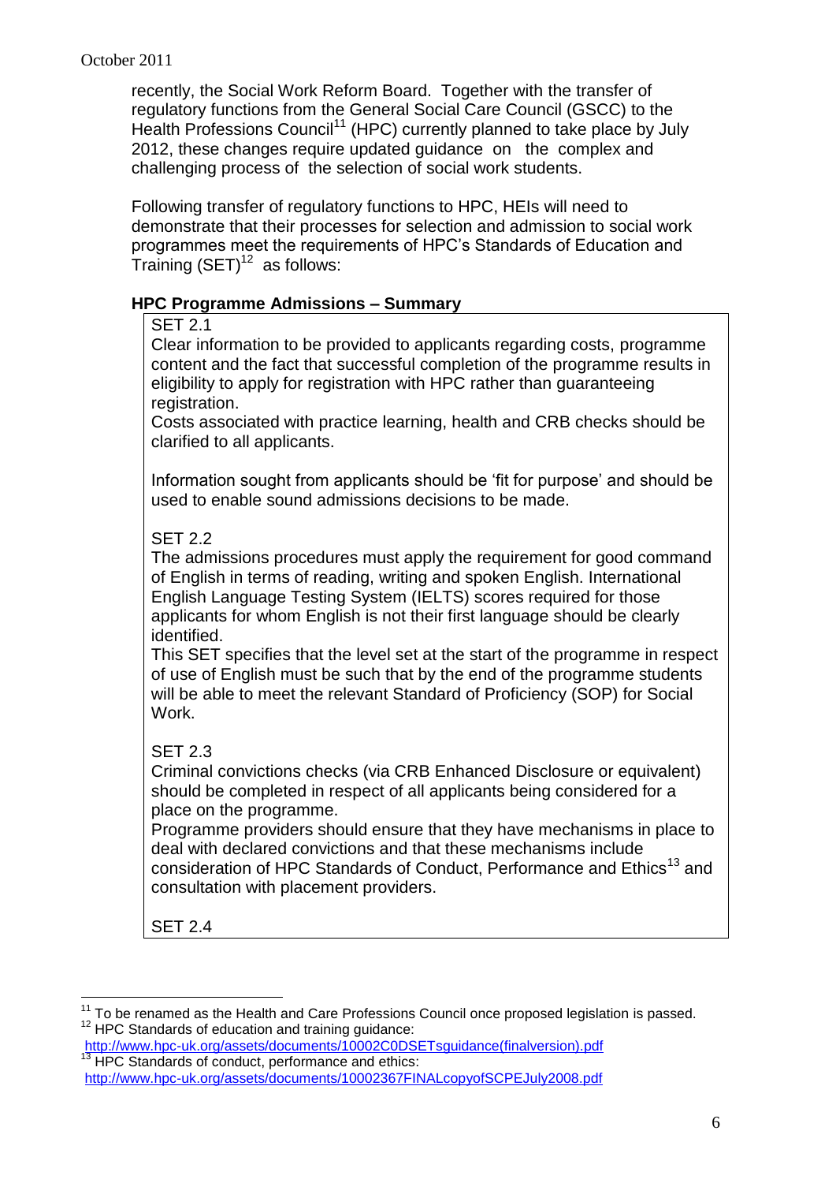recently, the Social Work Reform Board. Together with the transfer of regulatory functions from the General Social Care Council (GSCC) to the Health Professions Council[11] (HPC) currently planned to take place by July 2012, these changes require updated guidance on the complex and challenging process of the selection of social work students.

Following transfer of regulatory functions to HPC, HEIs will need to demonstrate that their processes for selection and admission to social work programmes meet the requirements of HPC's Standards of Education and Training (SET)[12] as follows:

**HPC Programme Admissions – Summary**

SET 2.1

Clear information to be provided to applicants regarding costs, programme content and the fact that successful completion of the programme results in eligibility to apply for registration with HPC rather than guaranteeing registration.

Costs associated with practice learning, health and CRB checks should be clarified to all applicants.

Information sought from applicants should be 'fit for purpose' and should be used to enable sound admissions decisions to be made.

SET 2.2

The admissions procedures must apply the requirement for good command of English in terms of reading, writing and spoken English. International English Language Testing System (IELTS) scores required for those applicants for whom English is not their first language should be clearly identified.

This SET specifies that the level set at the start of the programme in respect of use of English must be such that by the end of the programme students will be able to meet the relevant Standard of Proficiency (SOP) for Social Work.

SET 2.3

Criminal convictions checks (via CRB Enhanced Disclosure or equivalent) should be completed in respect of all applicants being considered for a place on the programme.

Programme providers should ensure that they have mechanisms in place to deal with declared convictions and that these mechanisms include consideration of HPC Standards of Conduct, Performance and Ethics[13] and consultation with placement providers.

SET 2.4

---

[11] To be renamed as the Health and Care Professions Council once proposed legislation is passed.

[12] HPC Standards of education and training guidance: http://www.hpc-uk.org/assets/documents/10002C0DSETsguidance(finalversion).pdf

[13] HPC Standards of conduct, performance and ethics: http://www.hpc-uk.org/assets/documents/10002367FINALcopyofSCPEJuly2008.pdf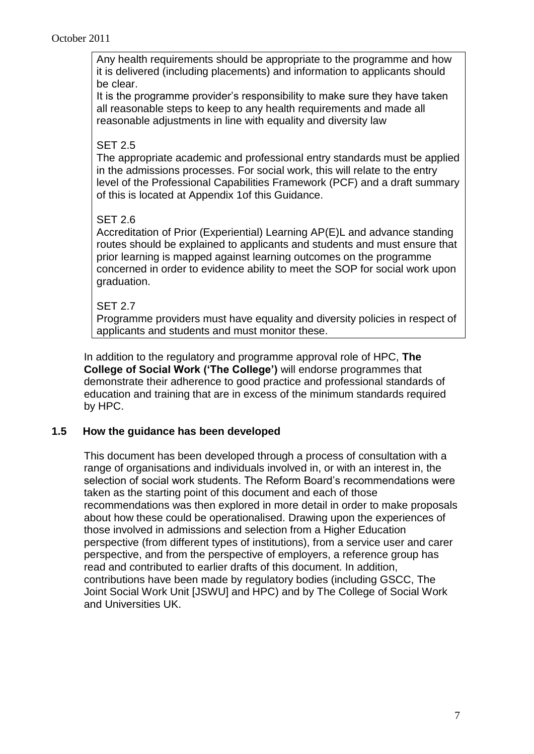Any health requirements should be appropriate to the programme and how it is delivered (including placements) and information to applicants should be clear.

It is the programme provider's responsibility to make sure they have taken all reasonable steps to keep to any health requirements and made all reasonable adjustments in line with equality and diversity law

SET 2.5

The appropriate academic and professional entry standards must be applied in the admissions processes. For social work, this will relate to the entry level of the Professional Capabilities Framework (PCF) and a draft summary of this is located at Appendix 1of this Guidance.

SET 2.6

Accreditation of Prior (Experiential) Learning AP(E)L and advance standing routes should be explained to applicants and students and must ensure that prior learning is mapped against learning outcomes on the programme concerned in order to evidence ability to meet the SOP for social work upon graduation.

SET 2.7

Programme providers must have equality and diversity policies in respect of applicants and students and must monitor these.

In addition to the regulatory and programme approval role of HPC, **The College of Social Work ('The College')** will endorse programmes that demonstrate their adherence to good practice and professional standards of education and training that are in excess of the minimum standards required by HPC.

### 1.5 How the guidance has been developed

This document has been developed through a process of consultation with a range of organisations and individuals involved in, or with an interest in, the selection of social work students. The Reform Board's recommendations were taken as the starting point of this document and each of those recommendations was then explored in more detail in order to make proposals about how these could be operationalised. Drawing upon the experiences of those involved in admissions and selection from a Higher Education perspective (from different types of institutions), from a service user and carer perspective, and from the perspective of employers, a reference group has read and contributed to earlier drafts of this document. In addition, contributions have been made by regulatory bodies (including GSCC, The Joint Social Work Unit [JSWU] and HPC) and by The College of Social Work and Universities UK.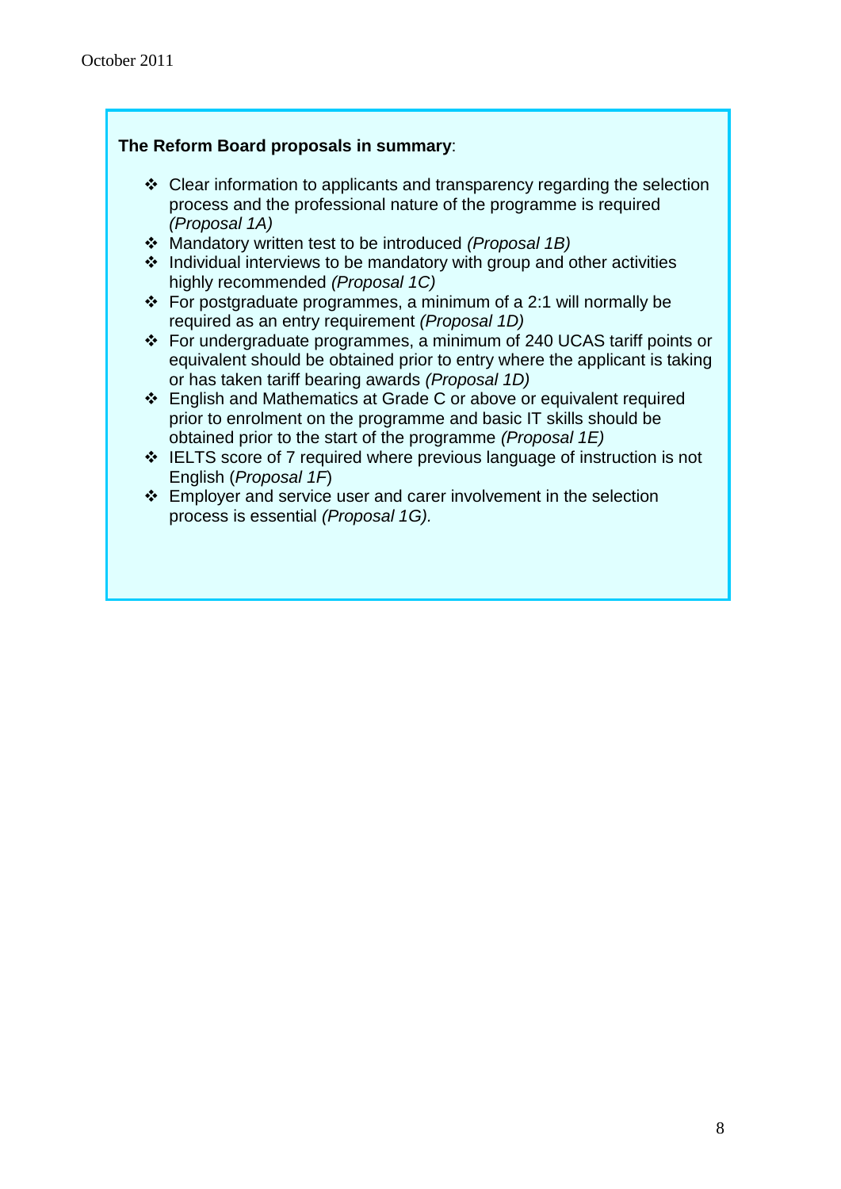**The Reform Board proposals in summary**:

- Clear information to applicants and transparency regarding the selection process and the professional nature of the programme is required *(Proposal 1A)*
- Mandatory written test to be introduced *(Proposal 1B)*
- Individual interviews to be mandatory with group and other activities highly recommended *(Proposal 1C)*
- For postgraduate programmes, a minimum of a 2:1 will normally be required as an entry requirement *(Proposal 1D)*
- For undergraduate programmes, a minimum of 240 UCAS tariff points or equivalent should be obtained prior to entry where the applicant is taking or has taken tariff bearing awards *(Proposal 1D)*
- English and Mathematics at Grade C or above or equivalent required prior to enrolment on the programme and basic IT skills should be obtained prior to the start of the programme *(Proposal 1E)*
- IELTS score of 7 required where previous language of instruction is not English (*Proposal 1F*)
- Employer and service user and carer involvement in the selection process is essential *(Proposal 1G).*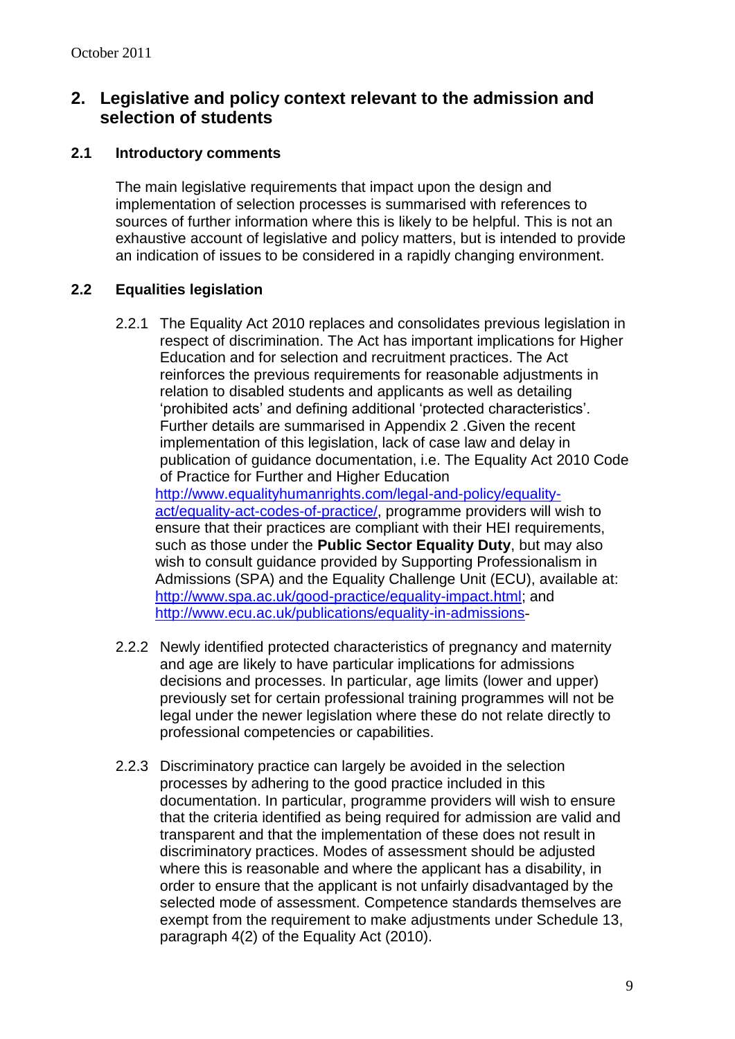## 2. Legislative and policy context relevant to the admission and selection of students

### 2.1 Introductory comments

The main legislative requirements that impact upon the design and implementation of selection processes is summarised with references to sources of further information where this is likely to be helpful. This is not an exhaustive account of legislative and policy matters, but is intended to provide an indication of issues to be considered in a rapidly changing environment.

### 2.2 Equalities legislation

2.2.1 The Equality Act 2010 replaces and consolidates previous legislation in respect of discrimination. The Act has important implications for Higher Education and for selection and recruitment practices. The Act reinforces the previous requirements for reasonable adjustments in relation to disabled students and applicants as well as detailing 'prohibited acts' and defining additional 'protected characteristics'. Further details are summarised in Appendix 2 .Given the recent implementation of this legislation, lack of case law and delay in publication of guidance documentation, i.e. The Equality Act 2010 Code of Practice for Further and Higher Education http://www.equalityhumanrights.com/legal-and-policy/equality-act/equality-act-codes-of-practice/, programme providers will wish to ensure that their practices are compliant with their HEI requirements, such as those under the **Public Sector Equality Duty**, but may also wish to consult guidance provided by Supporting Professionalism in Admissions (SPA) and the Equality Challenge Unit (ECU), available at: http://www.spa.ac.uk/good-practice/equality-impact.html; and http://www.ecu.ac.uk/publications/equality-in-admissions-

2.2.2 Newly identified protected characteristics of pregnancy and maternity and age are likely to have particular implications for admissions decisions and processes. In particular, age limits (lower and upper) previously set for certain professional training programmes will not be legal under the newer legislation where these do not relate directly to professional competencies or capabilities.

2.2.3 Discriminatory practice can largely be avoided in the selection processes by adhering to the good practice included in this documentation. In particular, programme providers will wish to ensure that the criteria identified as being required for admission are valid and transparent and that the implementation of these does not result in discriminatory practices. Modes of assessment should be adjusted where this is reasonable and where the applicant has a disability, in order to ensure that the applicant is not unfairly disadvantaged by the selected mode of assessment. Competence standards themselves are exempt from the requirement to make adjustments under Schedule 13, paragraph 4(2) of the Equality Act (2010).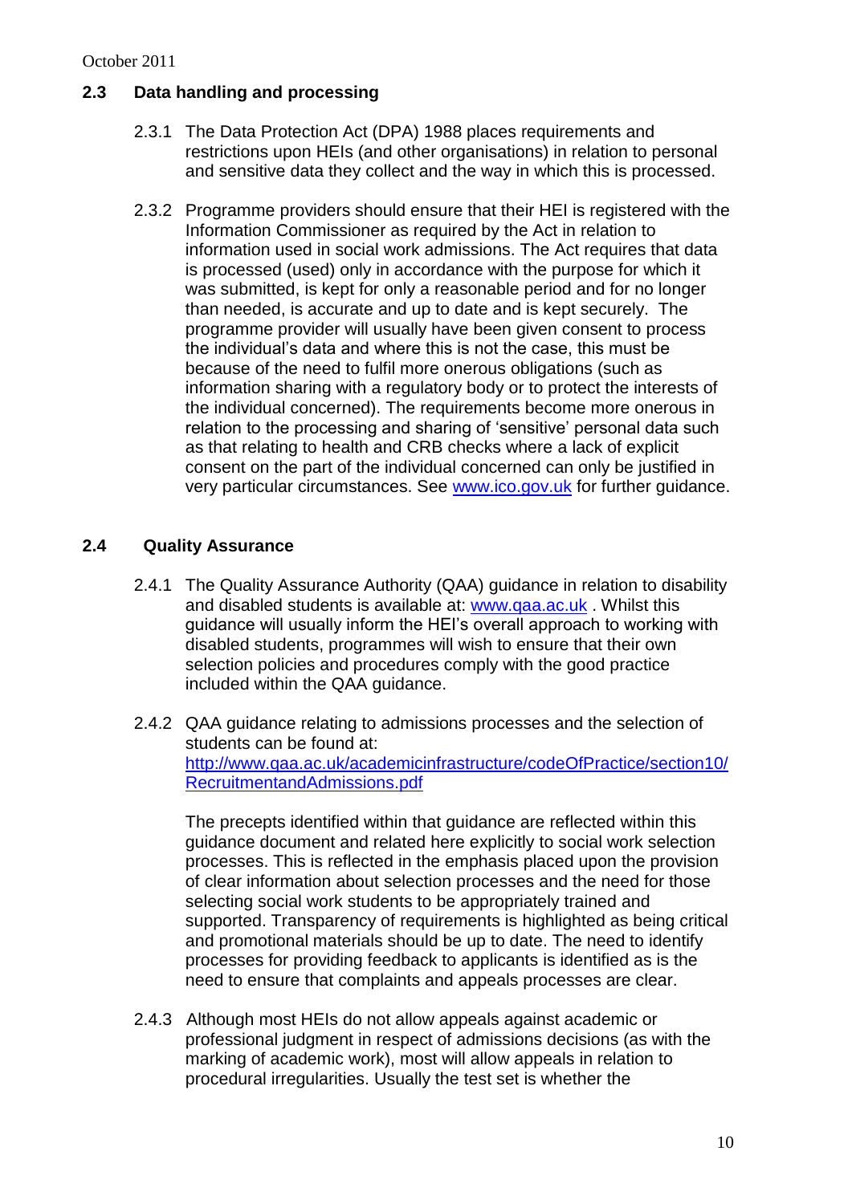## 2.3 Data handling and processing

2.3.1 The Data Protection Act (DPA) 1988 places requirements and restrictions upon HEIs (and other organisations) in relation to personal and sensitive data they collect and the way in which this is processed.

2.3.2 Programme providers should ensure that their HEI is registered with the Information Commissioner as required by the Act in relation to information used in social work admissions. The Act requires that data is processed (used) only in accordance with the purpose for which it was submitted, is kept for only a reasonable period and for no longer than needed, is accurate and up to date and is kept securely. The programme provider will usually have been given consent to process the individual's data and where this is not the case, this must be because of the need to fulfil more onerous obligations (such as information sharing with a regulatory body or to protect the interests of the individual concerned). The requirements become more onerous in relation to the processing and sharing of 'sensitive' personal data such as that relating to health and CRB checks where a lack of explicit consent on the part of the individual concerned can only be justified in very particular circumstances. See www.ico.gov.uk for further guidance.

## 2.4 Quality Assurance

2.4.1 The Quality Assurance Authority (QAA) guidance in relation to disability and disabled students is available at: www.qaa.ac.uk . Whilst this guidance will usually inform the HEI's overall approach to working with disabled students, programmes will wish to ensure that their own selection policies and procedures comply with the good practice included within the QAA guidance.

2.4.2 QAA guidance relating to admissions processes and the selection of students can be found at: http://www.qaa.ac.uk/academicinfrastructure/codeOfPractice/section10/RecruitmentandAdmissions.pdf

The precepts identified within that guidance are reflected within this guidance document and related here explicitly to social work selection processes. This is reflected in the emphasis placed upon the provision of clear information about selection processes and the need for those selecting social work students to be appropriately trained and supported. Transparency of requirements is highlighted as being critical and promotional materials should be up to date. The need to identify processes for providing feedback to applicants is identified as is the need to ensure that complaints and appeals processes are clear.

2.4.3 Although most HEIs do not allow appeals against academic or professional judgment in respect of admissions decisions (as with the marking of academic work), most will allow appeals in relation to procedural irregularities. Usually the test set is whether the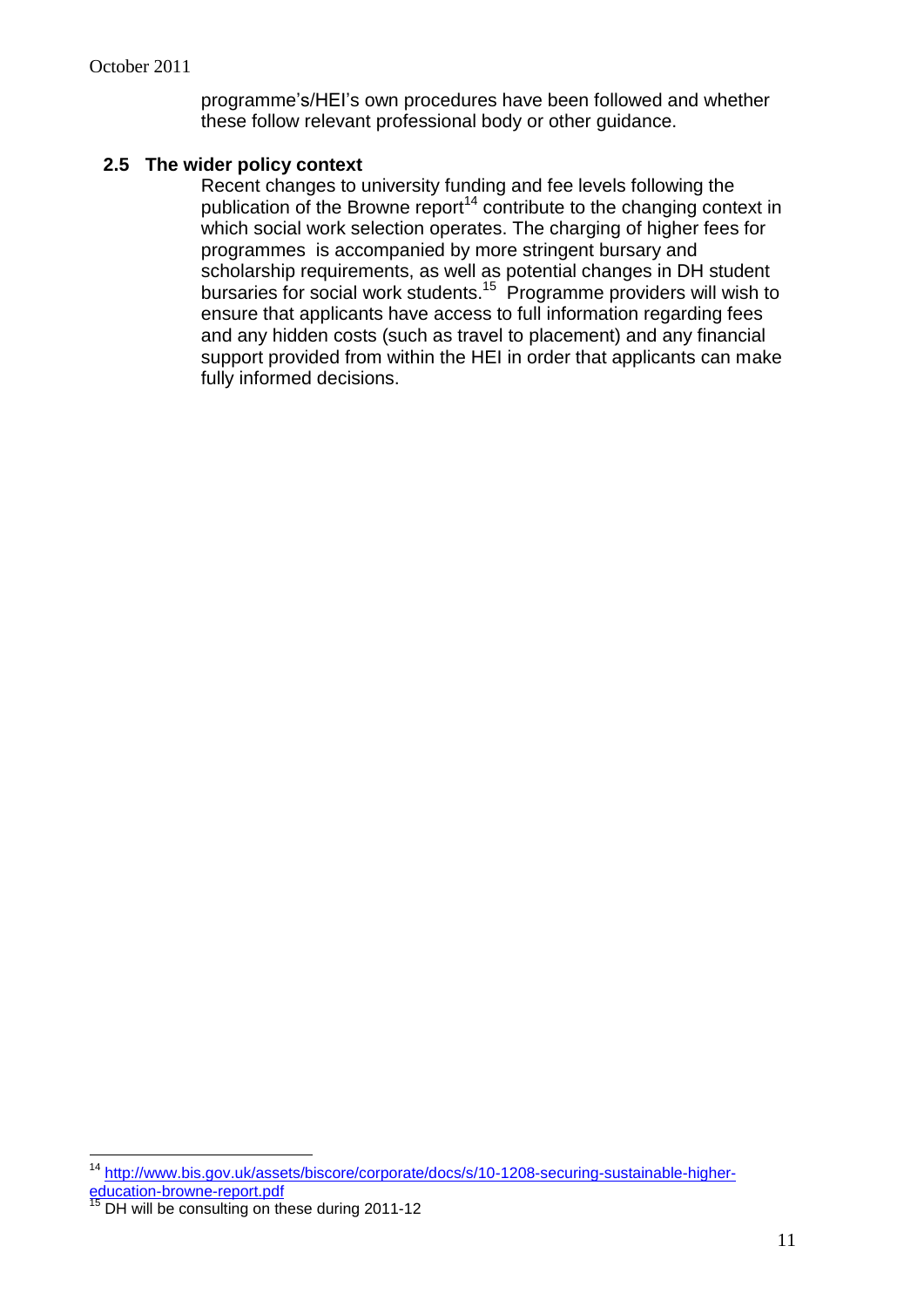programme's/HEI's own procedures have been followed and whether these follow relevant professional body or other guidance.

### 2.5 The wider policy context

Recent changes to university funding and fee levels following the publication of the Browne report[14] contribute to the changing context in which social work selection operates. The charging of higher fees for programmes is accompanied by more stringent bursary and scholarship requirements, as well as potential changes in DH student bursaries for social work students.[15] Programme providers will wish to ensure that applicants have access to full information regarding fees and any hidden costs (such as travel to placement) and any financial support provided from within the HEI in order that applicants can make fully informed decisions.

---

[14] http://www.bis.gov.uk/assets/biscore/corporate/docs/s/10-1208-securing-sustainable-higher-education-browne-report.pdf

[15] DH will be consulting on these during 2011-12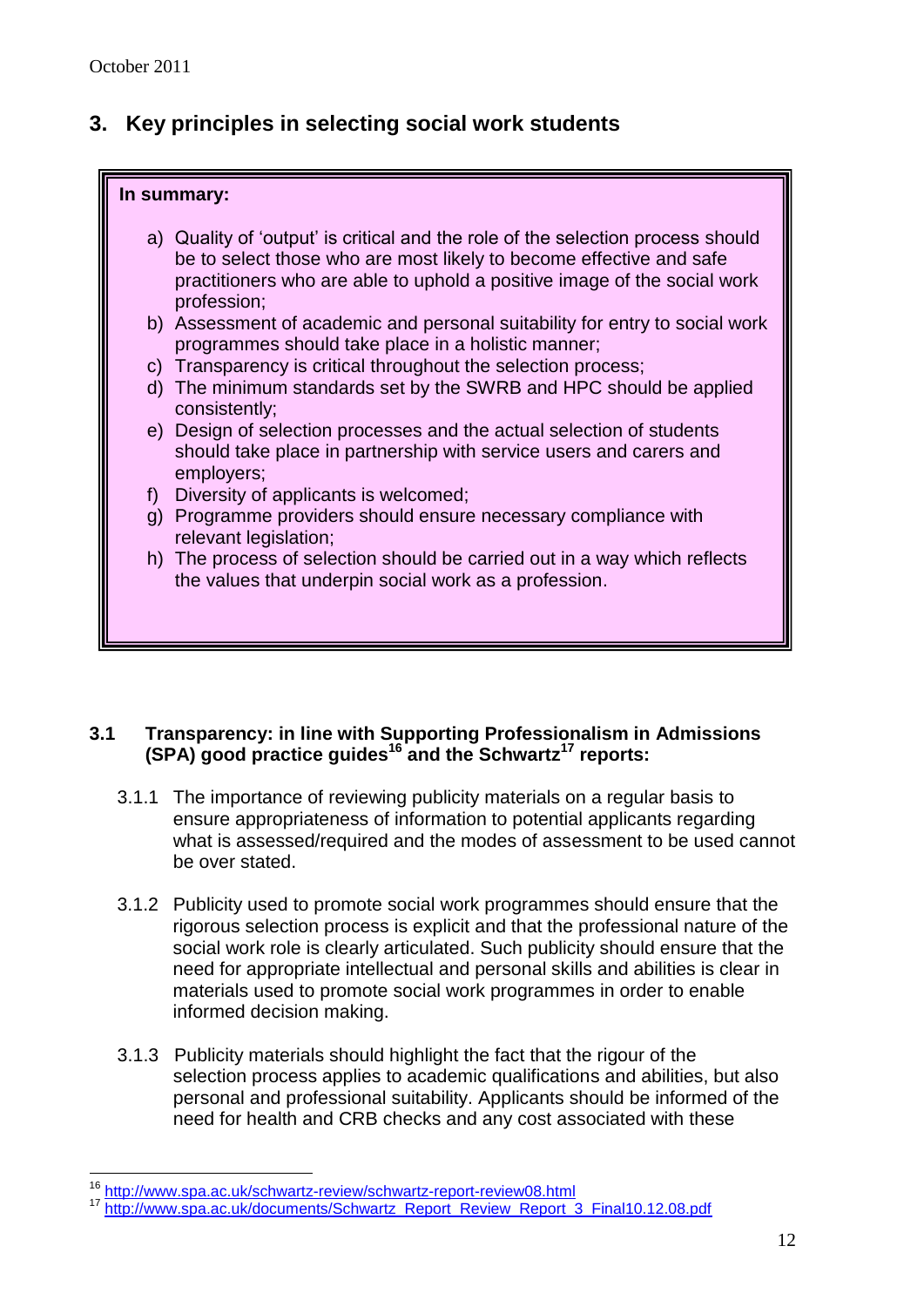## 3. Key principles in selecting social work students

**In summary:**

a) Quality of 'output' is critical and the role of the selection process should be to select those who are most likely to become effective and safe practitioners who are able to uphold a positive image of the social work profession;
b) Assessment of academic and personal suitability for entry to social work programmes should take place in a holistic manner;
c) Transparency is critical throughout the selection process;
d) The minimum standards set by the SWRB and HPC should be applied consistently;
e) Design of selection processes and the actual selection of students should take place in partnership with service users and carers and employers;
f) Diversity of applicants is welcomed;
g) Programme providers should ensure necessary compliance with relevant legislation;
h) The process of selection should be carried out in a way which reflects the values that underpin social work as a profession.

### 3.1 Transparency: in line with Supporting Professionalism in Admissions (SPA) good practice guides[16] and the Schwartz[17] reports:

3.1.1 The importance of reviewing publicity materials on a regular basis to ensure appropriateness of information to potential applicants regarding what is assessed/required and the modes of assessment to be used cannot be over stated.

3.1.2 Publicity used to promote social work programmes should ensure that the rigorous selection process is explicit and that the professional nature of the social work role is clearly articulated. Such publicity should ensure that the need for appropriate intellectual and personal skills and abilities is clear in materials used to promote social work programmes in order to enable informed decision making.

3.1.3 Publicity materials should highlight the fact that the rigour of the selection process applies to academic qualifications and abilities, but also personal and professional suitability. Applicants should be informed of the need for health and CRB checks and any cost associated with these

---

[16] http://www.spa.ac.uk/schwartz-review/schwartz-report-review08.html
[17] http://www.spa.ac.uk/documents/Schwartz_Report_Review_Report_3_Final10.12.08.pdf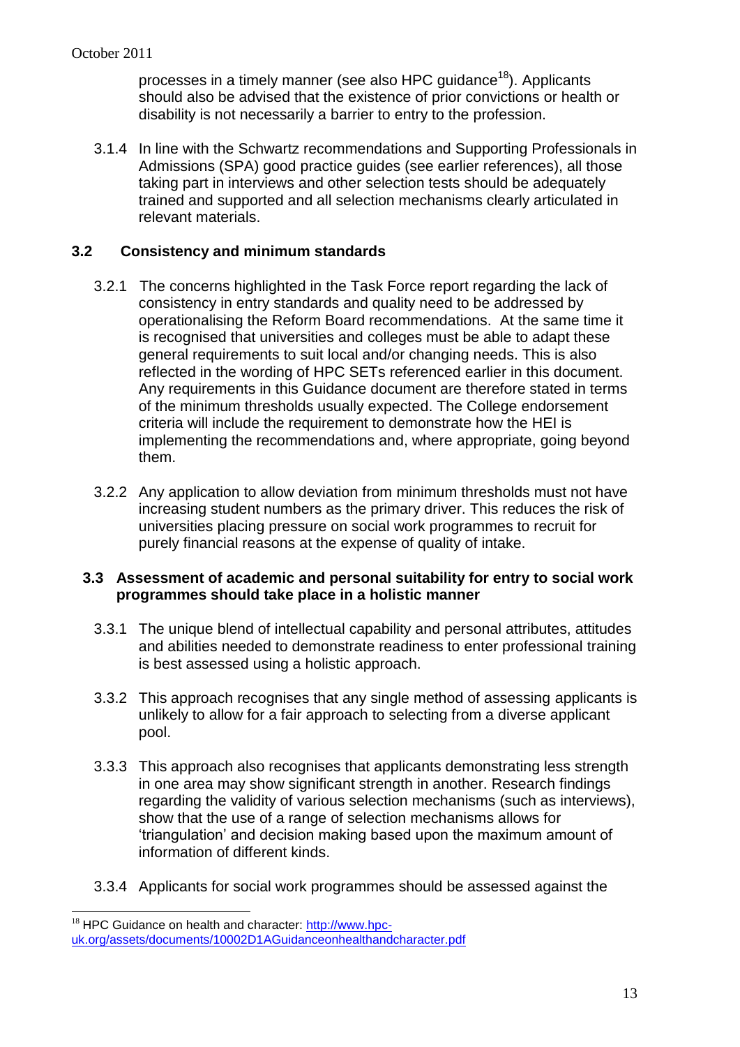processes in a timely manner (see also HPC guidance[18]). Applicants should also be advised that the existence of prior convictions or health or disability is not necessarily a barrier to entry to the profession.

3.1.4 In line with the Schwartz recommendations and Supporting Professionals in Admissions (SPA) good practice guides (see earlier references), all those taking part in interviews and other selection tests should be adequately trained and supported and all selection mechanisms clearly articulated in relevant materials.

## 3.2 Consistency and minimum standards

3.2.1 The concerns highlighted in the Task Force report regarding the lack of consistency in entry standards and quality need to be addressed by operationalising the Reform Board recommendations. At the same time it is recognised that universities and colleges must be able to adapt these general requirements to suit local and/or changing needs. This is also reflected in the wording of HPC SETs referenced earlier in this document. Any requirements in this Guidance document are therefore stated in terms of the minimum thresholds usually expected. The College endorsement criteria will include the requirement to demonstrate how the HEI is implementing the recommendations and, where appropriate, going beyond them.

3.2.2 Any application to allow deviation from minimum thresholds must not have increasing student numbers as the primary driver. This reduces the risk of universities placing pressure on social work programmes to recruit for purely financial reasons at the expense of quality of intake.

## 3.3 Assessment of academic and personal suitability for entry to social work programmes should take place in a holistic manner

3.3.1 The unique blend of intellectual capability and personal attributes, attitudes and abilities needed to demonstrate readiness to enter professional training is best assessed using a holistic approach.

3.3.2 This approach recognises that any single method of assessing applicants is unlikely to allow for a fair approach to selecting from a diverse applicant pool.

3.3.3 This approach also recognises that applicants demonstrating less strength in one area may show significant strength in another. Research findings regarding the validity of various selection mechanisms (such as interviews), show that the use of a range of selection mechanisms allows for 'triangulation' and decision making based upon the maximum amount of information of different kinds.

3.3.4 Applicants for social work programmes should be assessed against the

[18] HPC Guidance on health and character: http://www.hpc-uk.org/assets/documents/10002D1AGuidanceonhealthandcharacter.pdf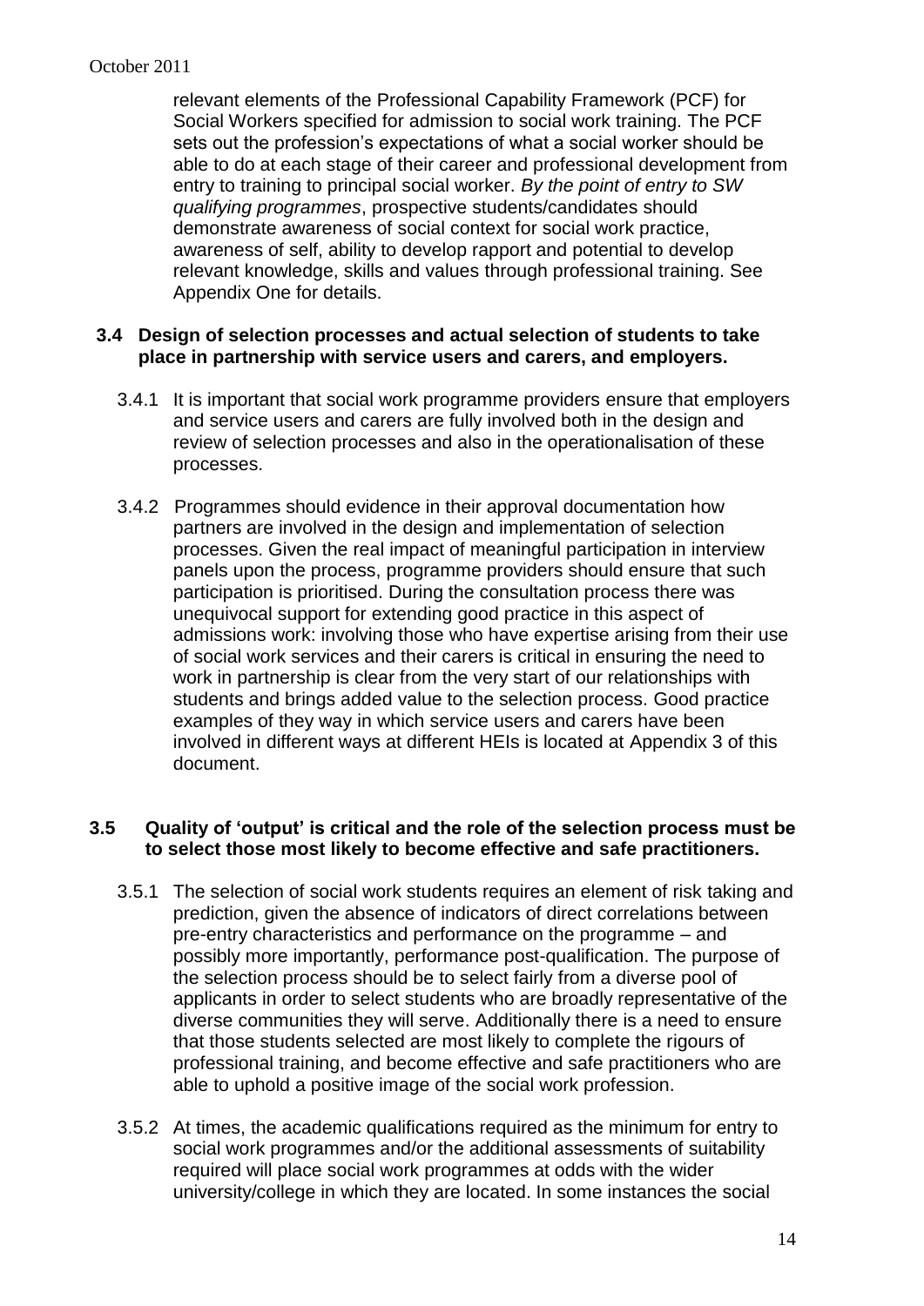relevant elements of the Professional Capability Framework (PCF) for Social Workers specified for admission to social work training. The PCF sets out the profession's expectations of what a social worker should be able to do at each stage of their career and professional development from entry to training to principal social worker. *By the point of entry to SW qualifying programmes*, prospective students/candidates should demonstrate awareness of social context for social work practice, awareness of self, ability to develop rapport and potential to develop relevant knowledge, skills and values through professional training. See Appendix One for details.

### 3.4 Design of selection processes and actual selection of students to take place in partnership with service users and carers, and employers.

3.4.1 It is important that social work programme providers ensure that employers and service users and carers are fully involved both in the design and review of selection processes and also in the operationalisation of these processes.

3.4.2 Programmes should evidence in their approval documentation how partners are involved in the design and implementation of selection processes. Given the real impact of meaningful participation in interview panels upon the process, programme providers should ensure that such participation is prioritised. During the consultation process there was unequivocal support for extending good practice in this aspect of admissions work: involving those who have expertise arising from their use of social work services and their carers is critical in ensuring the need to work in partnership is clear from the very start of our relationships with students and brings added value to the selection process. Good practice examples of they way in which service users and carers have been involved in different ways at different HEIs is located at Appendix 3 of this document.

### 3.5 Quality of 'output' is critical and the role of the selection process must be to select those most likely to become effective and safe practitioners.

3.5.1 The selection of social work students requires an element of risk taking and prediction, given the absence of indicators of direct correlations between pre-entry characteristics and performance on the programme – and possibly more importantly, performance post-qualification. The purpose of the selection process should be to select fairly from a diverse pool of applicants in order to select students who are broadly representative of the diverse communities they will serve. Additionally there is a need to ensure that those students selected are most likely to complete the rigours of professional training, and become effective and safe practitioners who are able to uphold a positive image of the social work profession.

3.5.2 At times, the academic qualifications required as the minimum for entry to social work programmes and/or the additional assessments of suitability required will place social work programmes at odds with the wider university/college in which they are located. In some instances the social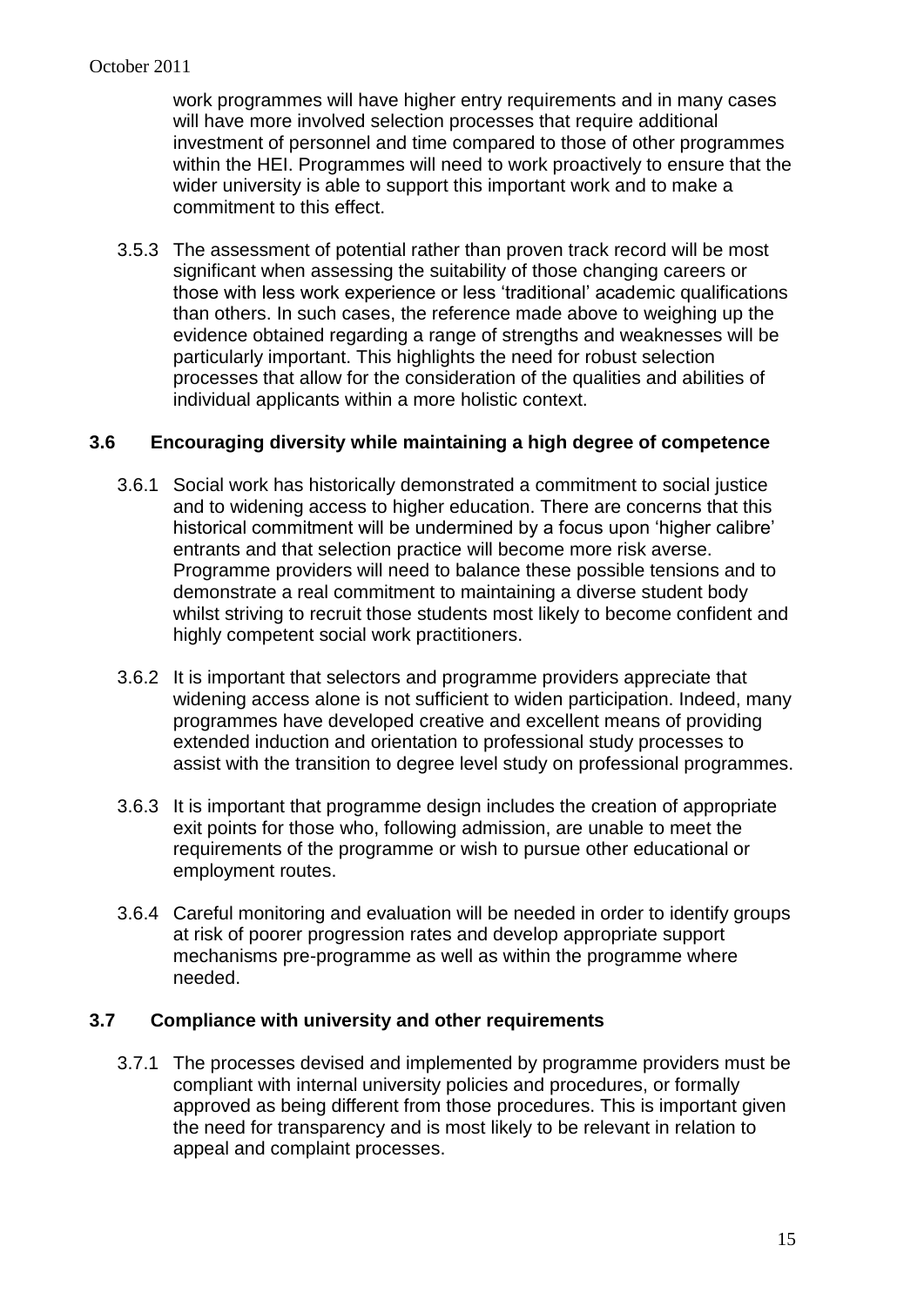work programmes will have higher entry requirements and in many cases will have more involved selection processes that require additional investment of personnel and time compared to those of other programmes within the HEI. Programmes will need to work proactively to ensure that the wider university is able to support this important work and to make a commitment to this effect.

3.5.3 The assessment of potential rather than proven track record will be most significant when assessing the suitability of those changing careers or those with less work experience or less 'traditional' academic qualifications than others. In such cases, the reference made above to weighing up the evidence obtained regarding a range of strengths and weaknesses will be particularly important. This highlights the need for robust selection processes that allow for the consideration of the qualities and abilities of individual applicants within a more holistic context.

### 3.6 Encouraging diversity while maintaining a high degree of competence

3.6.1 Social work has historically demonstrated a commitment to social justice and to widening access to higher education. There are concerns that this historical commitment will be undermined by a focus upon 'higher calibre' entrants and that selection practice will become more risk averse. Programme providers will need to balance these possible tensions and to demonstrate a real commitment to maintaining a diverse student body whilst striving to recruit those students most likely to become confident and highly competent social work practitioners.

3.6.2 It is important that selectors and programme providers appreciate that widening access alone is not sufficient to widen participation. Indeed, many programmes have developed creative and excellent means of providing extended induction and orientation to professional study processes to assist with the transition to degree level study on professional programmes.

3.6.3 It is important that programme design includes the creation of appropriate exit points for those who, following admission, are unable to meet the requirements of the programme or wish to pursue other educational or employment routes.

3.6.4 Careful monitoring and evaluation will be needed in order to identify groups at risk of poorer progression rates and develop appropriate support mechanisms pre-programme as well as within the programme where needed.

### 3.7 Compliance with university and other requirements

3.7.1 The processes devised and implemented by programme providers must be compliant with internal university policies and procedures, or formally approved as being different from those procedures. This is important given the need for transparency and is most likely to be relevant in relation to appeal and complaint processes.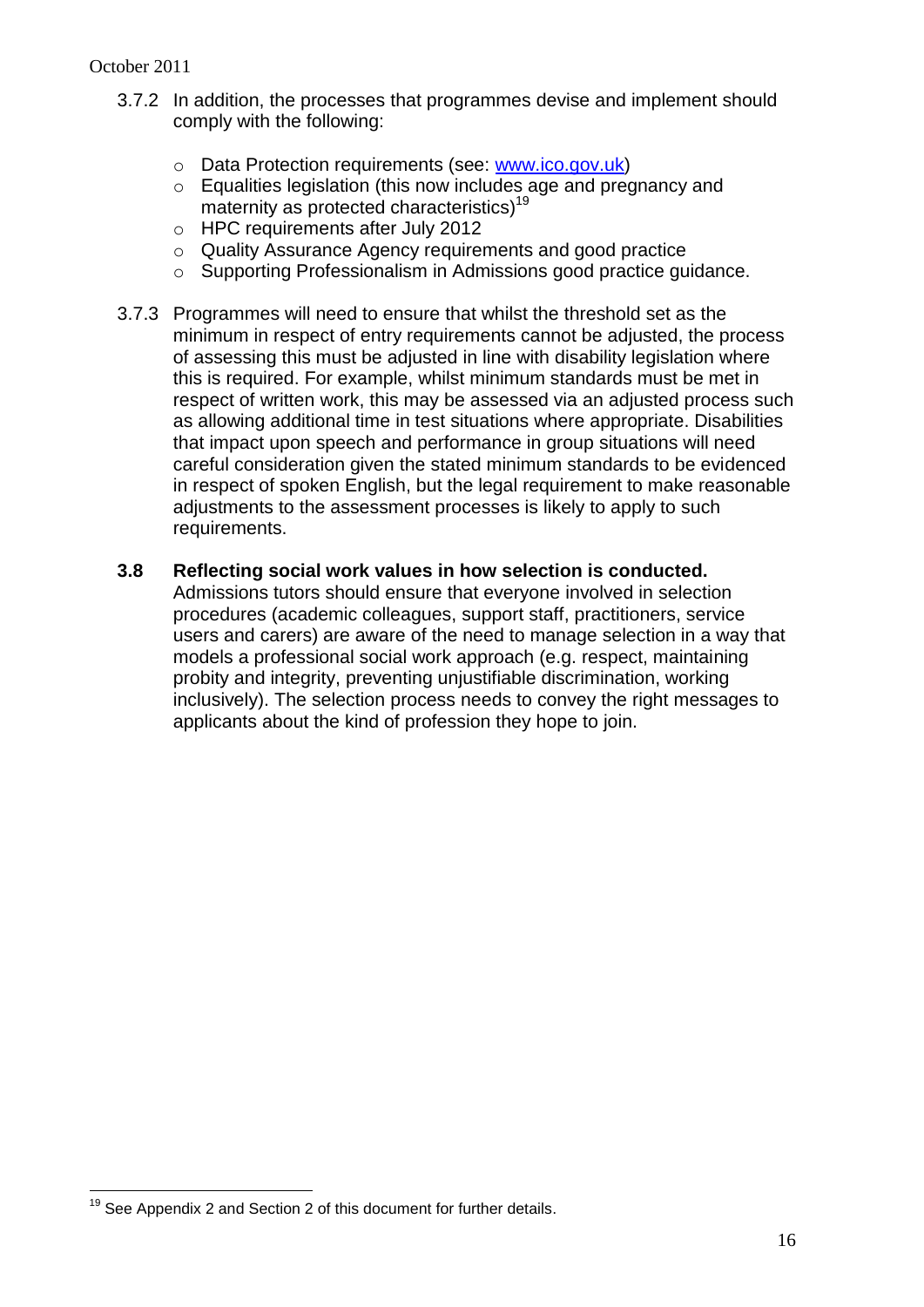3.7.2 In addition, the processes that programmes devise and implement should comply with the following:

- Data Protection requirements (see: www.ico.gov.uk)
- Equalities legislation (this now includes age and pregnancy and maternity as protected characteristics)[19]
- HPC requirements after July 2012
- Quality Assurance Agency requirements and good practice
- Supporting Professionalism in Admissions good practice guidance.

3.7.3 Programmes will need to ensure that whilst the threshold set as the minimum in respect of entry requirements cannot be adjusted, the process of assessing this must be adjusted in line with disability legislation where this is required. For example, whilst minimum standards must be met in respect of written work, this may be assessed via an adjusted process such as allowing additional time in test situations where appropriate. Disabilities that impact upon speech and performance in group situations will need careful consideration given the stated minimum standards to be evidenced in respect of spoken English, but the legal requirement to make reasonable adjustments to the assessment processes is likely to apply to such requirements.

**3.8 Reflecting social work values in how selection is conducted.**

Admissions tutors should ensure that everyone involved in selection procedures (academic colleagues, support staff, practitioners, service users and carers) are aware of the need to manage selection in a way that models a professional social work approach (e.g. respect, maintaining probity and integrity, preventing unjustifiable discrimination, working inclusively). The selection process needs to convey the right messages to applicants about the kind of profession they hope to join.

[19] See Appendix 2 and Section 2 of this document for further details.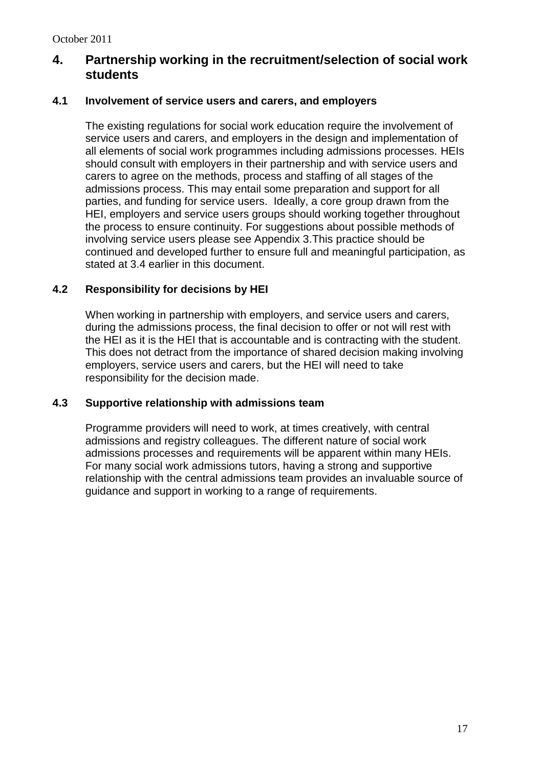## 4. Partnership working in the recruitment/selection of social work students

### 4.1 Involvement of service users and carers, and employers

The existing regulations for social work education require the involvement of service users and carers, and employers in the design and implementation of all elements of social work programmes including admissions processes. HEIs should consult with employers in their partnership and with service users and carers to agree on the methods, process and staffing of all stages of the admissions process. This may entail some preparation and support for all parties, and funding for service users. Ideally, a core group drawn from the HEI, employers and service users groups should working together throughout the process to ensure continuity. For suggestions about possible methods of involving service users please see Appendix 3.This practice should be continued and developed further to ensure full and meaningful participation, as stated at 3.4 earlier in this document.

### 4.2 Responsibility for decisions by HEI

When working in partnership with employers, and service users and carers, during the admissions process, the final decision to offer or not will rest with the HEI as it is the HEI that is accountable and is contracting with the student. This does not detract from the importance of shared decision making involving employers, service users and carers, but the HEI will need to take responsibility for the decision made.

### 4.3 Supportive relationship with admissions team

Programme providers will need to work, at times creatively, with central admissions and registry colleagues. The different nature of social work admissions processes and requirements will be apparent within many HEIs. For many social work admissions tutors, having a strong and supportive relationship with the central admissions team provides an invaluable source of guidance and support in working to a range of requirements.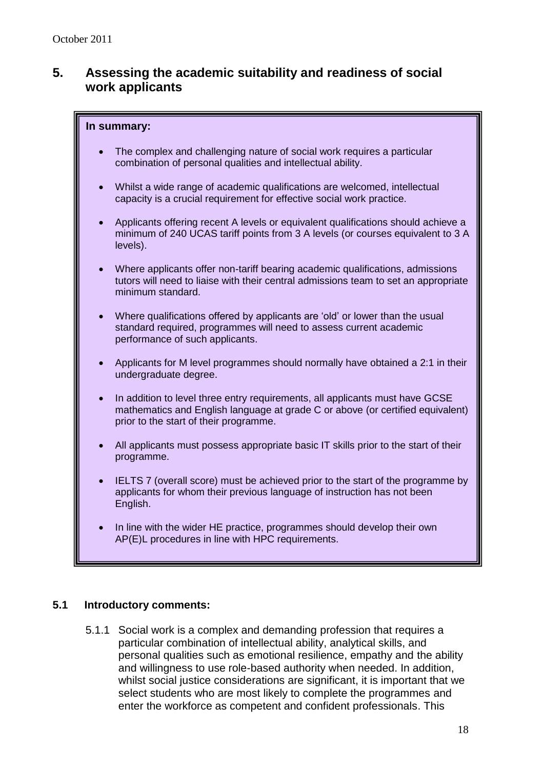## 5. Assessing the academic suitability and readiness of social work applicants

**In summary:**

- The complex and challenging nature of social work requires a particular combination of personal qualities and intellectual ability.
- Whilst a wide range of academic qualifications are welcomed, intellectual capacity is a crucial requirement for effective social work practice.
- Applicants offering recent A levels or equivalent qualifications should achieve a minimum of 240 UCAS tariff points from 3 A levels (or courses equivalent to 3 A levels).
- Where applicants offer non-tariff bearing academic qualifications, admissions tutors will need to liaise with their central admissions team to set an appropriate minimum standard.
- Where qualifications offered by applicants are 'old' or lower than the usual standard required, programmes will need to assess current academic performance of such applicants.
- Applicants for M level programmes should normally have obtained a 2:1 in their undergraduate degree.
- In addition to level three entry requirements, all applicants must have GCSE mathematics and English language at grade C or above (or certified equivalent) prior to the start of their programme.
- All applicants must possess appropriate basic IT skills prior to the start of their programme.
- IELTS 7 (overall score) must be achieved prior to the start of the programme by applicants for whom their previous language of instruction has not been English.
- In line with the wider HE practice, programmes should develop their own AP(E)L procedures in line with HPC requirements.

### 5.1 Introductory comments:

5.1.1 Social work is a complex and demanding profession that requires a particular combination of intellectual ability, analytical skills, and personal qualities such as emotional resilience, empathy and the ability and willingness to use role-based authority when needed. In addition, whilst social justice considerations are significant, it is important that we select students who are most likely to complete the programmes and enter the workforce as competent and confident professionals. This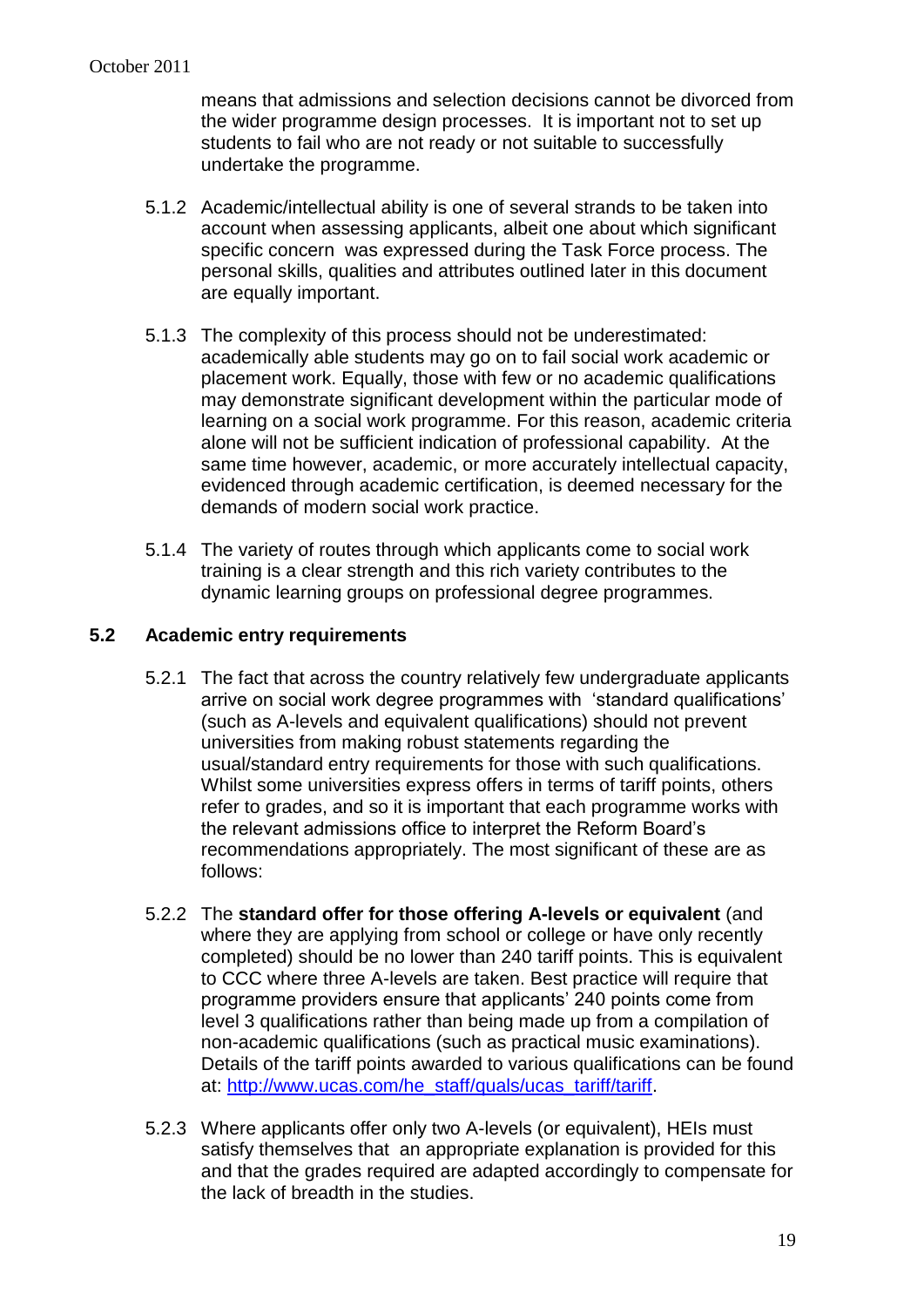means that admissions and selection decisions cannot be divorced from the wider programme design processes. It is important not to set up students to fail who are not ready or not suitable to successfully undertake the programme.

5.1.2 Academic/intellectual ability is one of several strands to be taken into account when assessing applicants, albeit one about which significant specific concern was expressed during the Task Force process. The personal skills, qualities and attributes outlined later in this document are equally important.

5.1.3 The complexity of this process should not be underestimated: academically able students may go on to fail social work academic or placement work. Equally, those with few or no academic qualifications may demonstrate significant development within the particular mode of learning on a social work programme. For this reason, academic criteria alone will not be sufficient indication of professional capability. At the same time however, academic, or more accurately intellectual capacity, evidenced through academic certification, is deemed necessary for the demands of modern social work practice.

5.1.4 The variety of routes through which applicants come to social work training is a clear strength and this rich variety contributes to the dynamic learning groups on professional degree programmes.

## 5.2 Academic entry requirements

5.2.1 The fact that across the country relatively few undergraduate applicants arrive on social work degree programmes with 'standard qualifications' (such as A-levels and equivalent qualifications) should not prevent universities from making robust statements regarding the usual/standard entry requirements for those with such qualifications. Whilst some universities express offers in terms of tariff points, others refer to grades, and so it is important that each programme works with the relevant admissions office to interpret the Reform Board's recommendations appropriately. The most significant of these are as follows:

5.2.2 The **standard offer for those offering A-levels or equivalent** (and where they are applying from school or college or have only recently completed) should be no lower than 240 tariff points. This is equivalent to CCC where three A-levels are taken. Best practice will require that programme providers ensure that applicants' 240 points come from level 3 qualifications rather than being made up from a compilation of non-academic qualifications (such as practical music examinations). Details of the tariff points awarded to various qualifications can be found at: [http://www.ucas.com/he_staff/quals/ucas_tariff/tariff](http://www.ucas.com/he_staff/quals/ucas_tariff/tariff).

5.2.3 Where applicants offer only two A-levels (or equivalent), HEIs must satisfy themselves that an appropriate explanation is provided for this and that the grades required are adapted accordingly to compensate for the lack of breadth in the studies.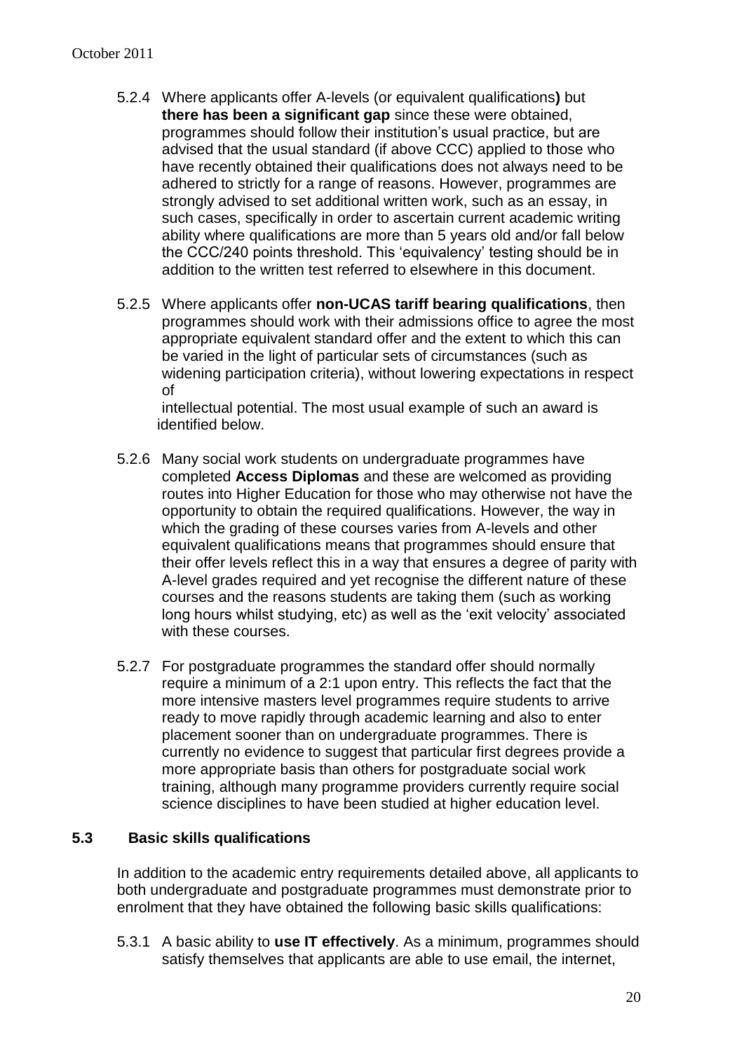5.2.4 Where applicants offer A-levels (or equivalent qualifications**)** but **there has been a significant gap** since these were obtained, programmes should follow their institution's usual practice, but are advised that the usual standard (if above CCC) applied to those who have recently obtained their qualifications does not always need to be adhered to strictly for a range of reasons. However, programmes are strongly advised to set additional written work, such as an essay, in such cases, specifically in order to ascertain current academic writing ability where qualifications are more than 5 years old and/or fall below the CCC/240 points threshold. This 'equivalency' testing should be in addition to the written test referred to elsewhere in this document.

5.2.5 Where applicants offer **non-UCAS tariff bearing qualifications**, then programmes should work with their admissions office to agree the most appropriate equivalent standard offer and the extent to which this can be varied in the light of particular sets of circumstances (such as widening participation criteria), without lowering expectations in respect of intellectual potential. The most usual example of such an award is identified below.

5.2.6 Many social work students on undergraduate programmes have completed **Access Diplomas** and these are welcomed as providing routes into Higher Education for those who may otherwise not have the opportunity to obtain the required qualifications. However, the way in which the grading of these courses varies from A-levels and other equivalent qualifications means that programmes should ensure that their offer levels reflect this in a way that ensures a degree of parity with A-level grades required and yet recognise the different nature of these courses and the reasons students are taking them (such as working long hours whilst studying, etc) as well as the 'exit velocity' associated with these courses.

5.2.7 For postgraduate programmes the standard offer should normally require a minimum of a 2:1 upon entry. This reflects the fact that the more intensive masters level programmes require students to arrive ready to move rapidly through academic learning and also to enter placement sooner than on undergraduate programmes. There is currently no evidence to suggest that particular first degrees provide a more appropriate basis than others for postgraduate social work training, although many programme providers currently require social science disciplines to have been studied at higher education level.

### 5.3 Basic skills qualifications

In addition to the academic entry requirements detailed above, all applicants to both undergraduate and postgraduate programmes must demonstrate prior to enrolment that they have obtained the following basic skills qualifications:

5.3.1 A basic ability to **use IT effectively**. As a minimum, programmes should satisfy themselves that applicants are able to use email, the internet,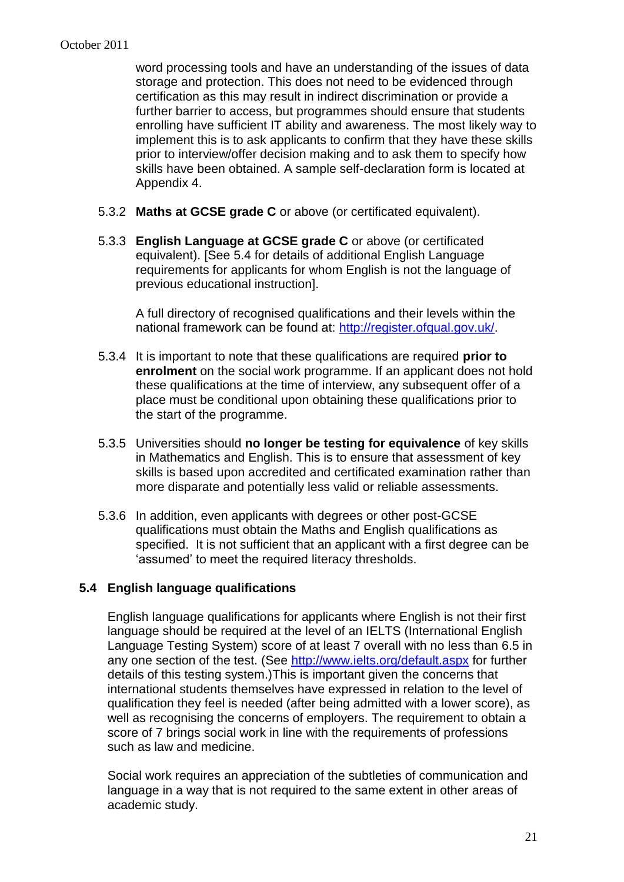word processing tools and have an understanding of the issues of data storage and protection. This does not need to be evidenced through certification as this may result in indirect discrimination or provide a further barrier to access, but programmes should ensure that students enrolling have sufficient IT ability and awareness. The most likely way to implement this is to ask applicants to confirm that they have these skills prior to interview/offer decision making and to ask them to specify how skills have been obtained. A sample self-declaration form is located at Appendix 4.

5.3.2 **Maths at GCSE grade C** or above (or certificated equivalent).

5.3.3 **English Language at GCSE grade C** or above (or certificated equivalent). [See 5.4 for details of additional English Language requirements for applicants for whom English is not the language of previous educational instruction].

A full directory of recognised qualifications and their levels within the national framework can be found at: http://register.ofqual.gov.uk/.

5.3.4 It is important to note that these qualifications are required **prior to enrolment** on the social work programme. If an applicant does not hold these qualifications at the time of interview, any subsequent offer of a place must be conditional upon obtaining these qualifications prior to the start of the programme.

5.3.5 Universities should **no longer be testing for equivalence** of key skills in Mathematics and English. This is to ensure that assessment of key skills is based upon accredited and certificated examination rather than more disparate and potentially less valid or reliable assessments.

5.3.6 In addition, even applicants with degrees or other post-GCSE qualifications must obtain the Maths and English qualifications as specified. It is not sufficient that an applicant with a first degree can be 'assumed' to meet the required literacy thresholds.

### 5.4 English language qualifications

English language qualifications for applicants where English is not their first language should be required at the level of an IELTS (International English Language Testing System) score of at least 7 overall with no less than 6.5 in any one section of the test. (See http://www.ielts.org/default.aspx for further details of this testing system.)This is important given the concerns that international students themselves have expressed in relation to the level of qualification they feel is needed (after being admitted with a lower score), as well as recognising the concerns of employers. The requirement to obtain a score of 7 brings social work in line with the requirements of professions such as law and medicine.

Social work requires an appreciation of the subtleties of communication and language in a way that is not required to the same extent in other areas of academic study.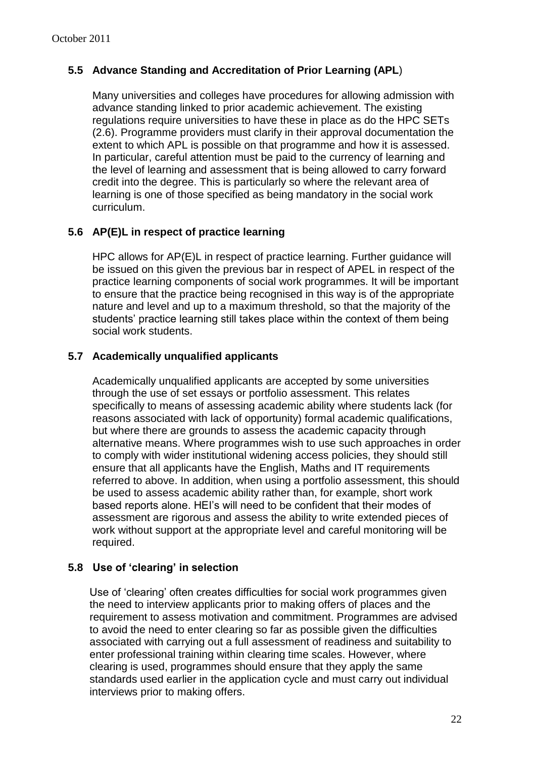### 5.5 Advance Standing and Accreditation of Prior Learning (APL)

Many universities and colleges have procedures for allowing admission with advance standing linked to prior academic achievement. The existing regulations require universities to have these in place as do the HPC SETs (2.6). Programme providers must clarify in their approval documentation the extent to which APL is possible on that programme and how it is assessed. In particular, careful attention must be paid to the currency of learning and the level of learning and assessment that is being allowed to carry forward credit into the degree. This is particularly so where the relevant area of learning is one of those specified as being mandatory in the social work curriculum.

### 5.6 AP(E)L in respect of practice learning

HPC allows for AP(E)L in respect of practice learning. Further guidance will be issued on this given the previous bar in respect of APEL in respect of the practice learning components of social work programmes. It will be important to ensure that the practice being recognised in this way is of the appropriate nature and level and up to a maximum threshold, so that the majority of the students' practice learning still takes place within the context of them being social work students.

### 5.7 Academically unqualified applicants

Academically unqualified applicants are accepted by some universities through the use of set essays or portfolio assessment. This relates specifically to means of assessing academic ability where students lack (for reasons associated with lack of opportunity) formal academic qualifications, but where there are grounds to assess the academic capacity through alternative means. Where programmes wish to use such approaches in order to comply with wider institutional widening access policies, they should still ensure that all applicants have the English, Maths and IT requirements referred to above. In addition, when using a portfolio assessment, this should be used to assess academic ability rather than, for example, short work based reports alone. HEI's will need to be confident that their modes of assessment are rigorous and assess the ability to write extended pieces of work without support at the appropriate level and careful monitoring will be required.

### 5.8 Use of 'clearing' in selection

Use of 'clearing' often creates difficulties for social work programmes given the need to interview applicants prior to making offers of places and the requirement to assess motivation and commitment. Programmes are advised to avoid the need to enter clearing so far as possible given the difficulties associated with carrying out a full assessment of readiness and suitability to enter professional training within clearing time scales. However, where clearing is used, programmes should ensure that they apply the same standards used earlier in the application cycle and must carry out individual interviews prior to making offers.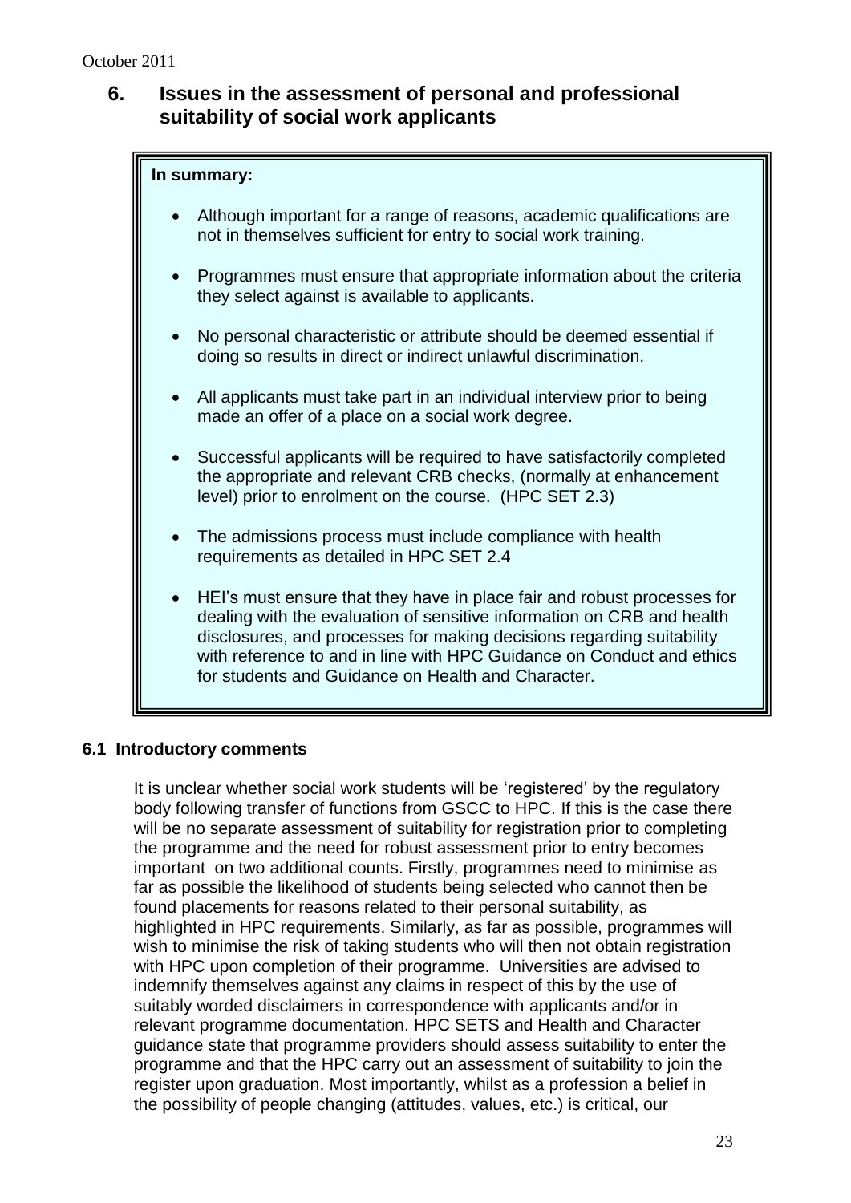## 6. Issues in the assessment of personal and professional suitability of social work applicants

**In summary:**

- Although important for a range of reasons, academic qualifications are not in themselves sufficient for entry to social work training.
- Programmes must ensure that appropriate information about the criteria they select against is available to applicants.
- No personal characteristic or attribute should be deemed essential if doing so results in direct or indirect unlawful discrimination.
- All applicants must take part in an individual interview prior to being made an offer of a place on a social work degree.
- Successful applicants will be required to have satisfactorily completed the appropriate and relevant CRB checks, (normally at enhancement level) prior to enrolment on the course. (HPC SET 2.3)
- The admissions process must include compliance with health requirements as detailed in HPC SET 2.4
- HEI's must ensure that they have in place fair and robust processes for dealing with the evaluation of sensitive information on CRB and health disclosures, and processes for making decisions regarding suitability with reference to and in line with HPC Guidance on Conduct and ethics for students and Guidance on Health and Character.

### 6.1 Introductory comments

It is unclear whether social work students will be 'registered' by the regulatory body following transfer of functions from GSCC to HPC. If this is the case there will be no separate assessment of suitability for registration prior to completing the programme and the need for robust assessment prior to entry becomes important on two additional counts. Firstly, programmes need to minimise as far as possible the likelihood of students being selected who cannot then be found placements for reasons related to their personal suitability, as highlighted in HPC requirements. Similarly, as far as possible, programmes will wish to minimise the risk of taking students who will then not obtain registration with HPC upon completion of their programme. Universities are advised to indemnify themselves against any claims in respect of this by the use of suitably worded disclaimers in correspondence with applicants and/or in relevant programme documentation. HPC SETS and Health and Character guidance state that programme providers should assess suitability to enter the programme and that the HPC carry out an assessment of suitability to join the register upon graduation. Most importantly, whilst as a profession a belief in the possibility of people changing (attitudes, values, etc.) is critical, our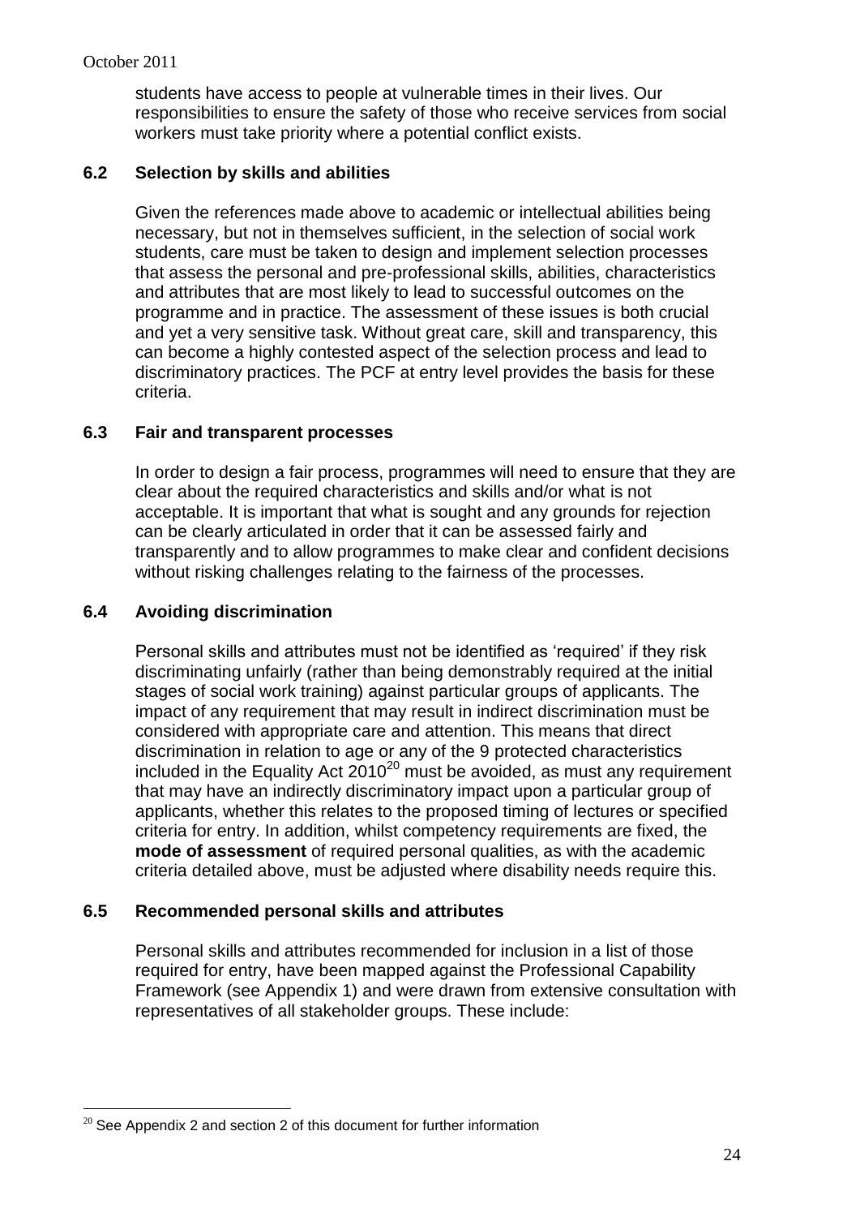students have access to people at vulnerable times in their lives. Our responsibilities to ensure the safety of those who receive services from social workers must take priority where a potential conflict exists.

### 6.2 Selection by skills and abilities

Given the references made above to academic or intellectual abilities being necessary, but not in themselves sufficient, in the selection of social work students, care must be taken to design and implement selection processes that assess the personal and pre-professional skills, abilities, characteristics and attributes that are most likely to lead to successful outcomes on the programme and in practice. The assessment of these issues is both crucial and yet a very sensitive task. Without great care, skill and transparency, this can become a highly contested aspect of the selection process and lead to discriminatory practices. The PCF at entry level provides the basis for these criteria.

### 6.3 Fair and transparent processes

In order to design a fair process, programmes will need to ensure that they are clear about the required characteristics and skills and/or what is not acceptable. It is important that what is sought and any grounds for rejection can be clearly articulated in order that it can be assessed fairly and transparently and to allow programmes to make clear and confident decisions without risking challenges relating to the fairness of the processes.

### 6.4 Avoiding discrimination

Personal skills and attributes must not be identified as 'required' if they risk discriminating unfairly (rather than being demonstrably required at the initial stages of social work training) against particular groups of applicants. The impact of any requirement that may result in indirect discrimination must be considered with appropriate care and attention. This means that direct discrimination in relation to age or any of the 9 protected characteristics included in the Equality Act 2010[20] must be avoided, as must any requirement that may have an indirectly discriminatory impact upon a particular group of applicants, whether this relates to the proposed timing of lectures or specified criteria for entry. In addition, whilst competency requirements are fixed, the **mode of assessment** of required personal qualities, as with the academic criteria detailed above, must be adjusted where disability needs require this.

### 6.5 Recommended personal skills and attributes

Personal skills and attributes recommended for inclusion in a list of those required for entry, have been mapped against the Professional Capability Framework (see Appendix 1) and were drawn from extensive consultation with representatives of all stakeholder groups. These include:

---

[20] See Appendix 2 and section 2 of this document for further information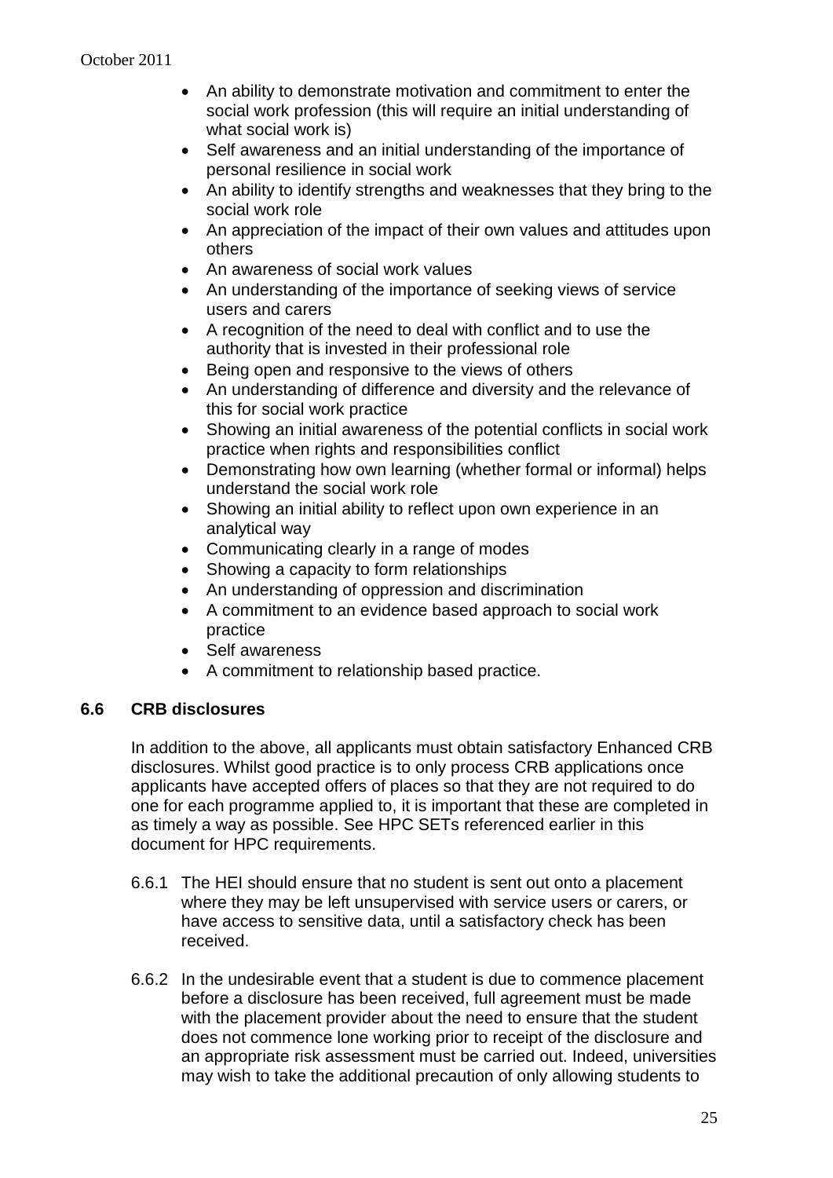- An ability to demonstrate motivation and commitment to enter the social work profession (this will require an initial understanding of what social work is)
- Self awareness and an initial understanding of the importance of personal resilience in social work
- An ability to identify strengths and weaknesses that they bring to the social work role
- An appreciation of the impact of their own values and attitudes upon others
- An awareness of social work values
- An understanding of the importance of seeking views of service users and carers
- A recognition of the need to deal with conflict and to use the authority that is invested in their professional role
- Being open and responsive to the views of others
- An understanding of difference and diversity and the relevance of this for social work practice
- Showing an initial awareness of the potential conflicts in social work practice when rights and responsibilities conflict
- Demonstrating how own learning (whether formal or informal) helps understand the social work role
- Showing an initial ability to reflect upon own experience in an analytical way
- Communicating clearly in a range of modes
- Showing a capacity to form relationships
- An understanding of oppression and discrimination
- A commitment to an evidence based approach to social work practice
- Self awareness
- A commitment to relationship based practice.

### 6.6 CRB disclosures

In addition to the above, all applicants must obtain satisfactory Enhanced CRB disclosures. Whilst good practice is to only process CRB applications once applicants have accepted offers of places so that they are not required to do one for each programme applied to, it is important that these are completed in as timely a way as possible. See HPC SETs referenced earlier in this document for HPC requirements.

6.6.1 The HEI should ensure that no student is sent out onto a placement where they may be left unsupervised with service users or carers, or have access to sensitive data, until a satisfactory check has been received.

6.6.2 In the undesirable event that a student is due to commence placement before a disclosure has been received, full agreement must be made with the placement provider about the need to ensure that the student does not commence lone working prior to receipt of the disclosure and an appropriate risk assessment must be carried out. Indeed, universities may wish to take the additional precaution of only allowing students to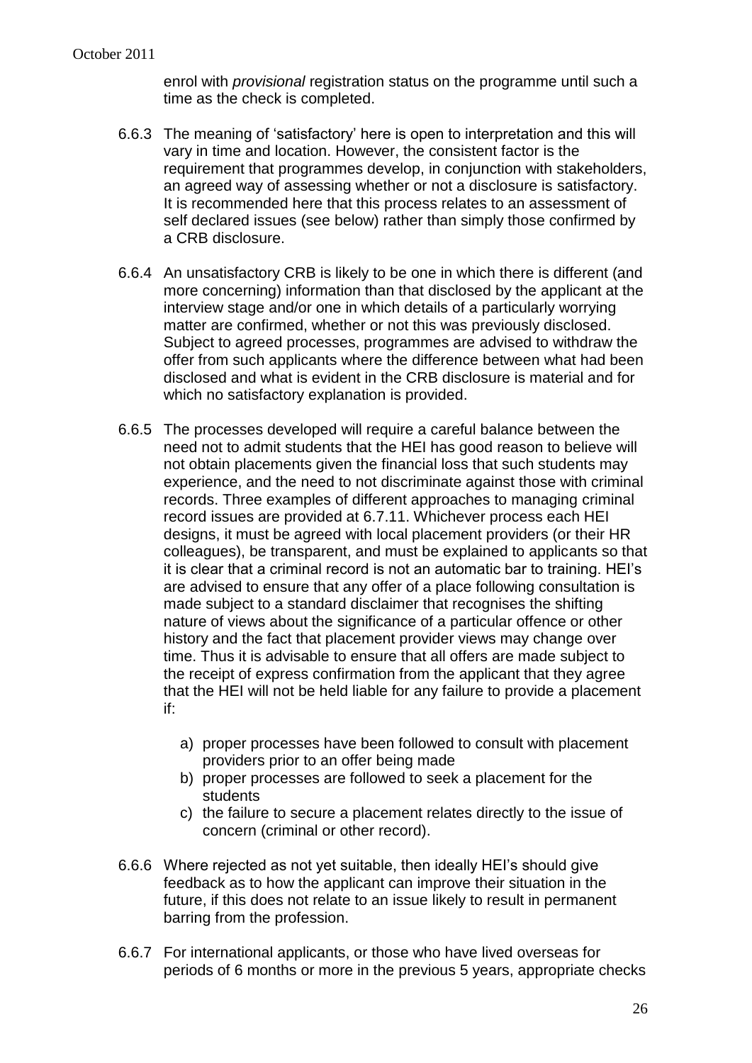enrol with *provisional* registration status on the programme until such a time as the check is completed.

6.6.3 The meaning of 'satisfactory' here is open to interpretation and this will vary in time and location. However, the consistent factor is the requirement that programmes develop, in conjunction with stakeholders, an agreed way of assessing whether or not a disclosure is satisfactory. It is recommended here that this process relates to an assessment of self declared issues (see below) rather than simply those confirmed by a CRB disclosure.

6.6.4 An unsatisfactory CRB is likely to be one in which there is different (and more concerning) information than that disclosed by the applicant at the interview stage and/or one in which details of a particularly worrying matter are confirmed, whether or not this was previously disclosed. Subject to agreed processes, programmes are advised to withdraw the offer from such applicants where the difference between what had been disclosed and what is evident in the CRB disclosure is material and for which no satisfactory explanation is provided.

6.6.5 The processes developed will require a careful balance between the need not to admit students that the HEI has good reason to believe will not obtain placements given the financial loss that such students may experience, and the need to not discriminate against those with criminal records. Three examples of different approaches to managing criminal record issues are provided at 6.7.11. Whichever process each HEI designs, it must be agreed with local placement providers (or their HR colleagues), be transparent, and must be explained to applicants so that it is clear that a criminal record is not an automatic bar to training. HEI's are advised to ensure that any offer of a place following consultation is made subject to a standard disclaimer that recognises the shifting nature of views about the significance of a particular offence or other history and the fact that placement provider views may change over time. Thus it is advisable to ensure that all offers are made subject to the receipt of express confirmation from the applicant that they agree that the HEI will not be held liable for any failure to provide a placement if:

a) proper processes have been followed to consult with placement providers prior to an offer being made
b) proper processes are followed to seek a placement for the students
c) the failure to secure a placement relates directly to the issue of concern (criminal or other record).

6.6.6 Where rejected as not yet suitable, then ideally HEI's should give feedback as to how the applicant can improve their situation in the future, if this does not relate to an issue likely to result in permanent barring from the profession.

6.6.7 For international applicants, or those who have lived overseas for periods of 6 months or more in the previous 5 years, appropriate checks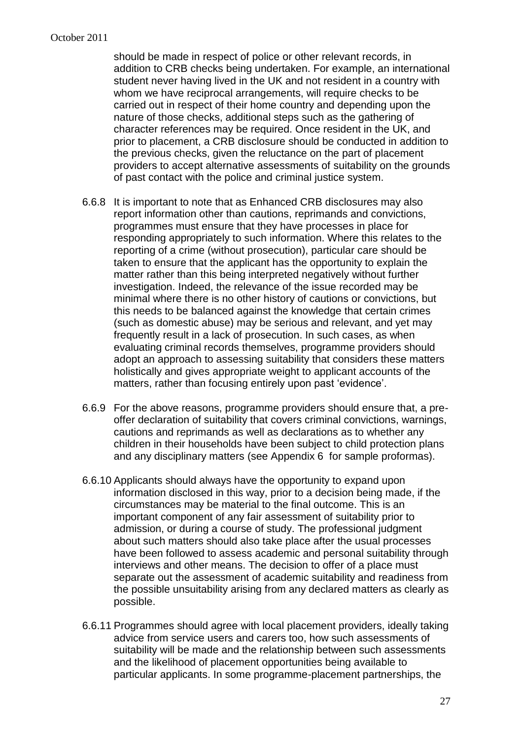should be made in respect of police or other relevant records, in addition to CRB checks being undertaken. For example, an international student never having lived in the UK and not resident in a country with whom we have reciprocal arrangements, will require checks to be carried out in respect of their home country and depending upon the nature of those checks, additional steps such as the gathering of character references may be required. Once resident in the UK, and prior to placement, a CRB disclosure should be conducted in addition to the previous checks, given the reluctance on the part of placement providers to accept alternative assessments of suitability on the grounds of past contact with the police and criminal justice system.

6.6.8 It is important to note that as Enhanced CRB disclosures may also report information other than cautions, reprimands and convictions, programmes must ensure that they have processes in place for responding appropriately to such information. Where this relates to the reporting of a crime (without prosecution), particular care should be taken to ensure that the applicant has the opportunity to explain the matter rather than this being interpreted negatively without further investigation. Indeed, the relevance of the issue recorded may be minimal where there is no other history of cautions or convictions, but this needs to be balanced against the knowledge that certain crimes (such as domestic abuse) may be serious and relevant, and yet may frequently result in a lack of prosecution. In such cases, as when evaluating criminal records themselves, programme providers should adopt an approach to assessing suitability that considers these matters holistically and gives appropriate weight to applicant accounts of the matters, rather than focusing entirely upon past 'evidence'.

6.6.9 For the above reasons, programme providers should ensure that, a pre-offer declaration of suitability that covers criminal convictions, warnings, cautions and reprimands as well as declarations as to whether any children in their households have been subject to child protection plans and any disciplinary matters (see Appendix 6 for sample proformas).

6.6.10 Applicants should always have the opportunity to expand upon information disclosed in this way, prior to a decision being made, if the circumstances may be material to the final outcome. This is an important component of any fair assessment of suitability prior to admission, or during a course of study. The professional judgment about such matters should also take place after the usual processes have been followed to assess academic and personal suitability through interviews and other means. The decision to offer of a place must separate out the assessment of academic suitability and readiness from the possible unsuitability arising from any declared matters as clearly as possible.

6.6.11 Programmes should agree with local placement providers, ideally taking advice from service users and carers too, how such assessments of suitability will be made and the relationship between such assessments and the likelihood of placement opportunities being available to particular applicants. In some programme-placement partnerships, the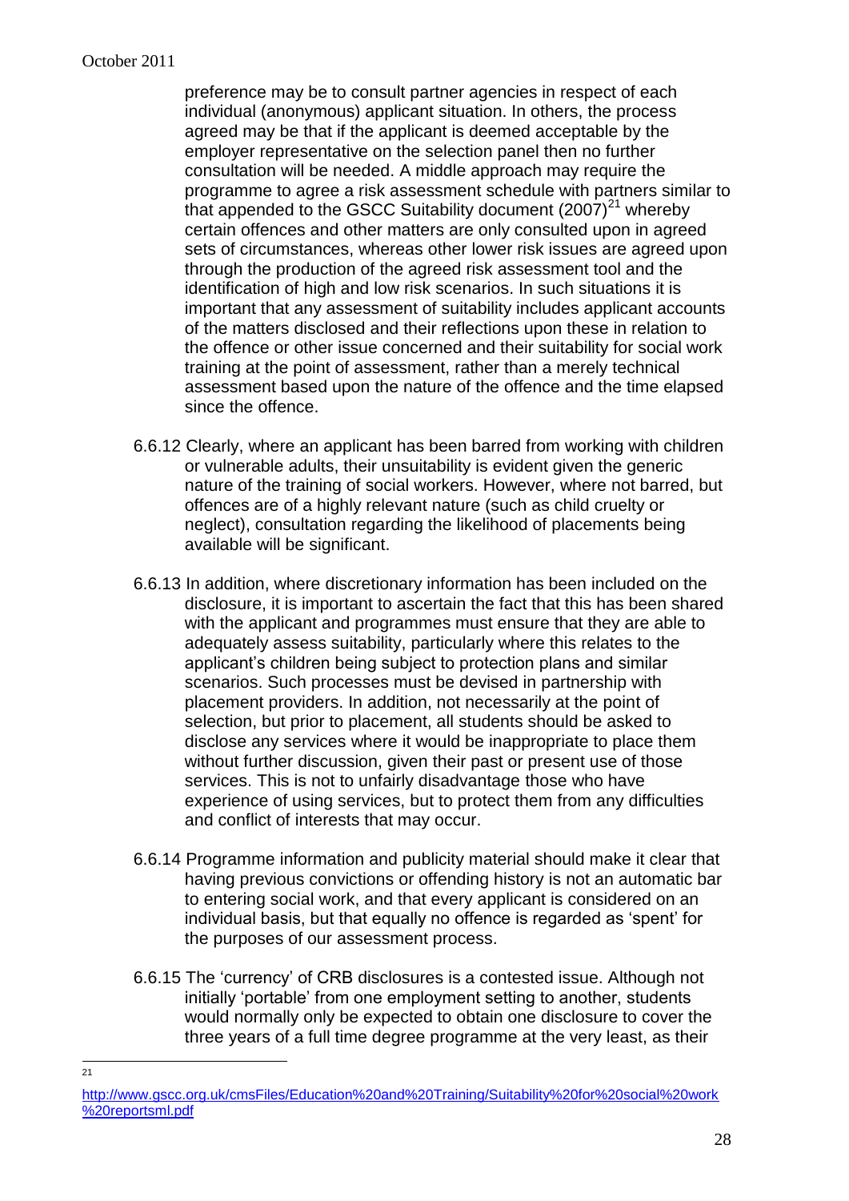preference may be to consult partner agencies in respect of each individual (anonymous) applicant situation. In others, the process agreed may be that if the applicant is deemed acceptable by the employer representative on the selection panel then no further consultation will be needed. A middle approach may require the programme to agree a risk assessment schedule with partners similar to that appended to the GSCC Suitability document (2007)[21] whereby certain offences and other matters are only consulted upon in agreed sets of circumstances, whereas other lower risk issues are agreed upon through the production of the agreed risk assessment tool and the identification of high and low risk scenarios. In such situations it is important that any assessment of suitability includes applicant accounts of the matters disclosed and their reflections upon these in relation to the offence or other issue concerned and their suitability for social work training at the point of assessment, rather than a merely technical assessment based upon the nature of the offence and the time elapsed since the offence.

6.6.12 Clearly, where an applicant has been barred from working with children or vulnerable adults, their unsuitability is evident given the generic nature of the training of social workers. However, where not barred, but offences are of a highly relevant nature (such as child cruelty or neglect), consultation regarding the likelihood of placements being available will be significant.

6.6.13 In addition, where discretionary information has been included on the disclosure, it is important to ascertain the fact that this has been shared with the applicant and programmes must ensure that they are able to adequately assess suitability, particularly where this relates to the applicant's children being subject to protection plans and similar scenarios. Such processes must be devised in partnership with placement providers. In addition, not necessarily at the point of selection, but prior to placement, all students should be asked to disclose any services where it would be inappropriate to place them without further discussion, given their past or present use of those services. This is not to unfairly disadvantage those who have experience of using services, but to protect them from any difficulties and conflict of interests that may occur.

6.6.14 Programme information and publicity material should make it clear that having previous convictions or offending history is not an automatic bar to entering social work, and that every applicant is considered on an individual basis, but that equally no offence is regarded as 'spent' for the purposes of our assessment process.

6.6.15 The 'currency' of CRB disclosures is a contested issue. Although not initially 'portable' from one employment setting to another, students would normally only be expected to obtain one disclosure to cover the three years of a full time degree programme at the very least, as their

---

[21] http://www.gscc.org.uk/cmsFiles/Education%20and%20Training/Suitability%20for%20social%20work%20reportsml.pdf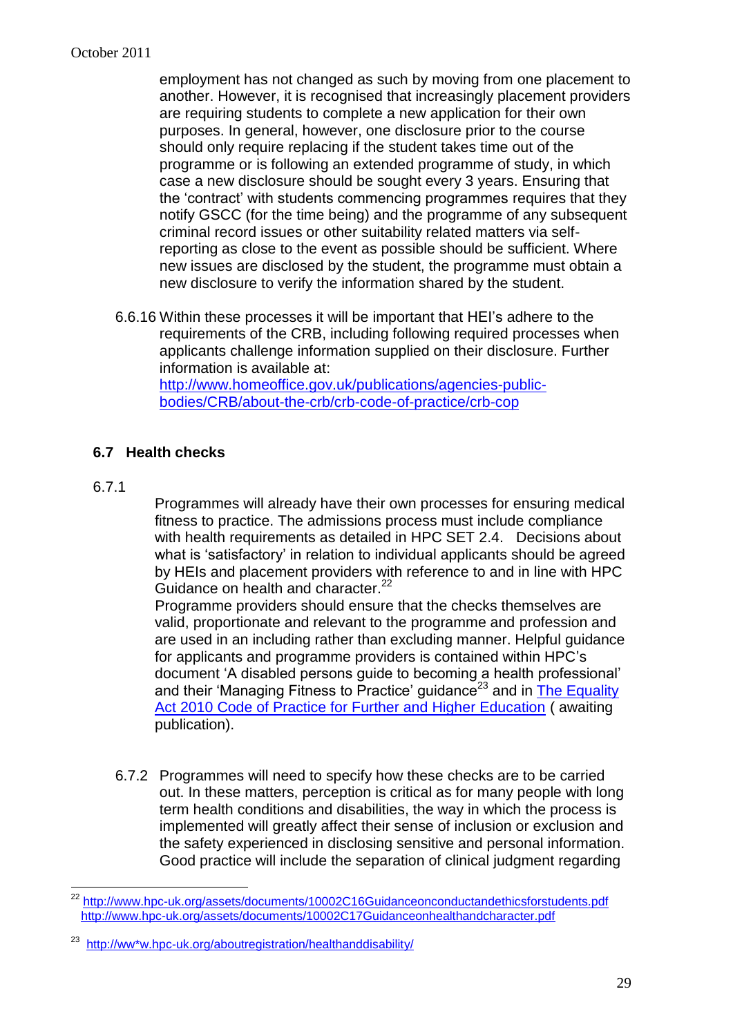employment has not changed as such by moving from one placement to another. However, it is recognised that increasingly placement providers are requiring students to complete a new application for their own purposes. In general, however, one disclosure prior to the course should only require replacing if the student takes time out of the programme or is following an extended programme of study, in which case a new disclosure should be sought every 3 years. Ensuring that the 'contract' with students commencing programmes requires that they notify GSCC (for the time being) and the programme of any subsequent criminal record issues or other suitability related matters via self-reporting as close to the event as possible should be sufficient. Where new issues are disclosed by the student, the programme must obtain a new disclosure to verify the information shared by the student.

6.6.16 Within these processes it will be important that HEI's adhere to the requirements of the CRB, including following required processes when applicants challenge information supplied on their disclosure. Further information is available at: [http://www.homeoffice.gov.uk/publications/agencies-public-bodies/CRB/about-the-crb/crb-code-of-practice/crb-cop](http://www.homeoffice.gov.uk/publications/agencies-public-bodies/CRB/about-the-crb/crb-code-of-practice/crb-cop)

### 6.7 Health checks

6.7.1

Programmes will already have their own processes for ensuring medical fitness to practice. The admissions process must include compliance with health requirements as detailed in HPC SET 2.4. Decisions about what is 'satisfactory' in relation to individual applicants should be agreed by HEIs and placement providers with reference to and in line with HPC Guidance on health and character.[22]

Programme providers should ensure that the checks themselves are valid, proportionate and relevant to the programme and profession and are used in an including rather than excluding manner. Helpful guidance for applicants and programme providers is contained within HPC's document 'A disabled persons guide to becoming a health professional' and their 'Managing Fitness to Practice' guidance[23] and in The Equality Act 2010 Code of Practice for Further and Higher Education ( awaiting publication).

6.7.2 Programmes will need to specify how these checks are to be carried out. In these matters, perception is critical as for many people with long term health conditions and disabilities, the way in which the process is implemented will greatly affect their sense of inclusion or exclusion and the safety experienced in disclosing sensitive and personal information. Good practice will include the separation of clinical judgment regarding

---

[22] http://www.hpc-uk.org/assets/documents/10002C16Guidanceonconductandethicsforstudents.pdf
http://www.hpc-uk.org/assets/documents/10002C17Guidanceonhealthandcharacter.pdf

[23] http://ww*w.hpc-uk.org/aboutregistration/healthanddisability/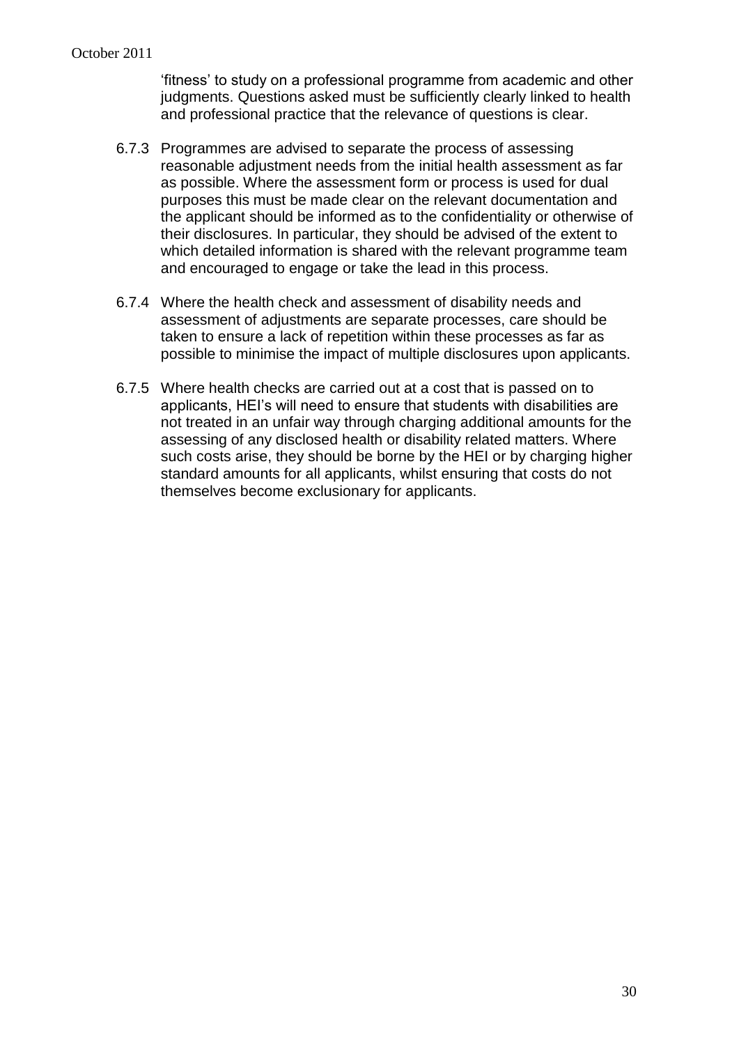'fitness' to study on a professional programme from academic and other judgments. Questions asked must be sufficiently clearly linked to health and professional practice that the relevance of questions is clear.

6.7.3 Programmes are advised to separate the process of assessing reasonable adjustment needs from the initial health assessment as far as possible. Where the assessment form or process is used for dual purposes this must be made clear on the relevant documentation and the applicant should be informed as to the confidentiality or otherwise of their disclosures. In particular, they should be advised of the extent to which detailed information is shared with the relevant programme team and encouraged to engage or take the lead in this process.

6.7.4 Where the health check and assessment of disability needs and assessment of adjustments are separate processes, care should be taken to ensure a lack of repetition within these processes as far as possible to minimise the impact of multiple disclosures upon applicants.

6.7.5 Where health checks are carried out at a cost that is passed on to applicants, HEI's will need to ensure that students with disabilities are not treated in an unfair way through charging additional amounts for the assessing of any disclosed health or disability related matters. Where such costs arise, they should be borne by the HEI or by charging higher standard amounts for all applicants, whilst ensuring that costs do not themselves become exclusionary for applicants.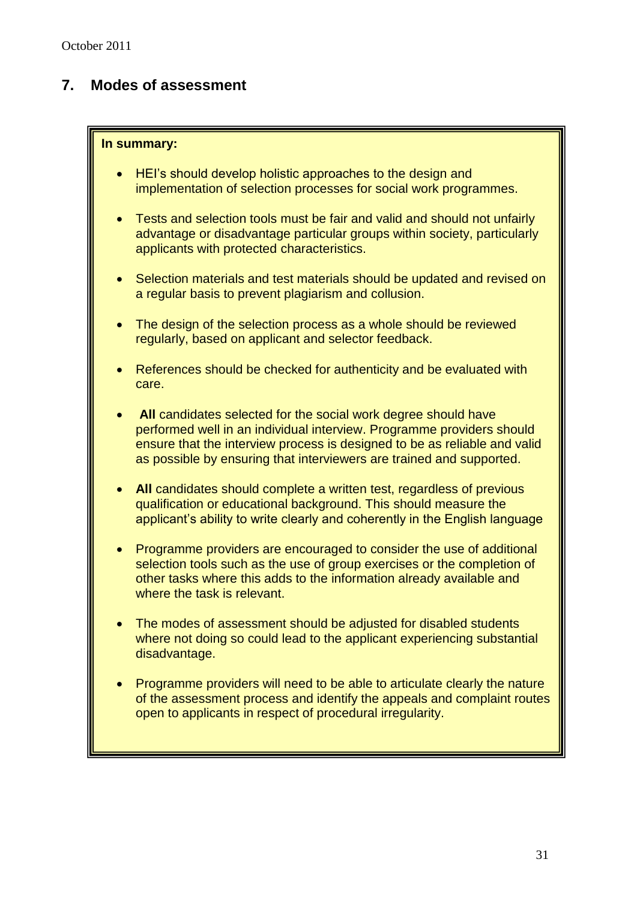## 7. Modes of assessment

**In summary:**

- HEI's should develop holistic approaches to the design and implementation of selection processes for social work programmes.
- Tests and selection tools must be fair and valid and should not unfairly advantage or disadvantage particular groups within society, particularly applicants with protected characteristics.
- Selection materials and test materials should be updated and revised on a regular basis to prevent plagiarism and collusion.
- The design of the selection process as a whole should be reviewed regularly, based on applicant and selector feedback.
- References should be checked for authenticity and be evaluated with care.
- **All** candidates selected for the social work degree should have performed well in an individual interview. Programme providers should ensure that the interview process is designed to be as reliable and valid as possible by ensuring that interviewers are trained and supported.
- **All** candidates should complete a written test, regardless of previous qualification or educational background. This should measure the applicant's ability to write clearly and coherently in the English language
- Programme providers are encouraged to consider the use of additional selection tools such as the use of group exercises or the completion of other tasks where this adds to the information already available and where the task is relevant.
- The modes of assessment should be adjusted for disabled students where not doing so could lead to the applicant experiencing substantial disadvantage.
- Programme providers will need to be able to articulate clearly the nature of the assessment process and identify the appeals and complaint routes open to applicants in respect of procedural irregularity.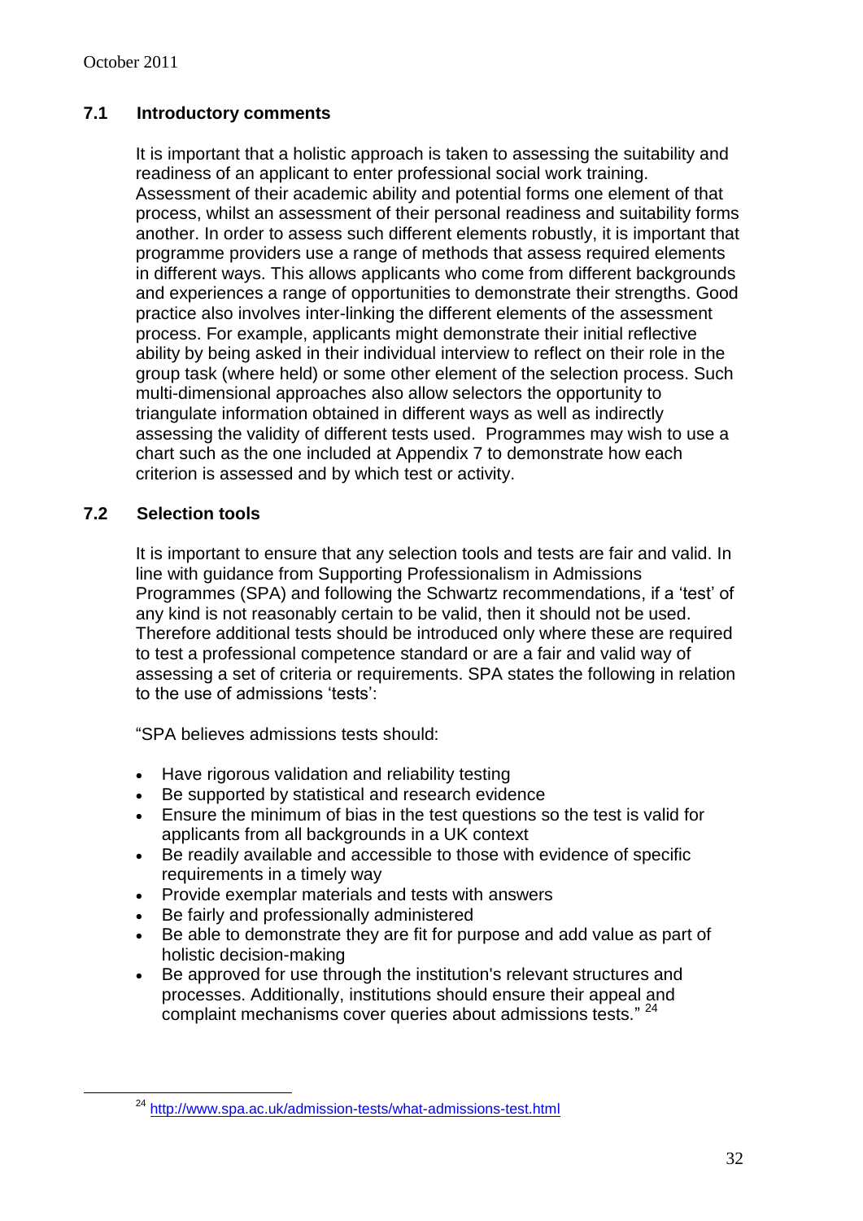## 7.1 Introductory comments

It is important that a holistic approach is taken to assessing the suitability and readiness of an applicant to enter professional social work training. Assessment of their academic ability and potential forms one element of that process, whilst an assessment of their personal readiness and suitability forms another. In order to assess such different elements robustly, it is important that programme providers use a range of methods that assess required elements in different ways. This allows applicants who come from different backgrounds and experiences a range of opportunities to demonstrate their strengths. Good practice also involves inter-linking the different elements of the assessment process. For example, applicants might demonstrate their initial reflective ability by being asked in their individual interview to reflect on their role in the group task (where held) or some other element of the selection process. Such multi-dimensional approaches also allow selectors the opportunity to triangulate information obtained in different ways as well as indirectly assessing the validity of different tests used. Programmes may wish to use a chart such as the one included at Appendix 7 to demonstrate how each criterion is assessed and by which test or activity.

## 7.2 Selection tools

It is important to ensure that any selection tools and tests are fair and valid. In line with guidance from Supporting Professionalism in Admissions Programmes (SPA) and following the Schwartz recommendations, if a 'test' of any kind is not reasonably certain to be valid, then it should not be used. Therefore additional tests should be introduced only where these are required to test a professional competence standard or are a fair and valid way of assessing a set of criteria or requirements. SPA states the following in relation to the use of admissions 'tests':

"SPA believes admissions tests should:

- Have rigorous validation and reliability testing
- Be supported by statistical and research evidence
- Ensure the minimum of bias in the test questions so the test is valid for applicants from all backgrounds in a UK context
- Be readily available and accessible to those with evidence of specific requirements in a timely way
- Provide exemplar materials and tests with answers
- Be fairly and professionally administered
- Be able to demonstrate they are fit for purpose and add value as part of holistic decision-making
- Be approved for use through the institution's relevant structures and processes. Additionally, institutions should ensure their appeal and complaint mechanisms cover queries about admissions tests." [24]

[24] http://www.spa.ac.uk/admission-tests/what-admissions-test.html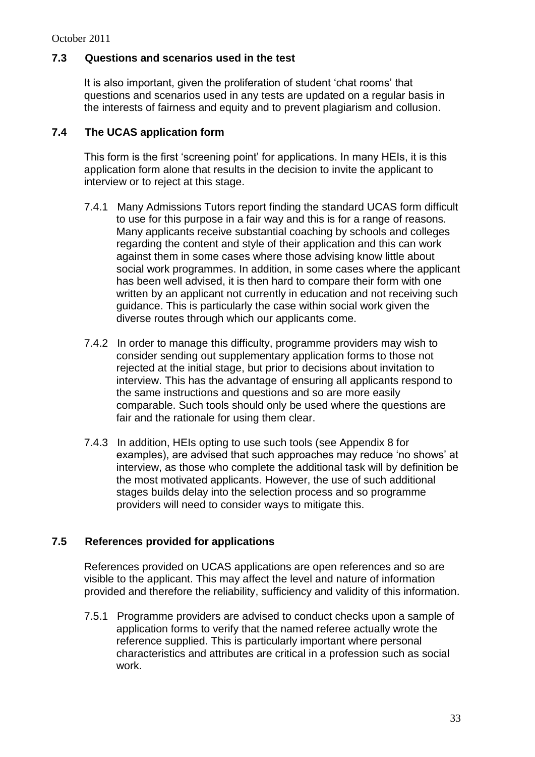### 7.3 Questions and scenarios used in the test

It is also important, given the proliferation of student 'chat rooms' that questions and scenarios used in any tests are updated on a regular basis in the interests of fairness and equity and to prevent plagiarism and collusion.

### 7.4 The UCAS application form

This form is the first 'screening point' for applications. In many HEIs, it is this application form alone that results in the decision to invite the applicant to interview or to reject at this stage.

7.4.1 Many Admissions Tutors report finding the standard UCAS form difficult to use for this purpose in a fair way and this is for a range of reasons. Many applicants receive substantial coaching by schools and colleges regarding the content and style of their application and this can work against them in some cases where those advising know little about social work programmes. In addition, in some cases where the applicant has been well advised, it is then hard to compare their form with one written by an applicant not currently in education and not receiving such guidance. This is particularly the case within social work given the diverse routes through which our applicants come.

7.4.2 In order to manage this difficulty, programme providers may wish to consider sending out supplementary application forms to those not rejected at the initial stage, but prior to decisions about invitation to interview. This has the advantage of ensuring all applicants respond to the same instructions and questions and so are more easily comparable. Such tools should only be used where the questions are fair and the rationale for using them clear.

7.4.3 In addition, HEIs opting to use such tools (see Appendix 8 for examples), are advised that such approaches may reduce 'no shows' at interview, as those who complete the additional task will by definition be the most motivated applicants. However, the use of such additional stages builds delay into the selection process and so programme providers will need to consider ways to mitigate this.

### 7.5 References provided for applications

References provided on UCAS applications are open references and so are visible to the applicant. This may affect the level and nature of information provided and therefore the reliability, sufficiency and validity of this information.

7.5.1 Programme providers are advised to conduct checks upon a sample of application forms to verify that the named referee actually wrote the reference supplied. This is particularly important where personal characteristics and attributes are critical in a profession such as social work.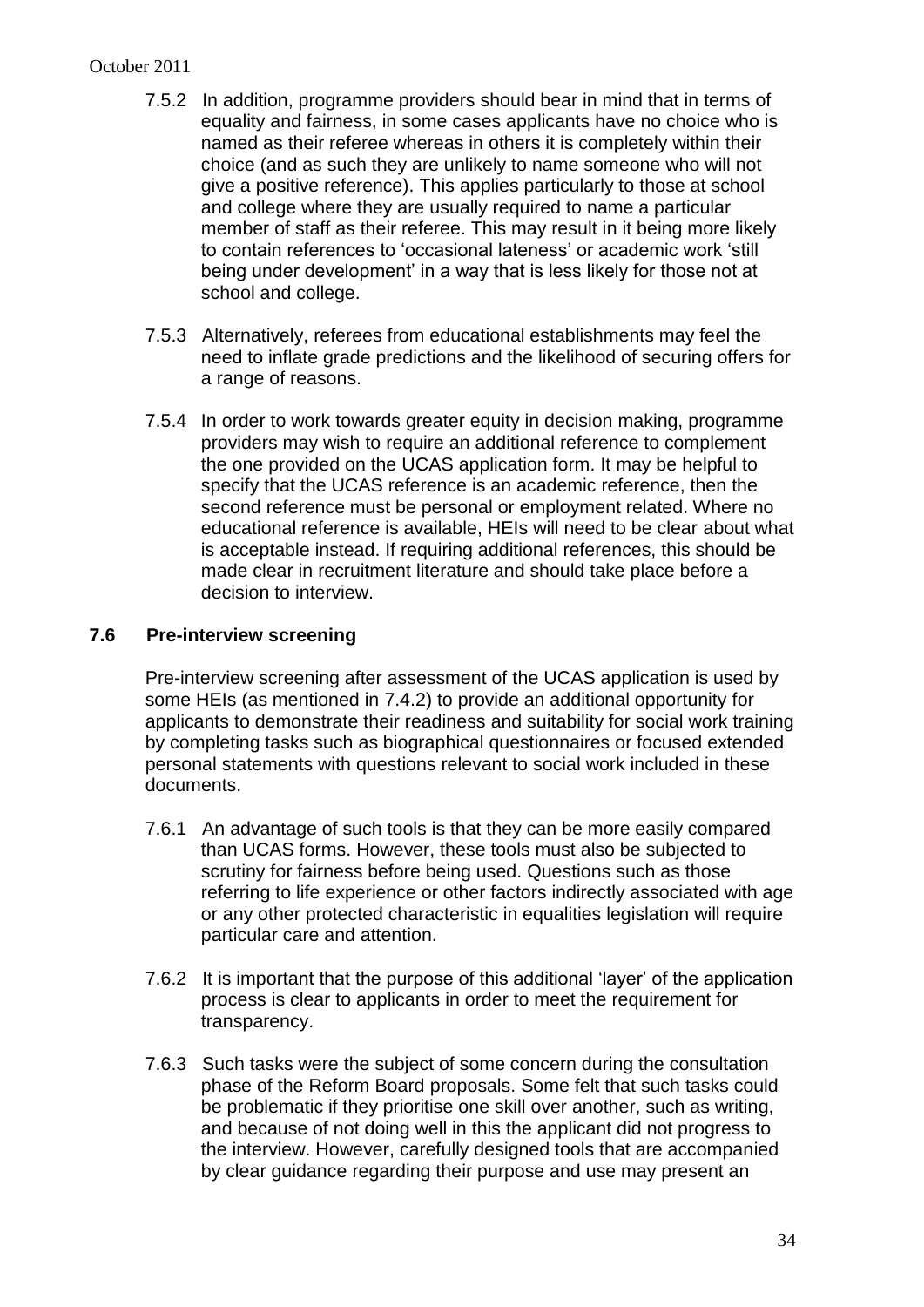7.5.2 In addition, programme providers should bear in mind that in terms of equality and fairness, in some cases applicants have no choice who is named as their referee whereas in others it is completely within their choice (and as such they are unlikely to name someone who will not give a positive reference). This applies particularly to those at school and college where they are usually required to name a particular member of staff as their referee. This may result in it being more likely to contain references to 'occasional lateness' or academic work 'still being under development' in a way that is less likely for those not at school and college.

7.5.3 Alternatively, referees from educational establishments may feel the need to inflate grade predictions and the likelihood of securing offers for a range of reasons.

7.5.4 In order to work towards greater equity in decision making, programme providers may wish to require an additional reference to complement the one provided on the UCAS application form. It may be helpful to specify that the UCAS reference is an academic reference, then the second reference must be personal or employment related. Where no educational reference is available, HEIs will need to be clear about what is acceptable instead. If requiring additional references, this should be made clear in recruitment literature and should take place before a decision to interview.

### 7.6 Pre-interview screening

Pre-interview screening after assessment of the UCAS application is used by some HEIs (as mentioned in 7.4.2) to provide an additional opportunity for applicants to demonstrate their readiness and suitability for social work training by completing tasks such as biographical questionnaires or focused extended personal statements with questions relevant to social work included in these documents.

7.6.1 An advantage of such tools is that they can be more easily compared than UCAS forms. However, these tools must also be subjected to scrutiny for fairness before being used. Questions such as those referring to life experience or other factors indirectly associated with age or any other protected characteristic in equalities legislation will require particular care and attention.

7.6.2 It is important that the purpose of this additional 'layer' of the application process is clear to applicants in order to meet the requirement for transparency.

7.6.3 Such tasks were the subject of some concern during the consultation phase of the Reform Board proposals. Some felt that such tasks could be problematic if they prioritise one skill over another, such as writing, and because of not doing well in this the applicant did not progress to the interview. However, carefully designed tools that are accompanied by clear guidance regarding their purpose and use may present an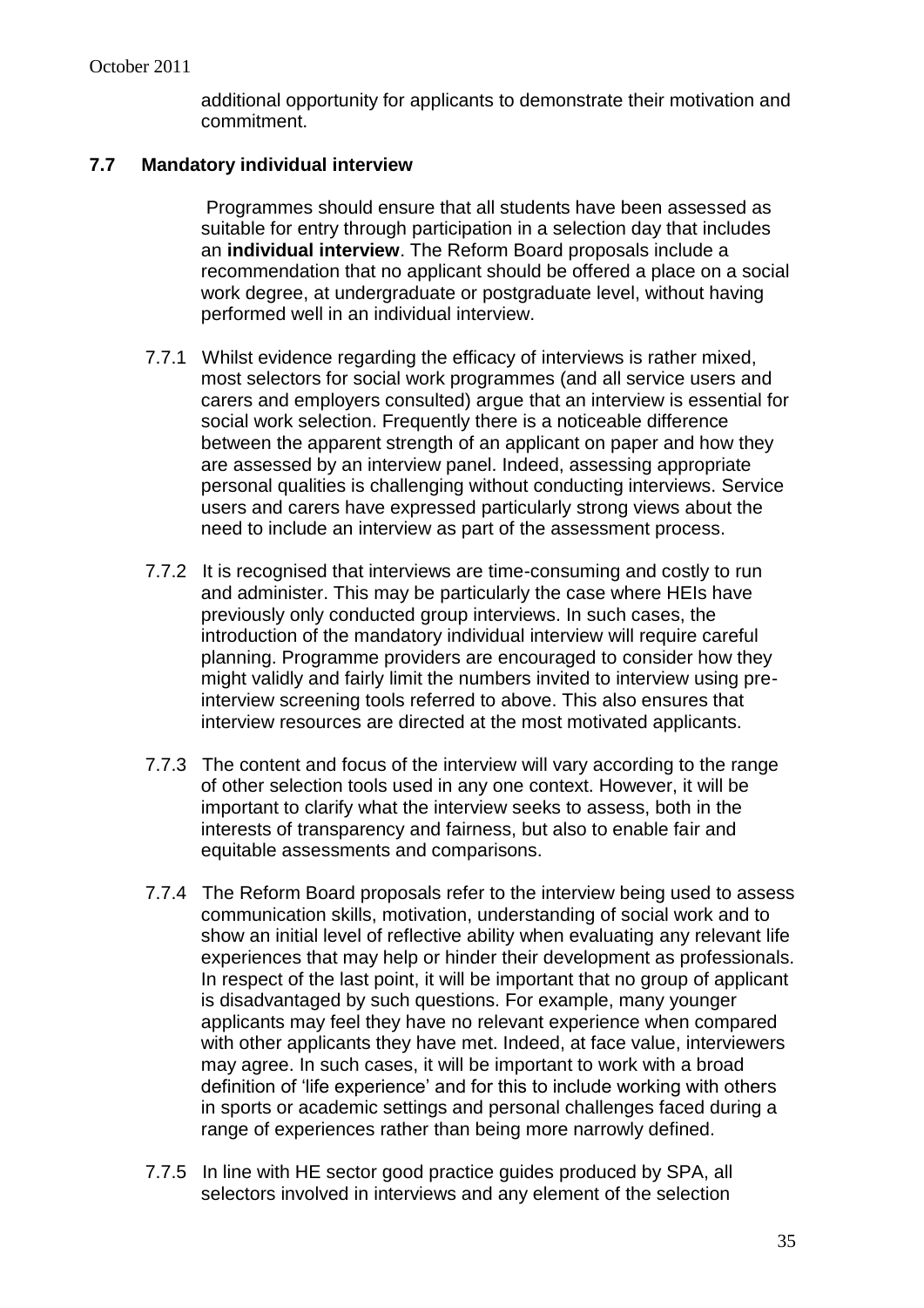additional opportunity for applicants to demonstrate their motivation and commitment.

### 7.7 Mandatory individual interview

Programmes should ensure that all students have been assessed as suitable for entry through participation in a selection day that includes an **individual interview**. The Reform Board proposals include a recommendation that no applicant should be offered a place on a social work degree, at undergraduate or postgraduate level, without having performed well in an individual interview.

7.7.1 Whilst evidence regarding the efficacy of interviews is rather mixed, most selectors for social work programmes (and all service users and carers and employers consulted) argue that an interview is essential for social work selection. Frequently there is a noticeable difference between the apparent strength of an applicant on paper and how they are assessed by an interview panel. Indeed, assessing appropriate personal qualities is challenging without conducting interviews. Service users and carers have expressed particularly strong views about the need to include an interview as part of the assessment process.

7.7.2 It is recognised that interviews are time-consuming and costly to run and administer. This may be particularly the case where HEIs have previously only conducted group interviews. In such cases, the introduction of the mandatory individual interview will require careful planning. Programme providers are encouraged to consider how they might validly and fairly limit the numbers invited to interview using pre-interview screening tools referred to above. This also ensures that interview resources are directed at the most motivated applicants.

7.7.3 The content and focus of the interview will vary according to the range of other selection tools used in any one context. However, it will be important to clarify what the interview seeks to assess, both in the interests of transparency and fairness, but also to enable fair and equitable assessments and comparisons.

7.7.4 The Reform Board proposals refer to the interview being used to assess communication skills, motivation, understanding of social work and to show an initial level of reflective ability when evaluating any relevant life experiences that may help or hinder their development as professionals. In respect of the last point, it will be important that no group of applicant is disadvantaged by such questions. For example, many younger applicants may feel they have no relevant experience when compared with other applicants they have met. Indeed, at face value, interviewers may agree. In such cases, it will be important to work with a broad definition of 'life experience' and for this to include working with others in sports or academic settings and personal challenges faced during a range of experiences rather than being more narrowly defined.

7.7.5 In line with HE sector good practice guides produced by SPA, all selectors involved in interviews and any element of the selection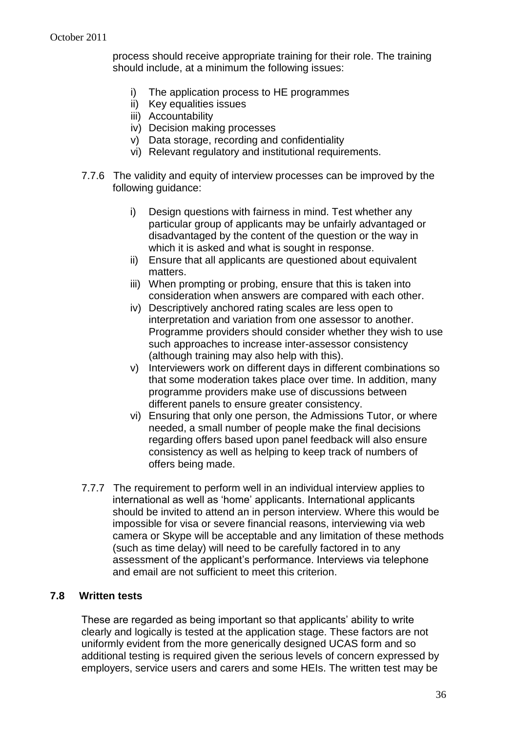process should receive appropriate training for their role. The training should include, at a minimum the following issues:

i) The application process to HE programmes
ii) Key equalities issues
iii) Accountability
iv) Decision making processes
v) Data storage, recording and confidentiality
vi) Relevant regulatory and institutional requirements.

7.7.6 The validity and equity of interview processes can be improved by the following guidance:

i) Design questions with fairness in mind. Test whether any particular group of applicants may be unfairly advantaged or disadvantaged by the content of the question or the way in which it is asked and what is sought in response.
ii) Ensure that all applicants are questioned about equivalent matters.
iii) When prompting or probing, ensure that this is taken into consideration when answers are compared with each other.
iv) Descriptively anchored rating scales are less open to interpretation and variation from one assessor to another. Programme providers should consider whether they wish to use such approaches to increase inter-assessor consistency (although training may also help with this).
v) Interviewers work on different days in different combinations so that some moderation takes place over time. In addition, many programme providers make use of discussions between different panels to ensure greater consistency.
vi) Ensuring that only one person, the Admissions Tutor, or where needed, a small number of people make the final decisions regarding offers based upon panel feedback will also ensure consistency as well as helping to keep track of numbers of offers being made.

7.7.7 The requirement to perform well in an individual interview applies to international as well as 'home' applicants. International applicants should be invited to attend an in person interview. Where this would be impossible for visa or severe financial reasons, interviewing via web camera or Skype will be acceptable and any limitation of these methods (such as time delay) will need to be carefully factored in to any assessment of the applicant's performance. Interviews via telephone and email are not sufficient to meet this criterion.

## 7.8 Written tests

These are regarded as being important so that applicants' ability to write clearly and logically is tested at the application stage. These factors are not uniformly evident from the more generically designed UCAS form and so additional testing is required given the serious levels of concern expressed by employers, service users and carers and some HEIs. The written test may be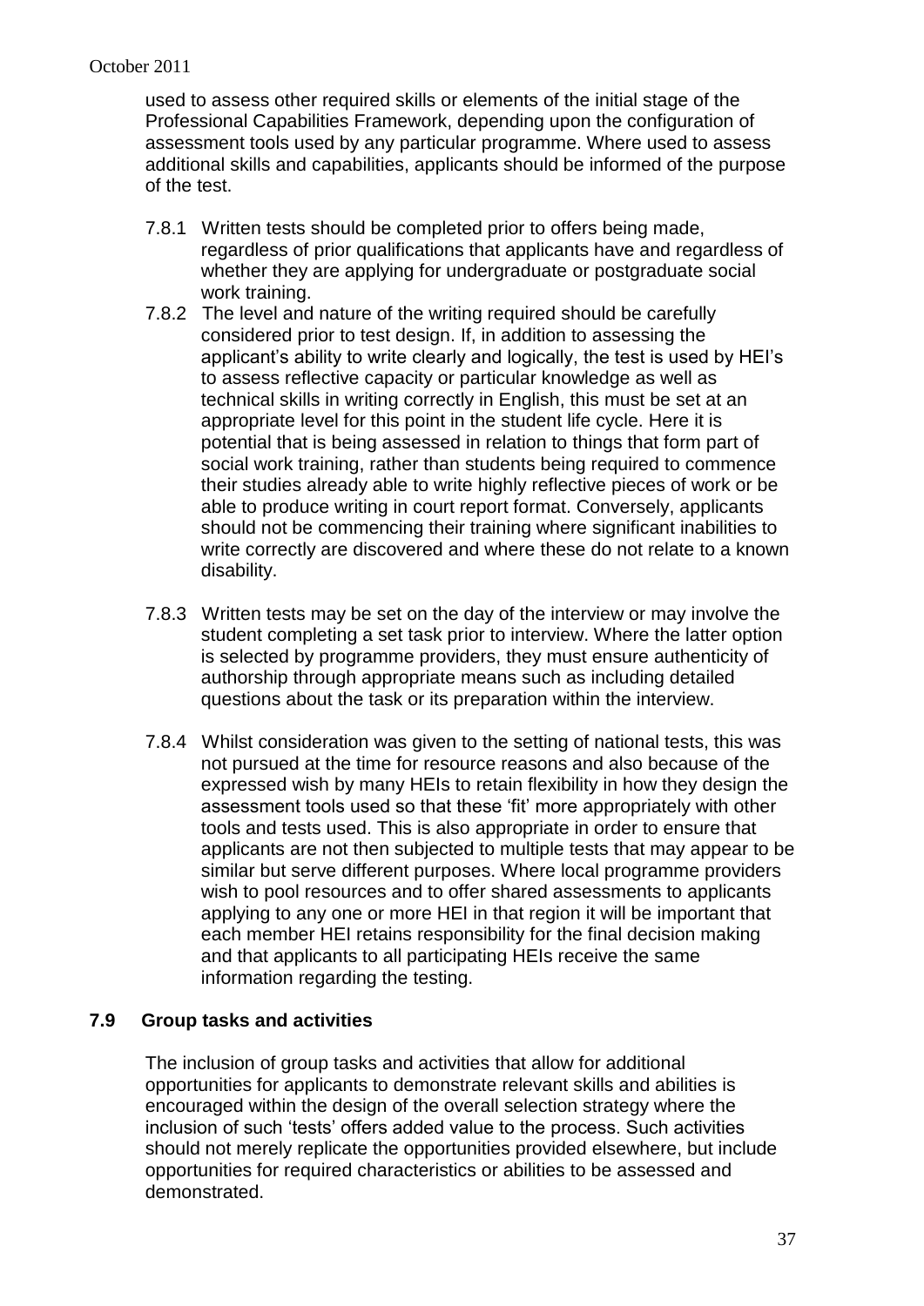used to assess other required skills or elements of the initial stage of the Professional Capabilities Framework, depending upon the configuration of assessment tools used by any particular programme. Where used to assess additional skills and capabilities, applicants should be informed of the purpose of the test.

7.8.1 Written tests should be completed prior to offers being made, regardless of prior qualifications that applicants have and regardless of whether they are applying for undergraduate or postgraduate social work training.

7.8.2 The level and nature of the writing required should be carefully considered prior to test design. If, in addition to assessing the applicant's ability to write clearly and logically, the test is used by HEI's to assess reflective capacity or particular knowledge as well as technical skills in writing correctly in English, this must be set at an appropriate level for this point in the student life cycle. Here it is potential that is being assessed in relation to things that form part of social work training, rather than students being required to commence their studies already able to write highly reflective pieces of work or be able to produce writing in court report format. Conversely, applicants should not be commencing their training where significant inabilities to write correctly are discovered and where these do not relate to a known disability.

7.8.3 Written tests may be set on the day of the interview or may involve the student completing a set task prior to interview. Where the latter option is selected by programme providers, they must ensure authenticity of authorship through appropriate means such as including detailed questions about the task or its preparation within the interview.

7.8.4 Whilst consideration was given to the setting of national tests, this was not pursued at the time for resource reasons and also because of the expressed wish by many HEIs to retain flexibility in how they design the assessment tools used so that these 'fit' more appropriately with other tools and tests used. This is also appropriate in order to ensure that applicants are not then subjected to multiple tests that may appear to be similar but serve different purposes. Where local programme providers wish to pool resources and to offer shared assessments to applicants applying to any one or more HEI in that region it will be important that each member HEI retains responsibility for the final decision making and that applicants to all participating HEIs receive the same information regarding the testing.

### 7.9 Group tasks and activities

The inclusion of group tasks and activities that allow for additional opportunities for applicants to demonstrate relevant skills and abilities is encouraged within the design of the overall selection strategy where the inclusion of such 'tests' offers added value to the process. Such activities should not merely replicate the opportunities provided elsewhere, but include opportunities for required characteristics or abilities to be assessed and demonstrated.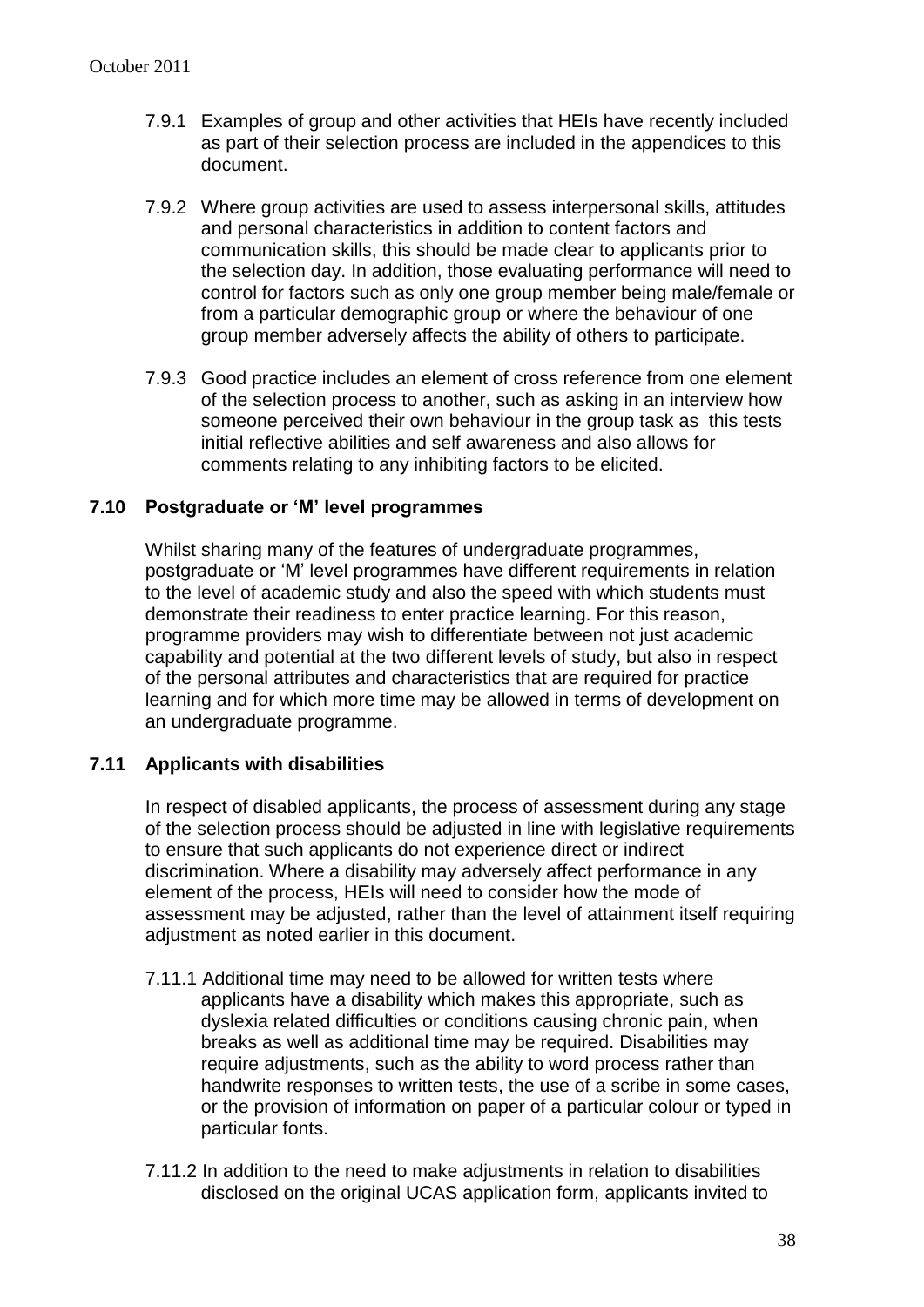7.9.1 Examples of group and other activities that HEIs have recently included as part of their selection process are included in the appendices to this document.

7.9.2 Where group activities are used to assess interpersonal skills, attitudes and personal characteristics in addition to content factors and communication skills, this should be made clear to applicants prior to the selection day. In addition, those evaluating performance will need to control for factors such as only one group member being male/female or from a particular demographic group or where the behaviour of one group member adversely affects the ability of others to participate.

7.9.3 Good practice includes an element of cross reference from one element of the selection process to another, such as asking in an interview how someone perceived their own behaviour in the group task as this tests initial reflective abilities and self awareness and also allows for comments relating to any inhibiting factors to be elicited.

### 7.10 Postgraduate or 'M' level programmes

Whilst sharing many of the features of undergraduate programmes, postgraduate or 'M' level programmes have different requirements in relation to the level of academic study and also the speed with which students must demonstrate their readiness to enter practice learning. For this reason, programme providers may wish to differentiate between not just academic capability and potential at the two different levels of study, but also in respect of the personal attributes and characteristics that are required for practice learning and for which more time may be allowed in terms of development on an undergraduate programme.

### 7.11 Applicants with disabilities

In respect of disabled applicants, the process of assessment during any stage of the selection process should be adjusted in line with legislative requirements to ensure that such applicants do not experience direct or indirect discrimination. Where a disability may adversely affect performance in any element of the process, HEIs will need to consider how the mode of assessment may be adjusted, rather than the level of attainment itself requiring adjustment as noted earlier in this document.

7.11.1 Additional time may need to be allowed for written tests where applicants have a disability which makes this appropriate, such as dyslexia related difficulties or conditions causing chronic pain, when breaks as well as additional time may be required. Disabilities may require adjustments, such as the ability to word process rather than handwrite responses to written tests, the use of a scribe in some cases, or the provision of information on paper of a particular colour or typed in particular fonts.

7.11.2 In addition to the need to make adjustments in relation to disabilities disclosed on the original UCAS application form, applicants invited to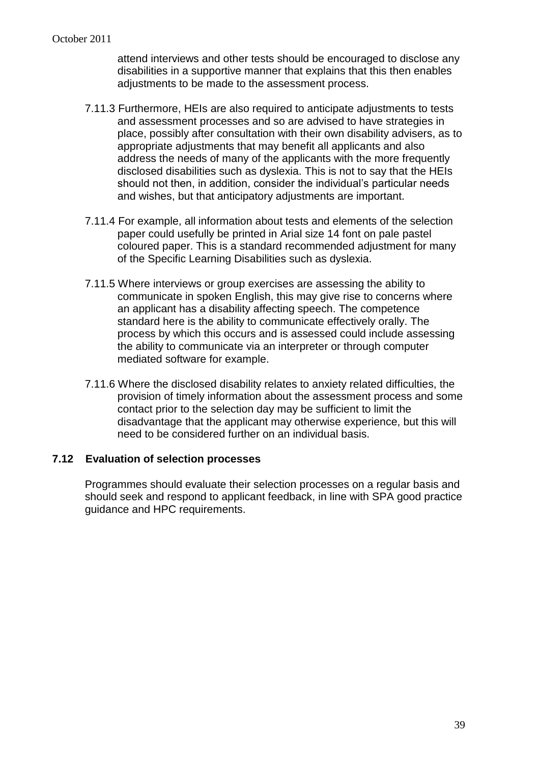attend interviews and other tests should be encouraged to disclose any disabilities in a supportive manner that explains that this then enables adjustments to be made to the assessment process.

7.11.3 Furthermore, HEIs are also required to anticipate adjustments to tests and assessment processes and so are advised to have strategies in place, possibly after consultation with their own disability advisers, as to appropriate adjustments that may benefit all applicants and also address the needs of many of the applicants with the more frequently disclosed disabilities such as dyslexia. This is not to say that the HEIs should not then, in addition, consider the individual's particular needs and wishes, but that anticipatory adjustments are important.

7.11.4 For example, all information about tests and elements of the selection paper could usefully be printed in Arial size 14 font on pale pastel coloured paper. This is a standard recommended adjustment for many of the Specific Learning Disabilities such as dyslexia.

7.11.5 Where interviews or group exercises are assessing the ability to communicate in spoken English, this may give rise to concerns where an applicant has a disability affecting speech. The competence standard here is the ability to communicate effectively orally. The process by which this occurs and is assessed could include assessing the ability to communicate via an interpreter or through computer mediated software for example.

7.11.6 Where the disclosed disability relates to anxiety related difficulties, the provision of timely information about the assessment process and some contact prior to the selection day may be sufficient to limit the disadvantage that the applicant may otherwise experience, but this will need to be considered further on an individual basis.

### 7.12 Evaluation of selection processes

Programmes should evaluate their selection processes on a regular basis and should seek and respond to applicant feedback, in line with SPA good practice guidance and HPC requirements.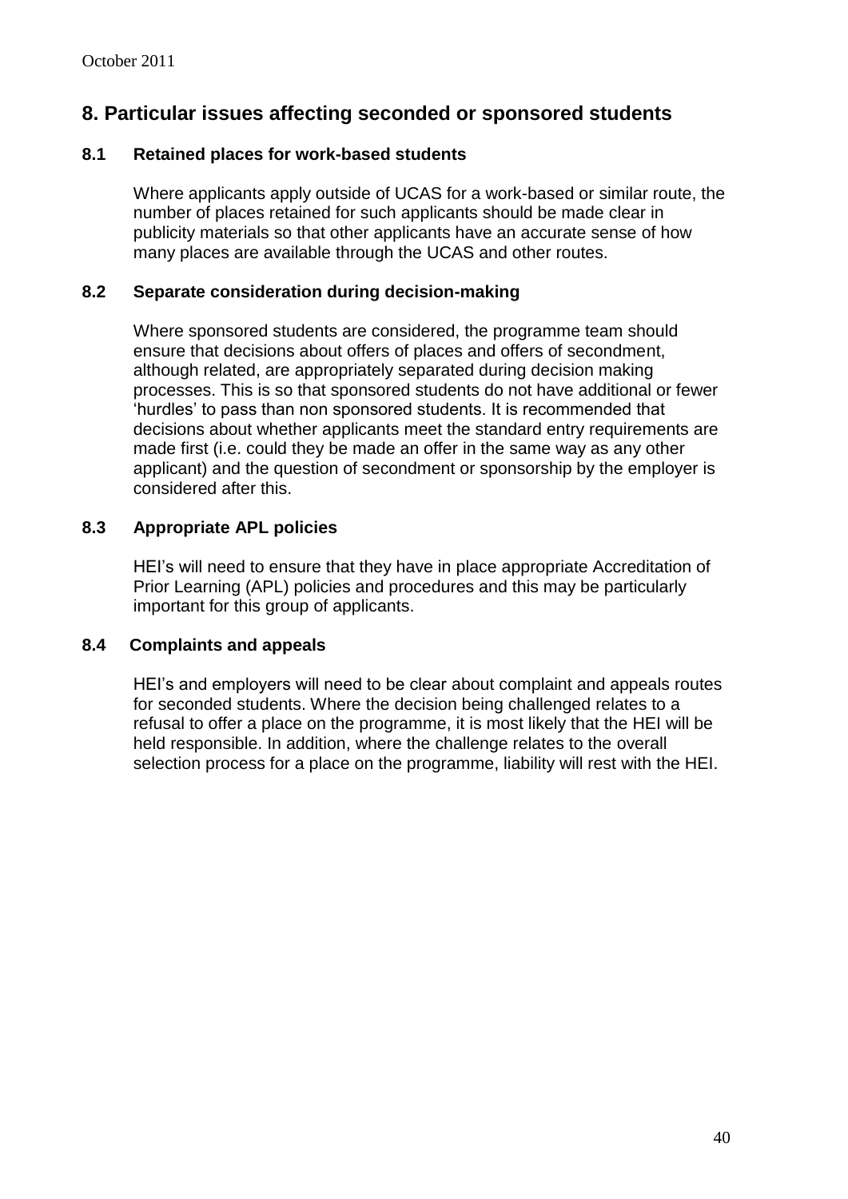## 8. Particular issues affecting seconded or sponsored students

### 8.1 Retained places for work-based students

Where applicants apply outside of UCAS for a work-based or similar route, the number of places retained for such applicants should be made clear in publicity materials so that other applicants have an accurate sense of how many places are available through the UCAS and other routes.

### 8.2 Separate consideration during decision-making

Where sponsored students are considered, the programme team should ensure that decisions about offers of places and offers of secondment, although related, are appropriately separated during decision making processes. This is so that sponsored students do not have additional or fewer 'hurdles' to pass than non sponsored students. It is recommended that decisions about whether applicants meet the standard entry requirements are made first (i.e. could they be made an offer in the same way as any other applicant) and the question of secondment or sponsorship by the employer is considered after this.

### 8.3 Appropriate APL policies

HEI's will need to ensure that they have in place appropriate Accreditation of Prior Learning (APL) policies and procedures and this may be particularly important for this group of applicants.

### 8.4 Complaints and appeals

HEI's and employers will need to be clear about complaint and appeals routes for seconded students. Where the decision being challenged relates to a refusal to offer a place on the programme, it is most likely that the HEI will be held responsible. In addition, where the challenge relates to the overall selection process for a place on the programme, liability will rest with the HEI.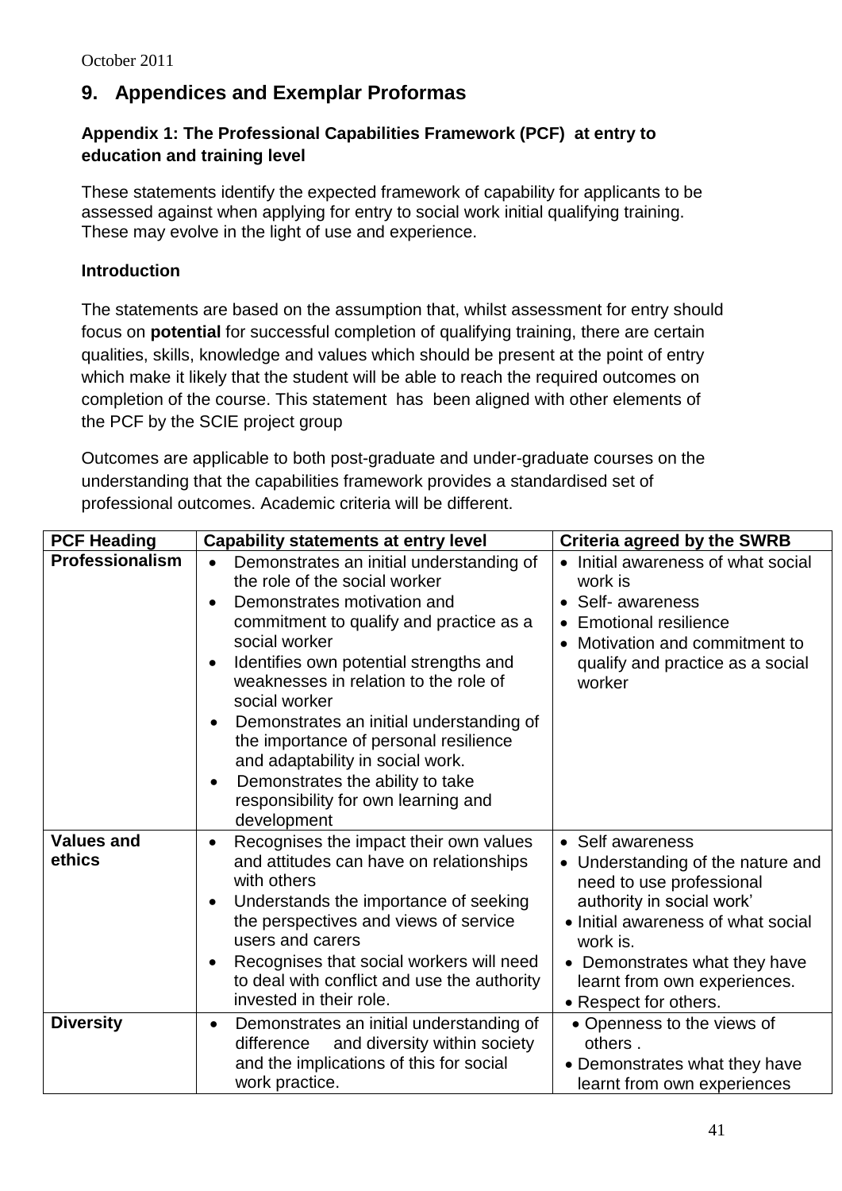October 2011

## 9. Appendices and Exemplar Proformas

### Appendix 1: The Professional Capabilities Framework (PCF) at entry to education and training level

These statements identify the expected framework of capability for applicants to be assessed against when applying for entry to social work initial qualifying training. These may evolve in the light of use and experience.

### Introduction

The statements are based on the assumption that, whilst assessment for entry should focus on **potential** for successful completion of qualifying training, there are certain qualities, skills, knowledge and values which should be present at the point of entry which make it likely that the student will be able to reach the required outcomes on completion of the course. This statement has been aligned with other elements of the PCF by the SCIE project group

Outcomes are applicable to both post-graduate and under-graduate courses on the understanding that the capabilities framework provides a standardised set of professional outcomes. Academic criteria will be different.

| PCF Heading | Capability statements at entry level | Criteria agreed by the SWRB |
|---|---|---|
| **Professionalism** | • Demonstrates an initial understanding of the role of the social worker<br>• Demonstrates motivation and commitment to qualify and practice as a social worker<br>• Identifies own potential strengths and weaknesses in relation to the role of social worker<br>• Demonstrates an initial understanding of the importance of personal resilience and adaptability in social work.<br>• Demonstrates the ability to take responsibility for own learning and development | • Initial awareness of what social work is<br>• Self- awareness<br>• Emotional resilience<br>• Motivation and commitment to qualify and practice as a social worker |
| **Values and ethics** | • Recognises the impact their own values and attitudes can have on relationships with others<br>• Understands the importance of seeking the perspectives and views of service users and carers<br>• Recognises that social workers will need to deal with conflict and use the authority invested in their role. | • Self awareness<br>• Understanding of the nature and need to use professional authority in social work'<br>• Initial awareness of what social work is.<br>• Demonstrates what they have learnt from own experiences.<br>• Respect for others. |
| **Diversity** | • Demonstrates an initial understanding of difference and diversity within society and the implications of this for social work practice. | • Openness to the views of others .<br>• Demonstrates what they have learnt from own experiences |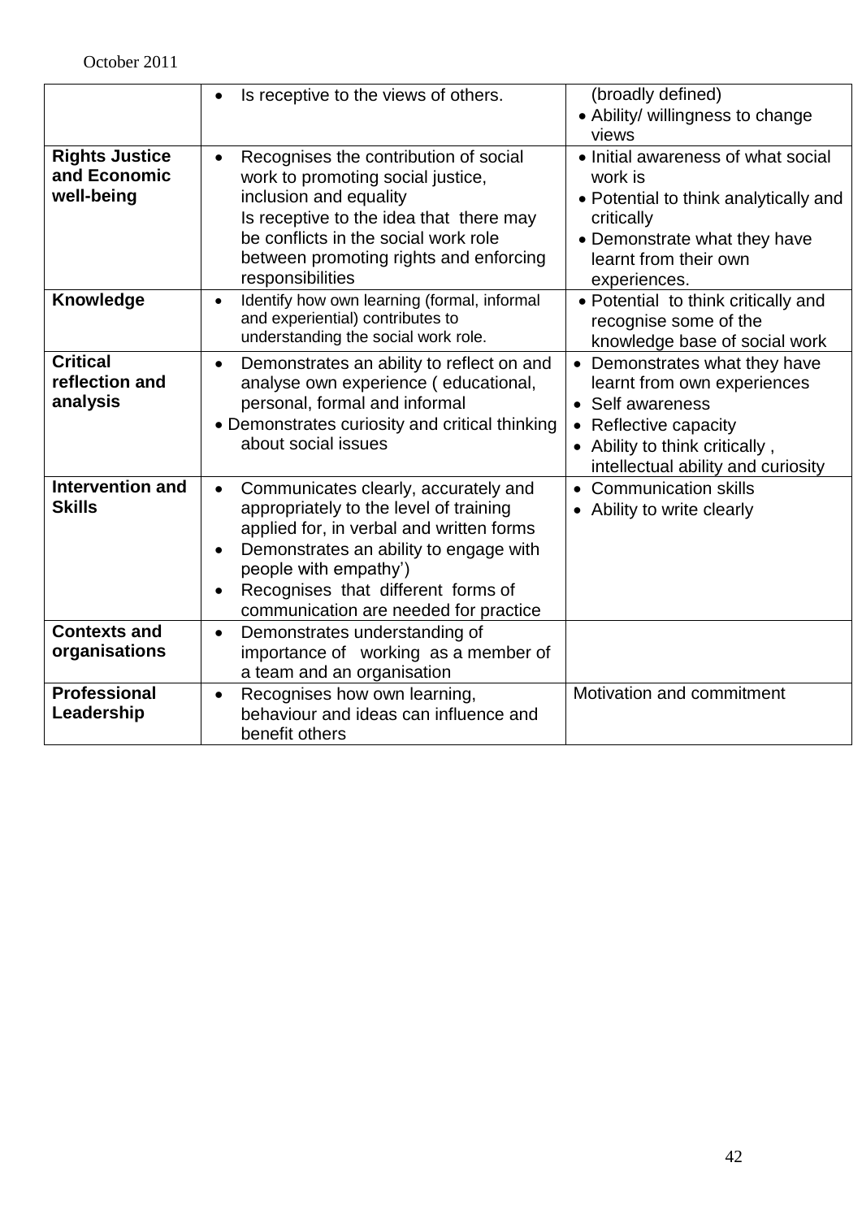October 2011

| | | |
|---|---|---|
| | • Is receptive to the views of others. | (broadly defined)<br>• Ability/ willingness to change views |
| **Rights Justice and Economic well-being** | • Recognises the contribution of social work to promoting social justice, inclusion and equality<br>Is receptive to the idea that there may be conflicts in the social work role between promoting rights and enforcing responsibilities | • Initial awareness of what social work is<br>• Potential to think analytically and critically<br>• Demonstrate what they have learnt from their own experiences. |
| **Knowledge** | • Identify how own learning (formal, informal and experiential) contributes to understanding the social work role. | • Potential to think critically and recognise some of the knowledge base of social work |
| **Critical reflection and analysis** | • Demonstrates an ability to reflect on and analyse own experience ( educational, personal, formal and informal<br>• Demonstrates curiosity and critical thinking about social issues | • Demonstrates what they have learnt from own experiences<br>• Self awareness<br>• Reflective capacity<br>• Ability to think critically , intellectual ability and curiosity |
| **Intervention and Skills** | • Communicates clearly, accurately and appropriately to the level of training applied for, in verbal and written forms<br>• Demonstrates an ability to engage with people with empathy')<br>• Recognises that different forms of communication are needed for practice | • Communication skills<br>• Ability to write clearly |
| **Contexts and organisations** | • Demonstrates understanding of importance of working as a member of a team and an organisation | |
| **Professional Leadership** | • Recognises how own learning, behaviour and ideas can influence and benefit others | Motivation and commitment |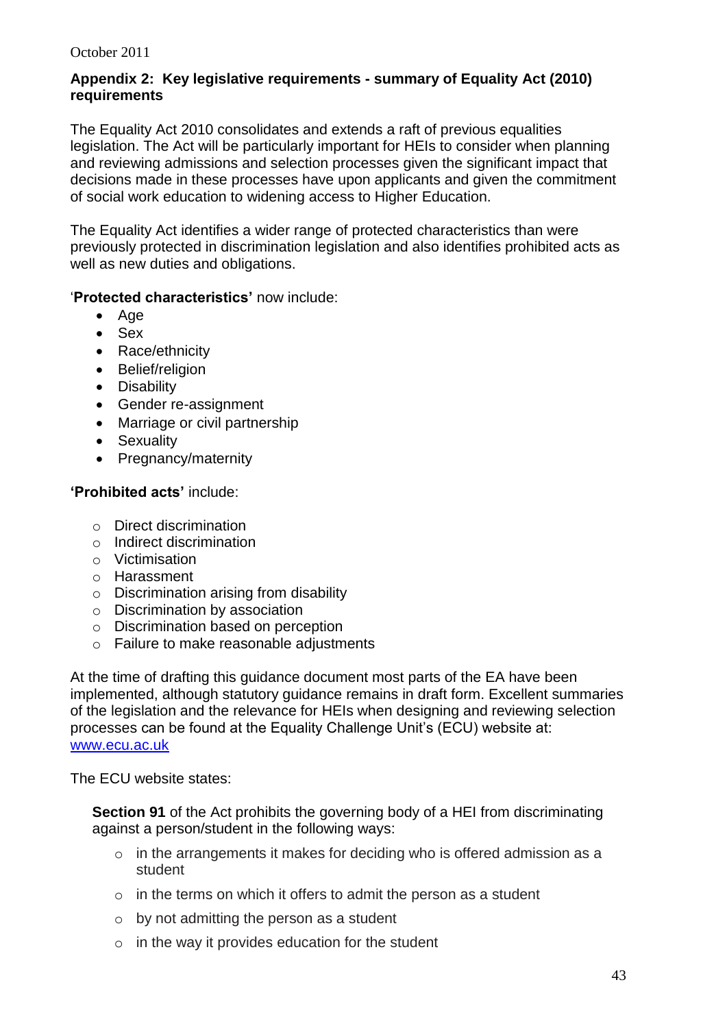## Appendix 2: Key legislative requirements - summary of Equality Act (2010) requirements

The Equality Act 2010 consolidates and extends a raft of previous equalities legislation. The Act will be particularly important for HEIs to consider when planning and reviewing admissions and selection processes given the significant impact that decisions made in these processes have upon applicants and given the commitment of social work education to widening access to Higher Education.

The Equality Act identifies a wider range of protected characteristics than were previously protected in discrimination legislation and also identifies prohibited acts as well as new duties and obligations.

'**Protected characteristics'** now include:

- Age
- Sex
- Race/ethnicity
- Belief/religion
- Disability
- Gender re-assignment
- Marriage or civil partnership
- Sexuality
- Pregnancy/maternity

**'Prohibited acts'** include:

- Direct discrimination
- Indirect discrimination
- Victimisation
- Harassment
- Discrimination arising from disability
- Discrimination by association
- Discrimination based on perception
- Failure to make reasonable adjustments

At the time of drafting this guidance document most parts of the EA have been implemented, although statutory guidance remains in draft form. Excellent summaries of the legislation and the relevance for HEIs when designing and reviewing selection processes can be found at the Equality Challenge Unit's (ECU) website at: [www.ecu.ac.uk](www.ecu.ac.uk)

The ECU website states:

> **Section 91** of the Act prohibits the governing body of a HEI from discriminating against a person/student in the following ways:
>
> - in the arrangements it makes for deciding who is offered admission as a student
> - in the terms on which it offers to admit the person as a student
> - by not admitting the person as a student
> - in the way it provides education for the student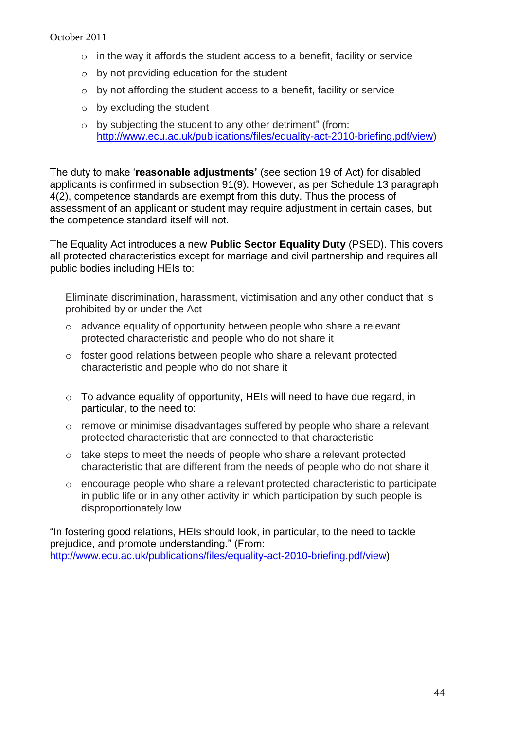- in the way it affords the student access to a benefit, facility or service
- by not providing education for the student
- by not affording the student access to a benefit, facility or service
- by excluding the student
- by subjecting the student to any other detriment" (from: http://www.ecu.ac.uk/publications/files/equality-act-2010-briefing.pdf/view)

The duty to make '**reasonable adjustments'** (see section 19 of Act) for disabled applicants is confirmed in subsection 91(9). However, as per Schedule 13 paragraph 4(2), competence standards are exempt from this duty. Thus the process of assessment of an applicant or student may require adjustment in certain cases, but the competence standard itself will not.

The Equality Act introduces a new **Public Sector Equality Duty** (PSED). This covers all protected characteristics except for marriage and civil partnership and requires all public bodies including HEIs to:

Eliminate discrimination, harassment, victimisation and any other conduct that is prohibited by or under the Act

- advance equality of opportunity between people who share a relevant protected characteristic and people who do not share it
- foster good relations between people who share a relevant protected characteristic and people who do not share it

- To advance equality of opportunity, HEIs will need to have due regard, in particular, to the need to:
- remove or minimise disadvantages suffered by people who share a relevant protected characteristic that are connected to that characteristic
- take steps to meet the needs of people who share a relevant protected characteristic that are different from the needs of people who do not share it
- encourage people who share a relevant protected characteristic to participate in public life or in any other activity in which participation by such people is disproportionately low

"In fostering good relations, HEIs should look, in particular, to the need to tackle prejudice, and promote understanding." (From: http://www.ecu.ac.uk/publications/files/equality-act-2010-briefing.pdf/view)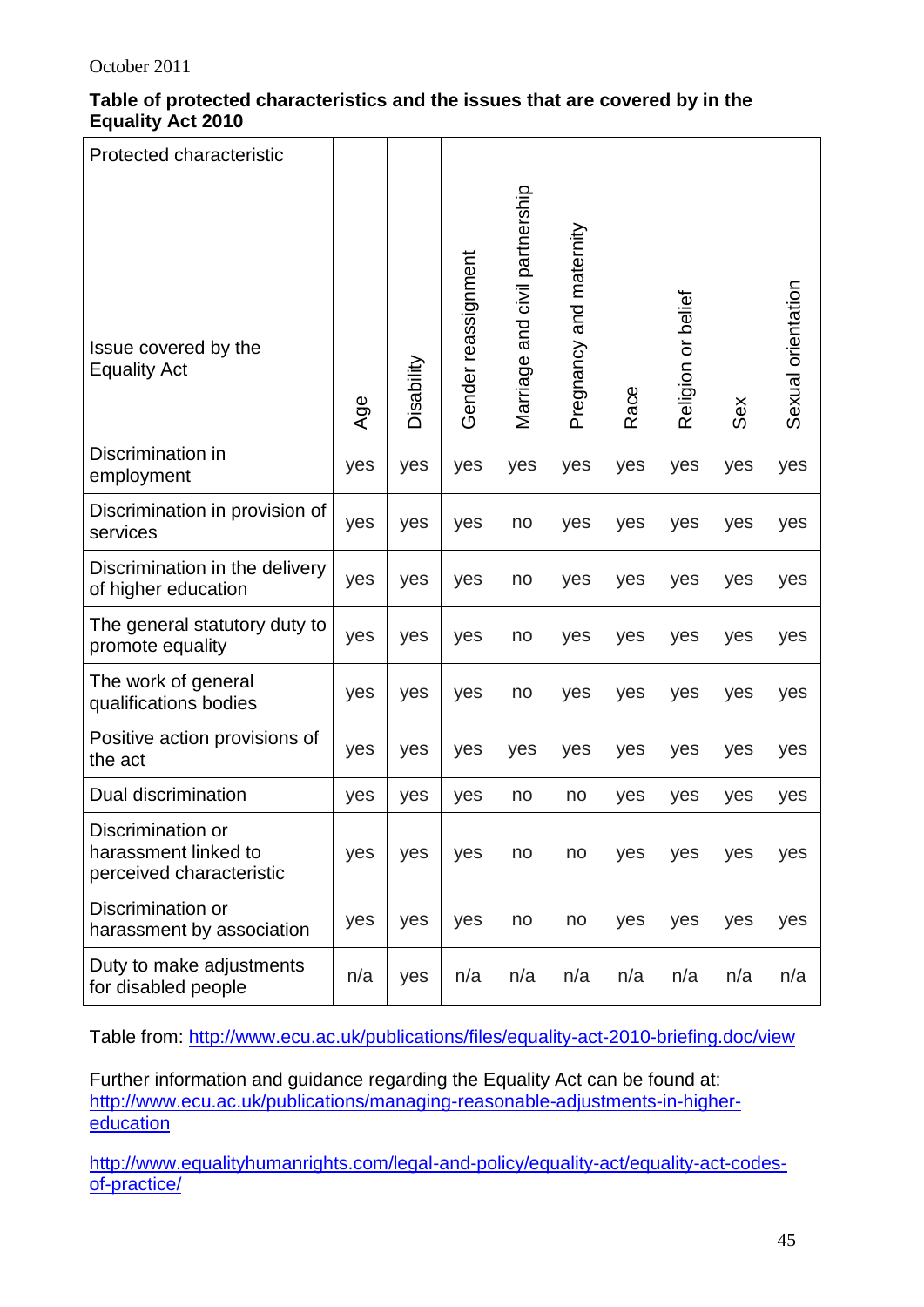October 2011

**Table of protected characteristics and the issues that are covered by in the Equality Act 2010**

| Protected characteristic / Issue covered by the Equality Act | Age | Disability | Gender reassignment | Marriage and civil partnership | Pregnancy and maternity | Race | Religion or belief | Sex | Sexual orientation |
|---|---|---|---|---|---|---|---|---|---|
| Discrimination in employment | yes | yes | yes | yes | yes | yes | yes | yes | yes |
| Discrimination in provision of services | yes | yes | yes | no | yes | yes | yes | yes | yes |
| Discrimination in the delivery of higher education | yes | yes | yes | no | yes | yes | yes | yes | yes |
| The general statutory duty to promote equality | yes | yes | yes | no | yes | yes | yes | yes | yes |
| The work of general qualifications bodies | yes | yes | yes | no | yes | yes | yes | yes | yes |
| Positive action provisions of the act | yes | yes | yes | yes | yes | yes | yes | yes | yes |
| Dual discrimination | yes | yes | yes | no | no | yes | yes | yes | yes |
| Discrimination or harassment linked to perceived characteristic | yes | yes | yes | no | no | yes | yes | yes | yes |
| Discrimination or harassment by association | yes | yes | yes | no | no | yes | yes | yes | yes |
| Duty to make adjustments for disabled people | n/a | yes | n/a | n/a | n/a | n/a | n/a | n/a | n/a |

Table from: http://www.ecu.ac.uk/publications/files/equality-act-2010-briefing.doc/view

Further information and guidance regarding the Equality Act can be found at:
http://www.ecu.ac.uk/publications/managing-reasonable-adjustments-in-higher-education

http://www.equalityhumanrights.com/legal-and-policy/equality-act/equality-act-codes-of-practice/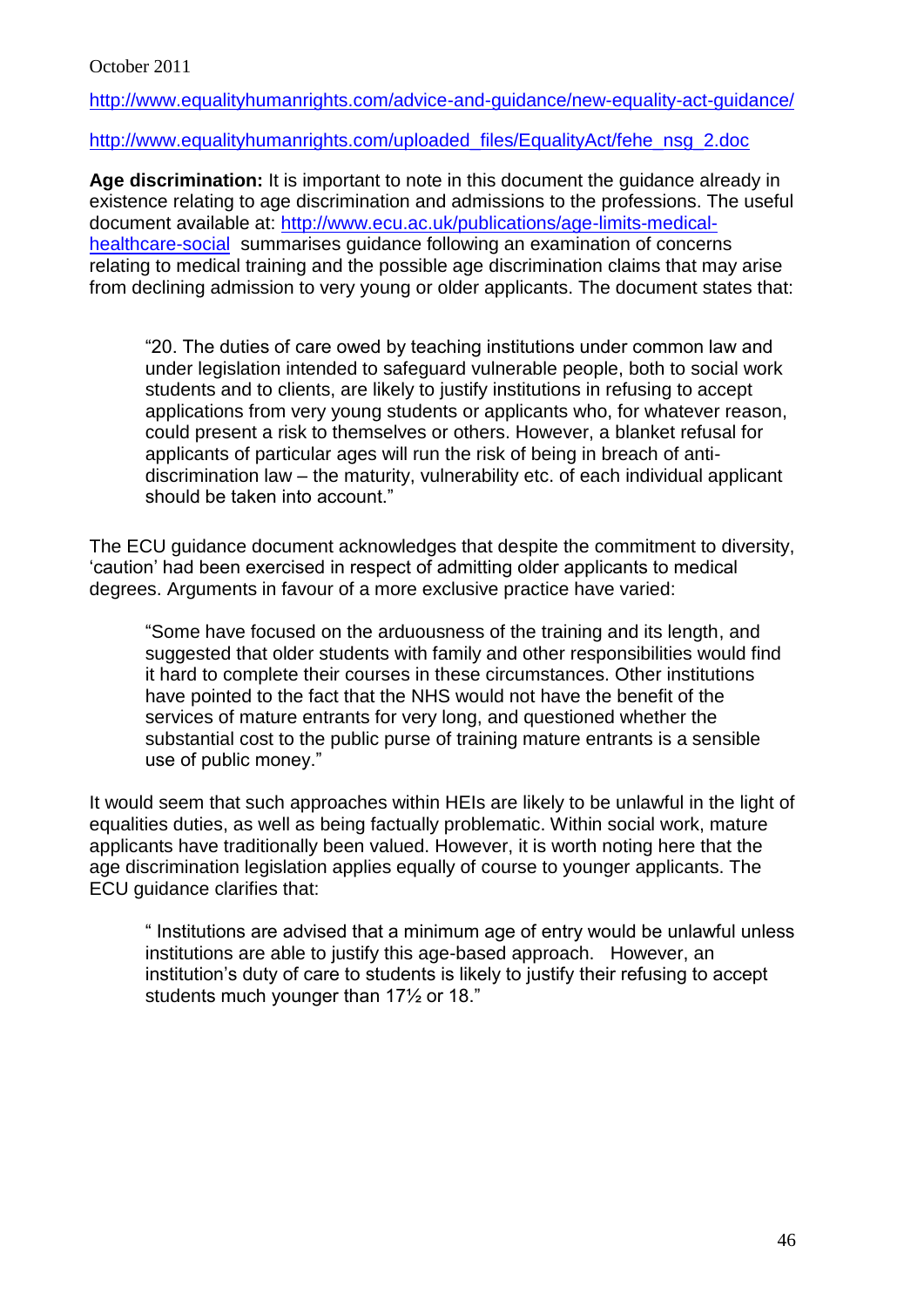October 2011

http://www.equalityhumanrights.com/advice-and-guidance/new-equality-act-guidance/

http://www.equalityhumanrights.com/uploaded_files/EqualityAct/fehe_nsg_2.doc

**Age discrimination:** It is important to note in this document the guidance already in existence relating to age discrimination and admissions to the professions. The useful document available at: http://www.ecu.ac.uk/publications/age-limits-medical-healthcare-social summarises guidance following an examination of concerns relating to medical training and the possible age discrimination claims that may arise from declining admission to very young or older applicants. The document states that:

> "20. The duties of care owed by teaching institutions under common law and under legislation intended to safeguard vulnerable people, both to social work students and to clients, are likely to justify institutions in refusing to accept applications from very young students or applicants who, for whatever reason, could present a risk to themselves or others. However, a blanket refusal for applicants of particular ages will run the risk of being in breach of anti-discrimination law – the maturity, vulnerability etc. of each individual applicant should be taken into account."

The ECU guidance document acknowledges that despite the commitment to diversity, 'caution' had been exercised in respect of admitting older applicants to medical degrees. Arguments in favour of a more exclusive practice have varied:

> "Some have focused on the arduousness of the training and its length, and suggested that older students with family and other responsibilities would find it hard to complete their courses in these circumstances. Other institutions have pointed to the fact that the NHS would not have the benefit of the services of mature entrants for very long, and questioned whether the substantial cost to the public purse of training mature entrants is a sensible use of public money."

It would seem that such approaches within HEIs are likely to be unlawful in the light of equalities duties, as well as being factually problematic. Within social work, mature applicants have traditionally been valued. However, it is worth noting here that the age discrimination legislation applies equally of course to younger applicants. The ECU guidance clarifies that:

> " Institutions are advised that a minimum age of entry would be unlawful unless institutions are able to justify this age-based approach. However, an institution's duty of care to students is likely to justify their refusing to accept students much younger than 17½ or 18."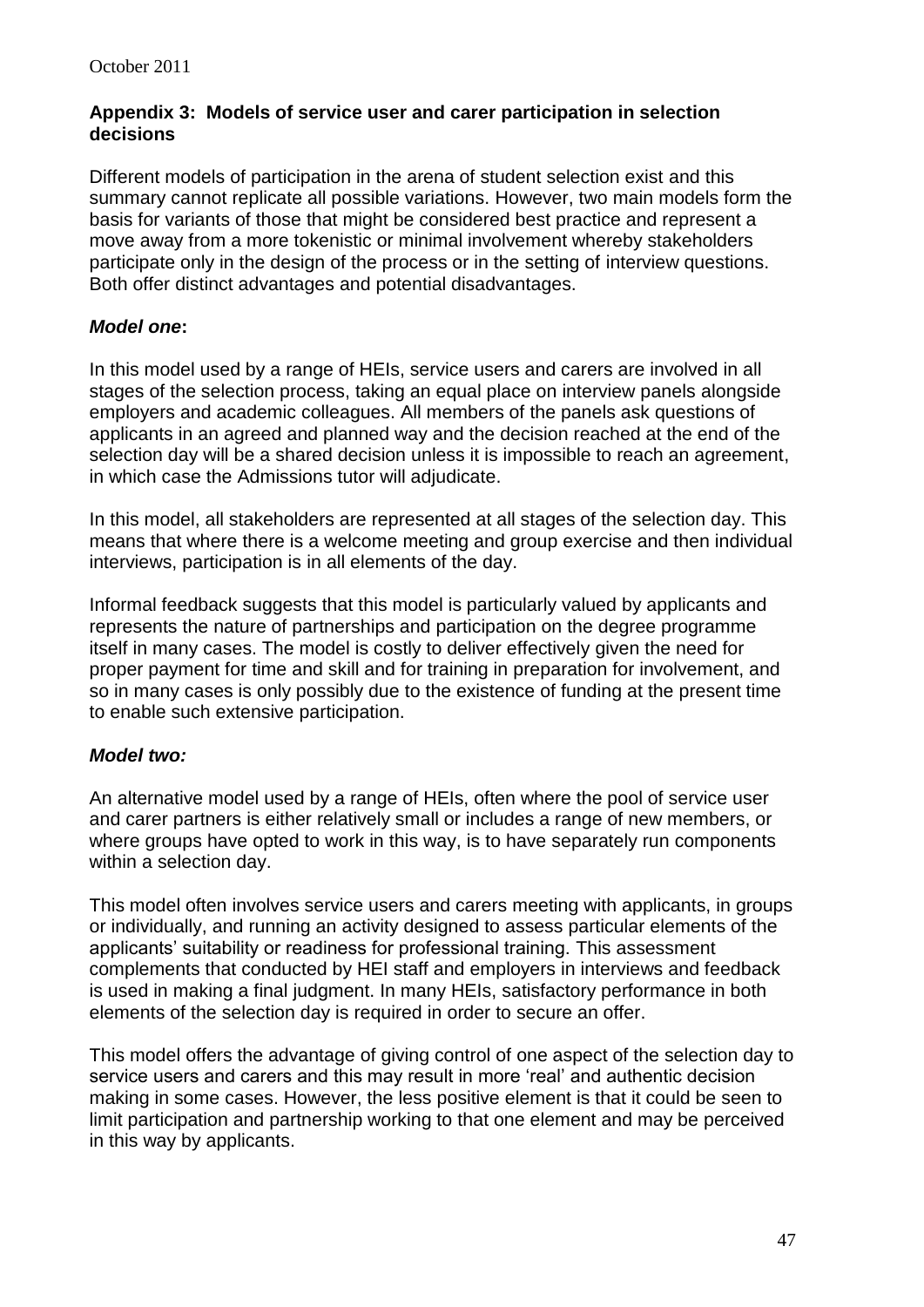## Appendix 3: Models of service user and carer participation in selection decisions

Different models of participation in the arena of student selection exist and this summary cannot replicate all possible variations. However, two main models form the basis for variants of those that might be considered best practice and represent a move away from a more tokenistic or minimal involvement whereby stakeholders participate only in the design of the process or in the setting of interview questions. Both offer distinct advantages and potential disadvantages.

### *Model one*:

In this model used by a range of HEIs, service users and carers are involved in all stages of the selection process, taking an equal place on interview panels alongside employers and academic colleagues. All members of the panels ask questions of applicants in an agreed and planned way and the decision reached at the end of the selection day will be a shared decision unless it is impossible to reach an agreement, in which case the Admissions tutor will adjudicate.

In this model, all stakeholders are represented at all stages of the selection day. This means that where there is a welcome meeting and group exercise and then individual interviews, participation is in all elements of the day.

Informal feedback suggests that this model is particularly valued by applicants and represents the nature of partnerships and participation on the degree programme itself in many cases. The model is costly to deliver effectively given the need for proper payment for time and skill and for training in preparation for involvement, and so in many cases is only possibly due to the existence of funding at the present time to enable such extensive participation.

### *Model two:*

An alternative model used by a range of HEIs, often where the pool of service user and carer partners is either relatively small or includes a range of new members, or where groups have opted to work in this way, is to have separately run components within a selection day.

This model often involves service users and carers meeting with applicants, in groups or individually, and running an activity designed to assess particular elements of the applicants' suitability or readiness for professional training. This assessment complements that conducted by HEI staff and employers in interviews and feedback is used in making a final judgment. In many HEIs, satisfactory performance in both elements of the selection day is required in order to secure an offer.

This model offers the advantage of giving control of one aspect of the selection day to service users and carers and this may result in more 'real' and authentic decision making in some cases. However, the less positive element is that it could be seen to limit participation and partnership working to that one element and may be perceived in this way by applicants.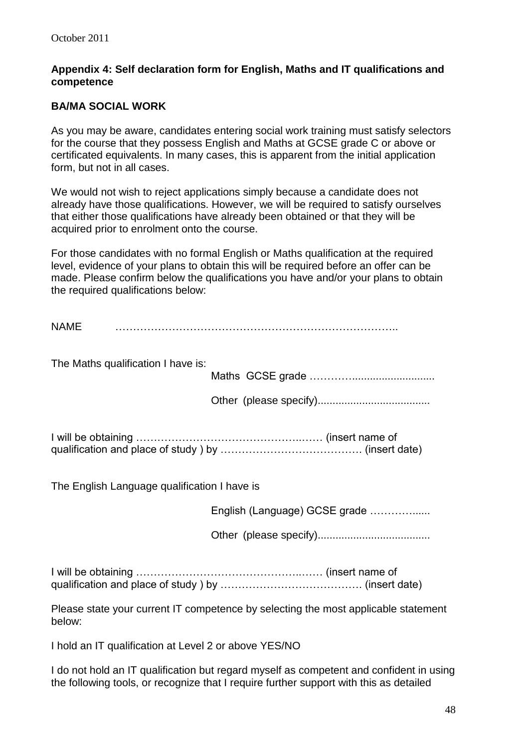October 2011

**Appendix 4: Self declaration form for English, Maths and IT qualifications and competence**

**BA/MA SOCIAL WORK**

As you may be aware, candidates entering social work training must satisfy selectors for the course that they possess English and Maths at GCSE grade C or above or certificated equivalents. In many cases, this is apparent from the initial application form, but not in all cases.

We would not wish to reject applications simply because a candidate does not already have those qualifications. However, we will be required to satisfy ourselves that either those qualifications have already been obtained or that they will be acquired prior to enrolment onto the course.

For those candidates with no formal English or Maths qualification at the required level, evidence of your plans to obtain this will be required before an offer can be made. Please confirm below the qualifications you have and/or your plans to obtain the required qualifications below:

NAME ………………………………………………………………………..

The Maths qualification I have is:

Maths GCSE grade ………...........................

Other (please specify).....................................

I will be obtaining ……………………………………..…… (insert name of qualification and place of study ) by …………………………………. (insert date)

The English Language qualification I have is

English (Language) GCSE grade …………......

Other (please specify).....................................

I will be obtaining ……………………………………..…… (insert name of qualification and place of study ) by …………………………………. (insert date)

Please state your current IT competence by selecting the most applicable statement below:

I hold an IT qualification at Level 2 or above YES/NO

I do not hold an IT qualification but regard myself as competent and confident in using the following tools, or recognize that I require further support with this as detailed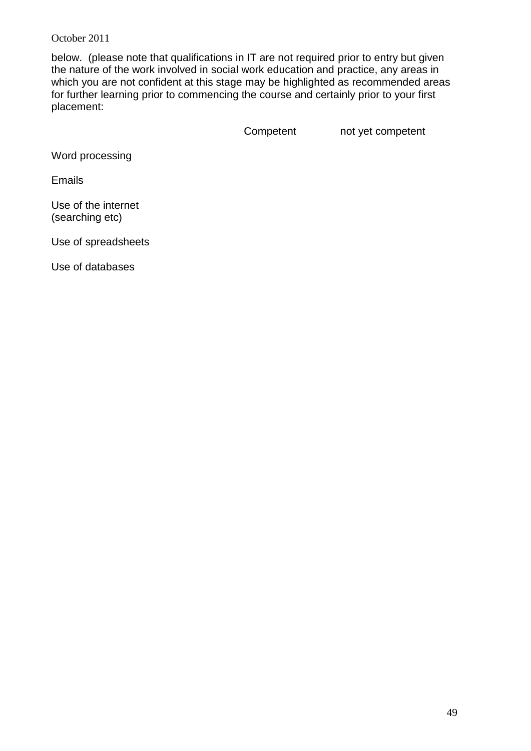below. (please note that qualifications in IT are not required prior to entry but given the nature of the work involved in social work education and practice, any areas in which you are not confident at this stage may be highlighted as recommended areas for further learning prior to commencing the course and certainly prior to your first placement:

| | Competent | not yet competent |
|---|---|---|
| Word processing | | |
| Emails | | |
| Use of the internet (searching etc) | | |
| Use of spreadsheets | | |
| Use of databases | | |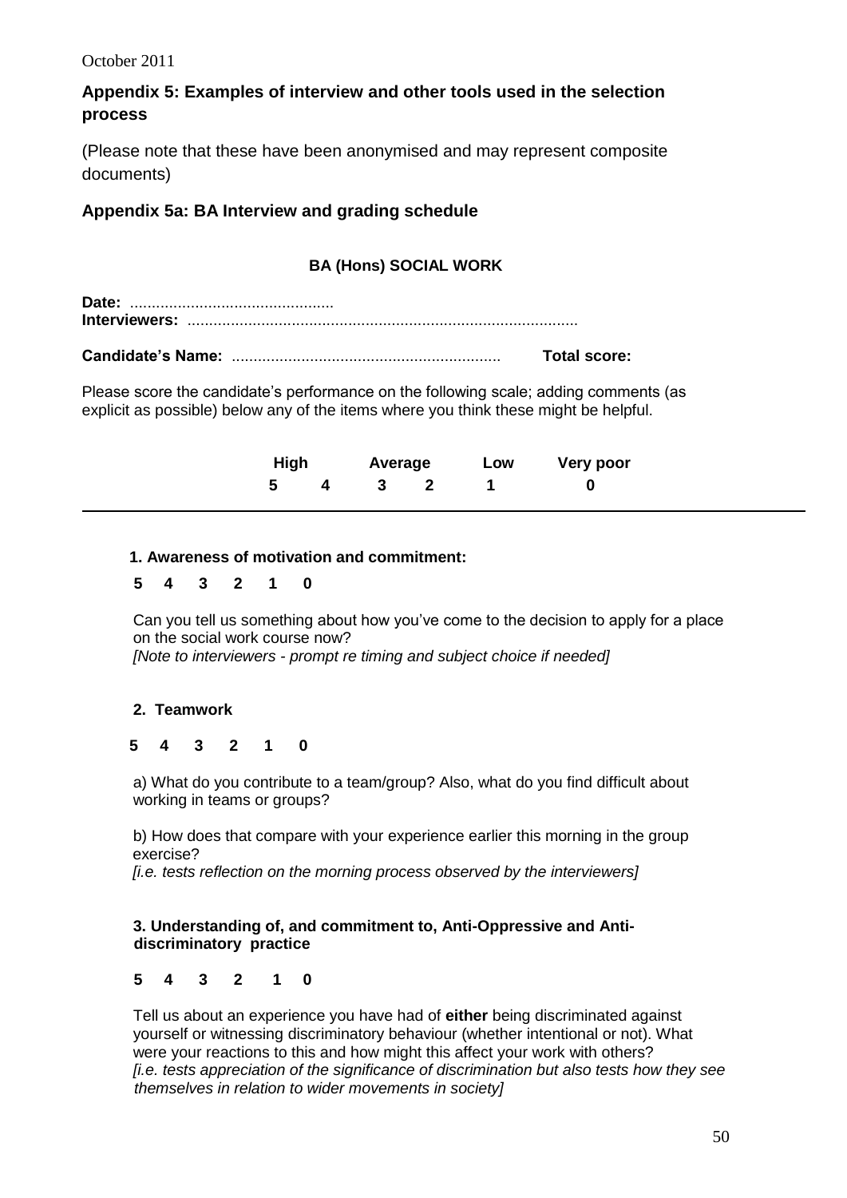October 2011

## Appendix 5: Examples of interview and other tools used in the selection process

(Please note that these have been anonymised and may represent composite documents)

### Appendix 5a: BA Interview and grading schedule

**BA (Hons) SOCIAL WORK**

**Date:** ..............................................
**Interviewers:** .........................................................................................

**Candidate's Name:** ............................................................ **Total score:**

Please score the candidate's performance on the following scale; adding comments (as explicit as possible) below any of the items where you think these might be helpful.

| High | | Average | | Low | Very poor |
|---|---|---|---|---|---|
| 5 | 4 | 3 | 2 | 1 | 0 |

---

**1. Awareness of motivation and commitment:**

**5 4 3 2 1 0**

Can you tell us something about how you've come to the decision to apply for a place on the social work course now?
*[Note to interviewers - prompt re timing and subject choice if needed]*

**2. Teamwork**

**5 4 3 2 1 0**

a) What do you contribute to a team/group? Also, what do you find difficult about working in teams or groups?

b) How does that compare with your experience earlier this morning in the group exercise?
*[i.e. tests reflection on the morning process observed by the interviewers]*

**3. Understanding of, and commitment to, Anti-Oppressive and Anti-discriminatory practice**

**5 4 3 2 1 0**

Tell us about an experience you have had of **either** being discriminated against yourself or witnessing discriminatory behaviour (whether intentional or not). What were your reactions to this and how might this affect your work with others?
*[i.e. tests appreciation of the significance of discrimination but also tests how they see themselves in relation to wider movements in society]*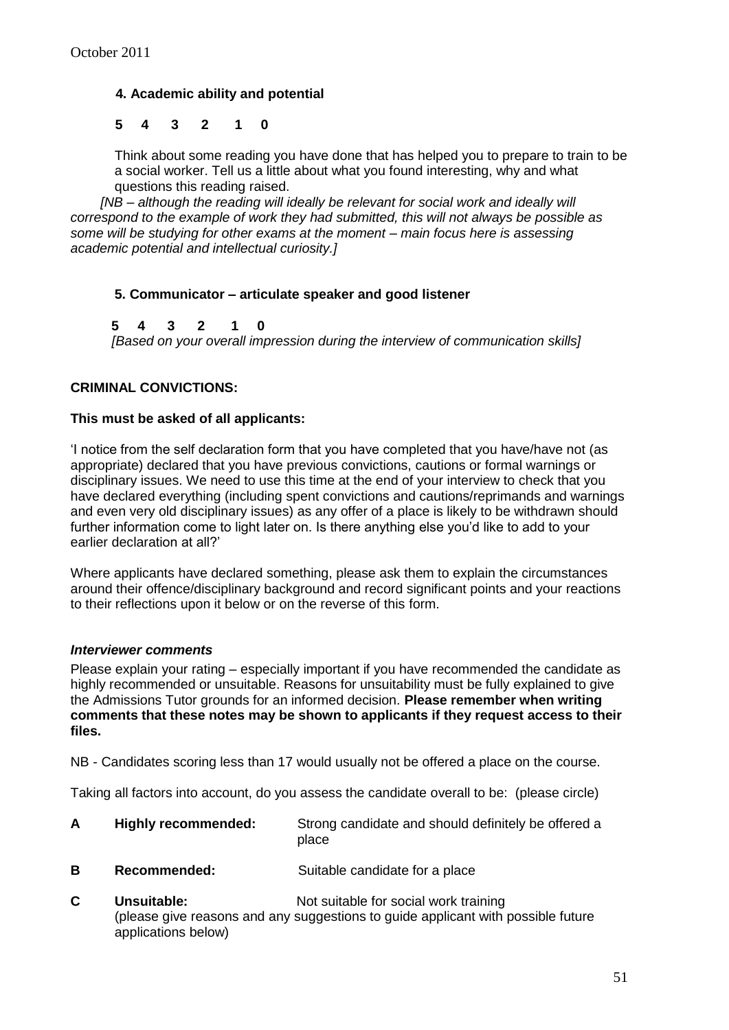October 2011

**4. Academic ability and potential**

**5 4 3 2 1 0**

Think about some reading you have done that has helped you to prepare to train to be a social worker. Tell us a little about what you found interesting, why and what questions this reading raised.

*[NB – although the reading will ideally be relevant for social work and ideally will correspond to the example of work they had submitted, this will not always be possible as some will be studying for other exams at the moment – main focus here is assessing academic potential and intellectual curiosity.]*

**5. Communicator – articulate speaker and good listener**

**5 4 3 2 1 0**

*[Based on your overall impression during the interview of communication skills]*

**CRIMINAL CONVICTIONS:**

**This must be asked of all applicants:**

'I notice from the self declaration form that you have completed that you have/have not (as appropriate) declared that you have previous convictions, cautions or formal warnings or disciplinary issues. We need to use this time at the end of your interview to check that you have declared everything (including spent convictions and cautions/reprimands and warnings and even very old disciplinary issues) as any offer of a place is likely to be withdrawn should further information come to light later on. Is there anything else you'd like to add to your earlier declaration at all?'

Where applicants have declared something, please ask them to explain the circumstances around their offence/disciplinary background and record significant points and your reactions to their reflections upon it below or on the reverse of this form.

***Interviewer comments***

Please explain your rating – especially important if you have recommended the candidate as highly recommended or unsuitable. Reasons for unsuitability must be fully explained to give the Admissions Tutor grounds for an informed decision. **Please remember when writing comments that these notes may be shown to applicants if they request access to their files.**

NB - Candidates scoring less than 17 would usually not be offered a place on the course.

Taking all factors into account, do you assess the candidate overall to be: (please circle)

**A** **Highly recommended:** Strong candidate and should definitely be offered a place

**B** **Recommended:** Suitable candidate for a place

**C** **Unsuitable:** Not suitable for social work training
(please give reasons and any suggestions to guide applicant with possible future applications below)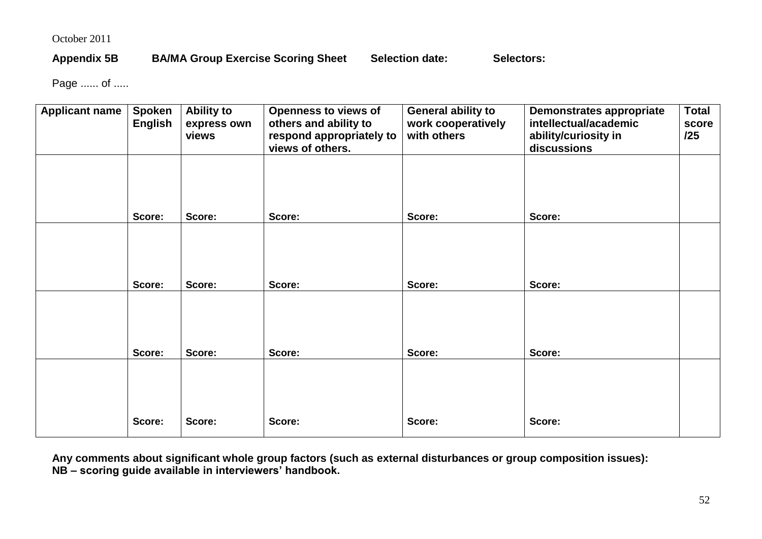October 2011

**Appendix 5B BA/MA Group Exercise Scoring Sheet Selection date: Selectors:**

Page ...... of .....

| Applicant name | Spoken English | Ability to express own views | Openness to views of others and ability to respond appropriately to views of others. | General ability to work cooperatively with others | Demonstrates appropriate intellectual/academic ability/curiosity in discussions | Total score /25 |
|---|---|---|---|---|---|---|
| | **Score:** | **Score:** | **Score:** | **Score:** | **Score:** | |
| | **Score:** | **Score:** | **Score:** | **Score:** | **Score:** | |
| | **Score:** | **Score:** | **Score:** | **Score:** | **Score:** | |
| | **Score:** | **Score:** | **Score:** | **Score:** | **Score:** | |

**Any comments about significant whole group factors (such as external disturbances or group composition issues):**
**NB – scoring guide available in interviewers' handbook.**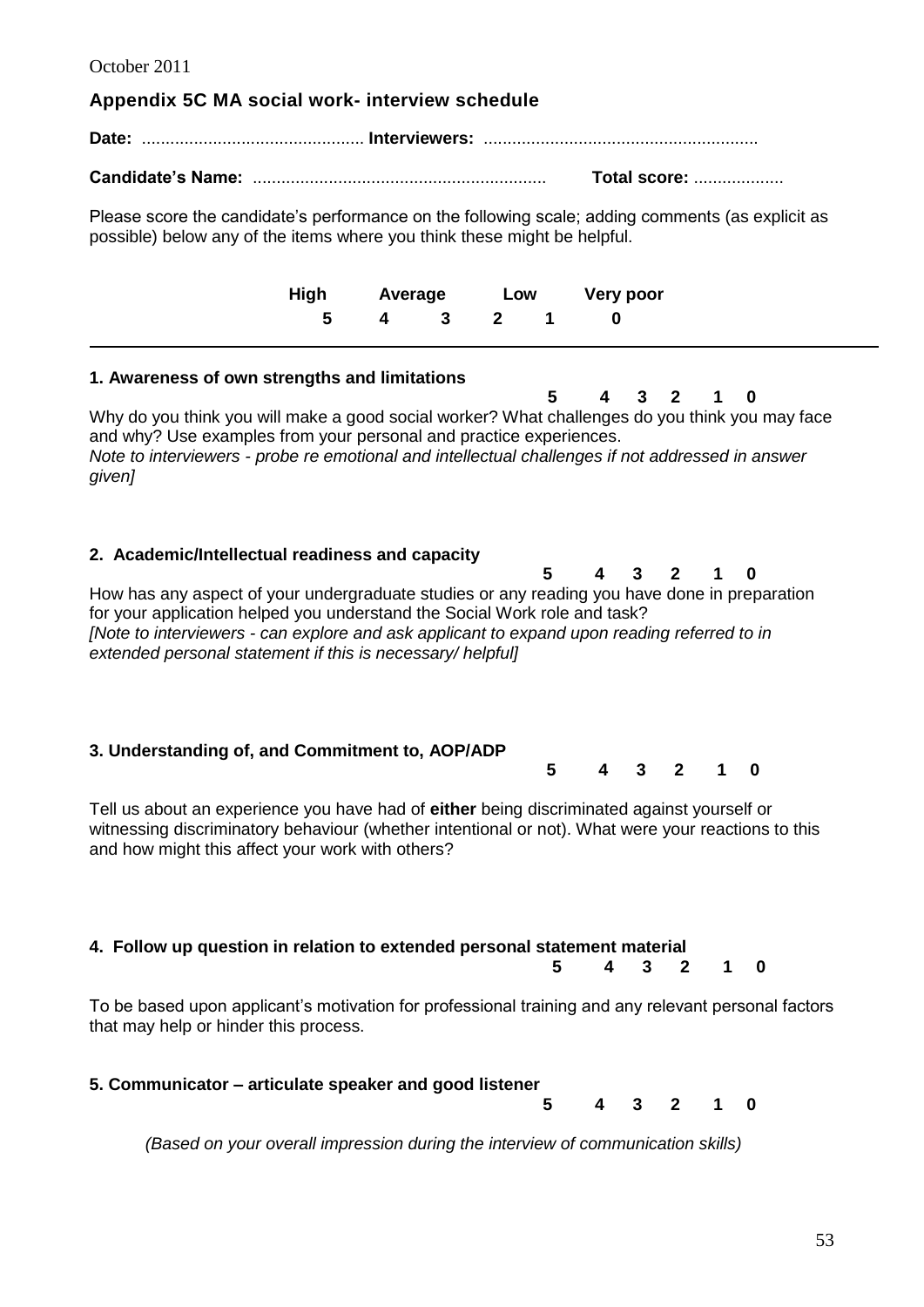October 2011

## Appendix 5C MA social work- interview schedule

**Date:** ............................................... **Interviewers:** .........................................................

**Candidate's Name:** ............................................................. **Total score:** ...................

Please score the candidate's performance on the following scale; adding comments (as explicit as possible) below any of the items where you think these might be helpful.

| High | | Average | | Low | | Very poor |
|---|---|---|---|---|---|---|
| 5 | 4 | 3 | 2 | 1 | 0 | |

---

**1. Awareness of own strengths and limitations** 5 4 3 2 1 0

Why do you think you will make a good social worker? What challenges do you think you may face and why? Use examples from your personal and practice experiences.
*Note to interviewers - probe re emotional and intellectual challenges if not addressed in answer given]*

**2. Academic/Intellectual readiness and capacity** 5 4 3 2 1 0

How has any aspect of your undergraduate studies or any reading you have done in preparation for your application helped you understand the Social Work role and task?
*[Note to interviewers - can explore and ask applicant to expand upon reading referred to in extended personal statement if this is necessary/ helpful]*

**3. Understanding of, and Commitment to, AOP/ADP** 5 4 3 2 1 0

Tell us about an experience you have had of **either** being discriminated against yourself or witnessing discriminatory behaviour (whether intentional or not). What were your reactions to this and how might this affect your work with others?

**4. Follow up question in relation to extended personal statement material** 5 4 3 2 1 0

To be based upon applicant's motivation for professional training and any relevant personal factors that may help or hinder this process.

**5. Communicator – articulate speaker and good listener** 5 4 3 2 1 0

*(Based on your overall impression during the interview of communication skills)*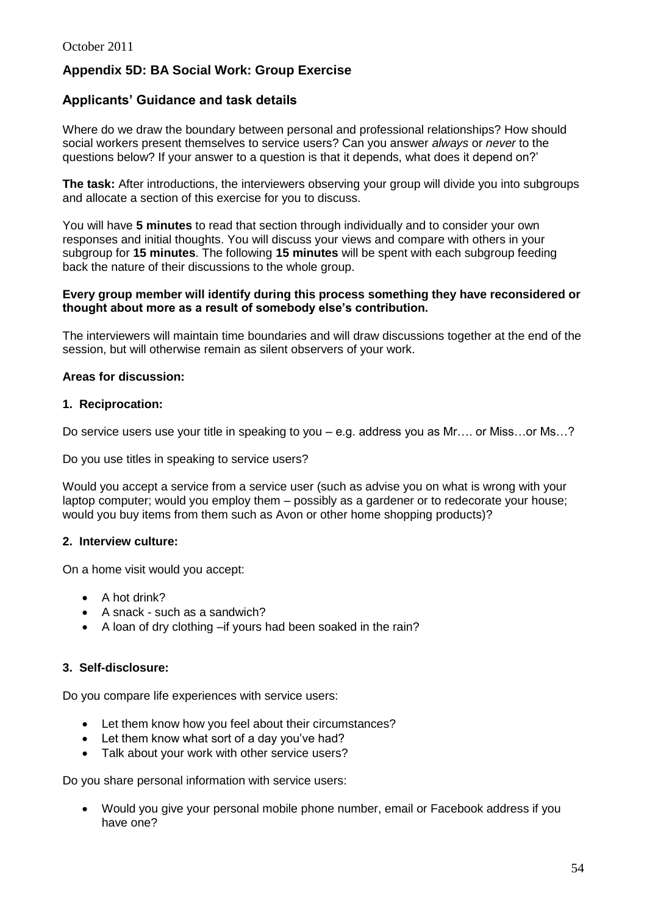## Appendix 5D: BA Social Work: Group Exercise

## Applicants' Guidance and task details

Where do we draw the boundary between personal and professional relationships? How should social workers present themselves to service users? Can you answer *always* or *never* to the questions below? If your answer to a question is that it depends, what does it depend on?'

**The task:** After introductions, the interviewers observing your group will divide you into subgroups and allocate a section of this exercise for you to discuss.

You will have **5 minutes** to read that section through individually and to consider your own responses and initial thoughts. You will discuss your views and compare with others in your subgroup for **15 minutes**. The following **15 minutes** will be spent with each subgroup feeding back the nature of their discussions to the whole group.

**Every group member will identify during this process something they have reconsidered or thought about more as a result of somebody else's contribution.**

The interviewers will maintain time boundaries and will draw discussions together at the end of the session, but will otherwise remain as silent observers of your work.

**Areas for discussion:**

**1. Reciprocation:**

Do service users use your title in speaking to you – e.g. address you as Mr…. or Miss…or Ms…?

Do you use titles in speaking to service users?

Would you accept a service from a service user (such as advise you on what is wrong with your laptop computer; would you employ them – possibly as a gardener or to redecorate your house; would you buy items from them such as Avon or other home shopping products)?

**2. Interview culture:**

On a home visit would you accept:

- A hot drink?
- A snack - such as a sandwich?
- A loan of dry clothing –if yours had been soaked in the rain?

**3. Self-disclosure:**

Do you compare life experiences with service users:

- Let them know how you feel about their circumstances?
- Let them know what sort of a day you've had?
- Talk about your work with other service users?

Do you share personal information with service users:

- Would you give your personal mobile phone number, email or Facebook address if you have one?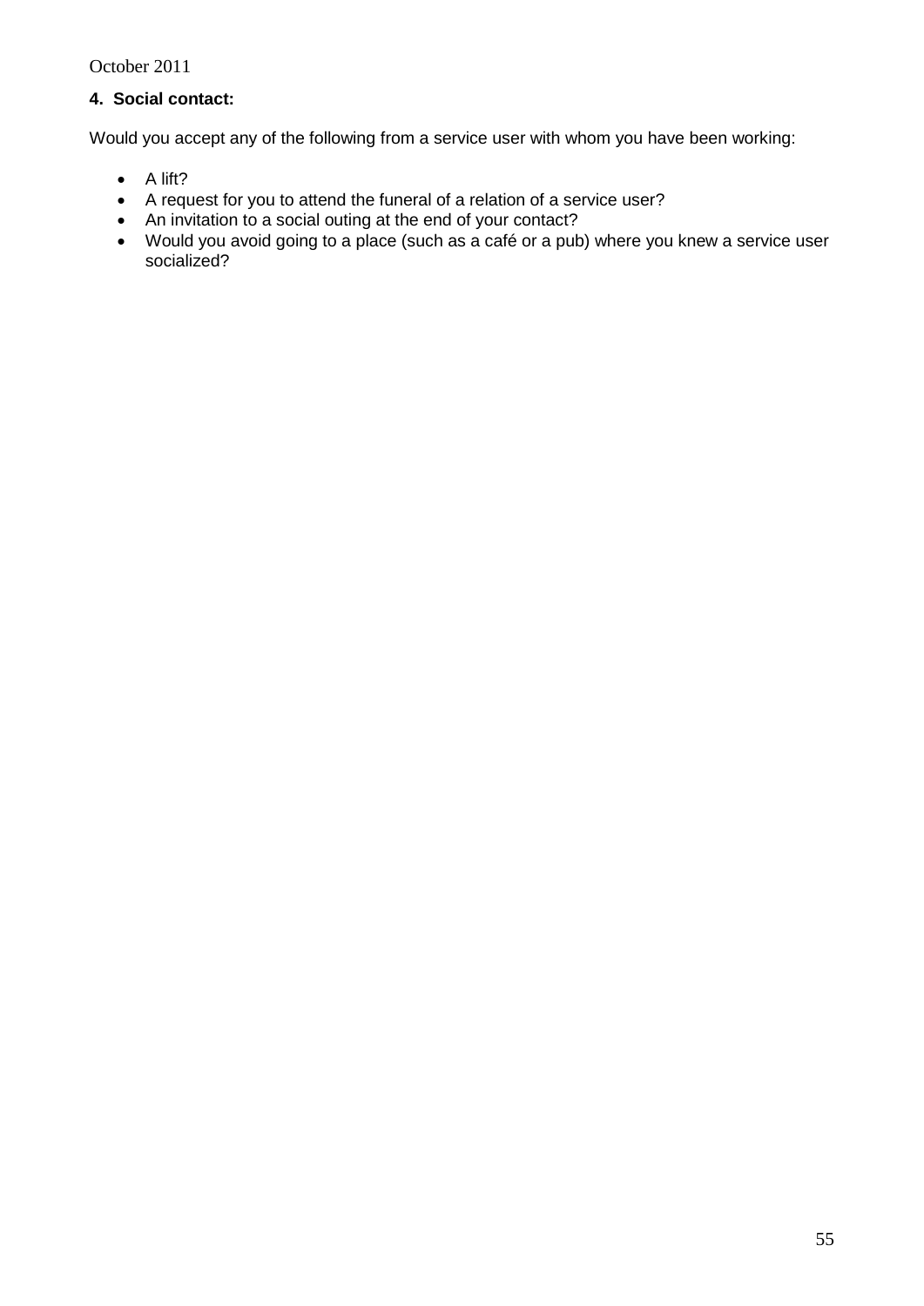**4. Social contact:**

Would you accept any of the following from a service user with whom you have been working:

- A lift?
- A request for you to attend the funeral of a relation of a service user?
- An invitation to a social outing at the end of your contact?
- Would you avoid going to a place (such as a café or a pub) where you knew a service user socialized?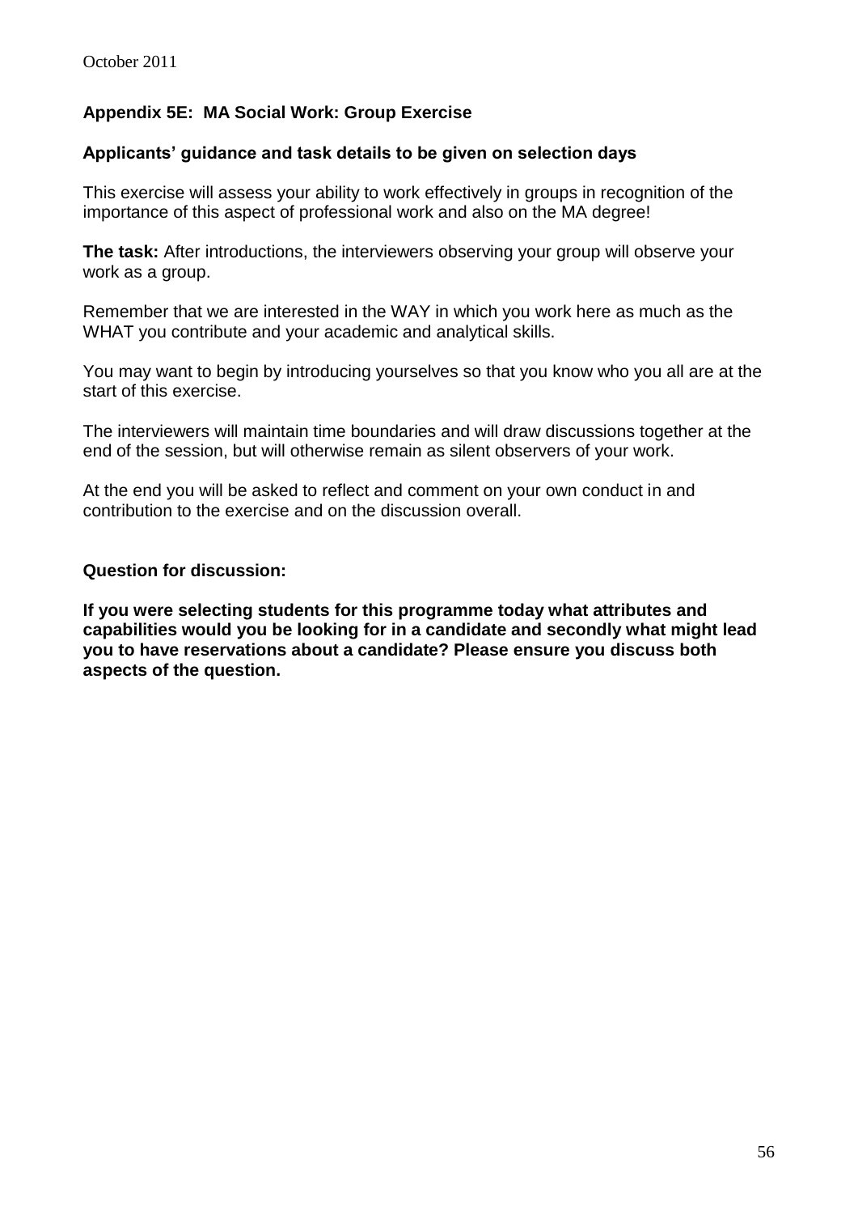## Appendix 5E: MA Social Work: Group Exercise

### Applicants' guidance and task details to be given on selection days

This exercise will assess your ability to work effectively in groups in recognition of the importance of this aspect of professional work and also on the MA degree!

**The task:** After introductions, the interviewers observing your group will observe your work as a group.

Remember that we are interested in the WAY in which you work here as much as the WHAT you contribute and your academic and analytical skills.

You may want to begin by introducing yourselves so that you know who you all are at the start of this exercise.

The interviewers will maintain time boundaries and will draw discussions together at the end of the session, but will otherwise remain as silent observers of your work.

At the end you will be asked to reflect and comment on your own conduct in and contribution to the exercise and on the discussion overall.

**Question for discussion:**

**If you were selecting students for this programme today what attributes and capabilities would you be looking for in a candidate and secondly what might lead you to have reservations about a candidate? Please ensure you discuss both aspects of the question.**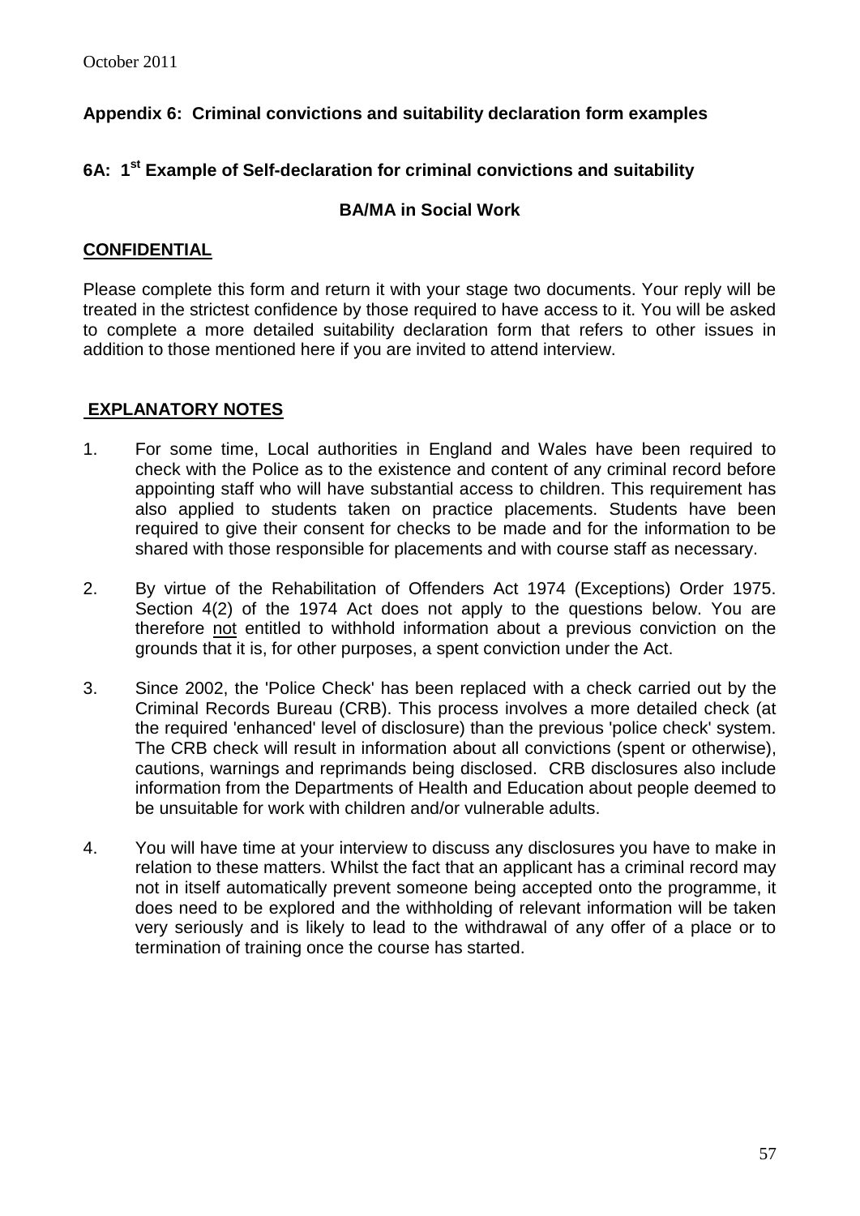## Appendix 6: Criminal convictions and suitability declaration form examples

### 6A: 1st Example of Self-declaration for criminal convictions and suitability

**BA/MA in Social Work**

**CONFIDENTIAL**

Please complete this form and return it with your stage two documents. Your reply will be treated in the strictest confidence by those required to have access to it. You will be asked to complete a more detailed suitability declaration form that refers to other issues in addition to those mentioned here if you are invited to attend interview.

**EXPLANATORY NOTES**

1. For some time, Local authorities in England and Wales have been required to check with the Police as to the existence and content of any criminal record before appointing staff who will have substantial access to children. This requirement has also applied to students taken on practice placements. Students have been required to give their consent for checks to be made and for the information to be shared with those responsible for placements and with course staff as necessary.

2. By virtue of the Rehabilitation of Offenders Act 1974 (Exceptions) Order 1975. Section 4(2) of the 1974 Act does not apply to the questions below. You are therefore not entitled to withhold information about a previous conviction on the grounds that it is, for other purposes, a spent conviction under the Act.

3. Since 2002, the 'Police Check' has been replaced with a check carried out by the Criminal Records Bureau (CRB). This process involves a more detailed check (at the required 'enhanced' level of disclosure) than the previous 'police check' system. The CRB check will result in information about all convictions (spent or otherwise), cautions, warnings and reprimands being disclosed. CRB disclosures also include information from the Departments of Health and Education about people deemed to be unsuitable for work with children and/or vulnerable adults.

4. You will have time at your interview to discuss any disclosures you have to make in relation to these matters. Whilst the fact that an applicant has a criminal record may not in itself automatically prevent someone being accepted onto the programme, it does need to be explored and the withholding of relevant information will be taken very seriously and is likely to lead to the withdrawal of any offer of a place or to termination of training once the course has started.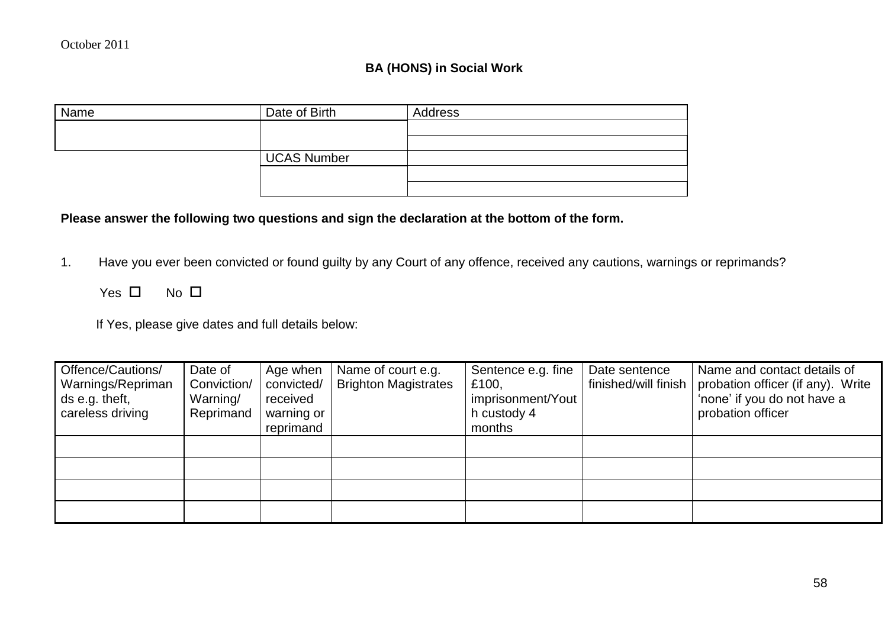October 2011

**BA (HONS) in Social Work**

| Name | Date of Birth | Address |
|---|---|---|
| | | |
| | | |
| | UCAS Number | |
| | | |
| | | |

**Please answer the following two questions and sign the declaration at the bottom of the form.**

1. Have you ever been convicted or found guilty by any Court of any offence, received any cautions, warnings or reprimands?

   Yes ☐ No ☐

   If Yes, please give dates and full details below:

| Offence/Cautions/ Warnings/Reprimands e.g. theft, careless driving | Date of Conviction/ Warning/ Reprimand | Age when convicted/ received warning or reprimand | Name of court e.g. Brighton Magistrates | Sentence e.g. fine £100, imprisonment/Youth custody 4 months | Date sentence finished/will finish | Name and contact details of probation officer (if any). Write 'none' if you do not have a probation officer |
|---|---|---|---|---|---|---|
| | | | | | | |
| | | | | | | |
| | | | | | | |
| | | | | | | |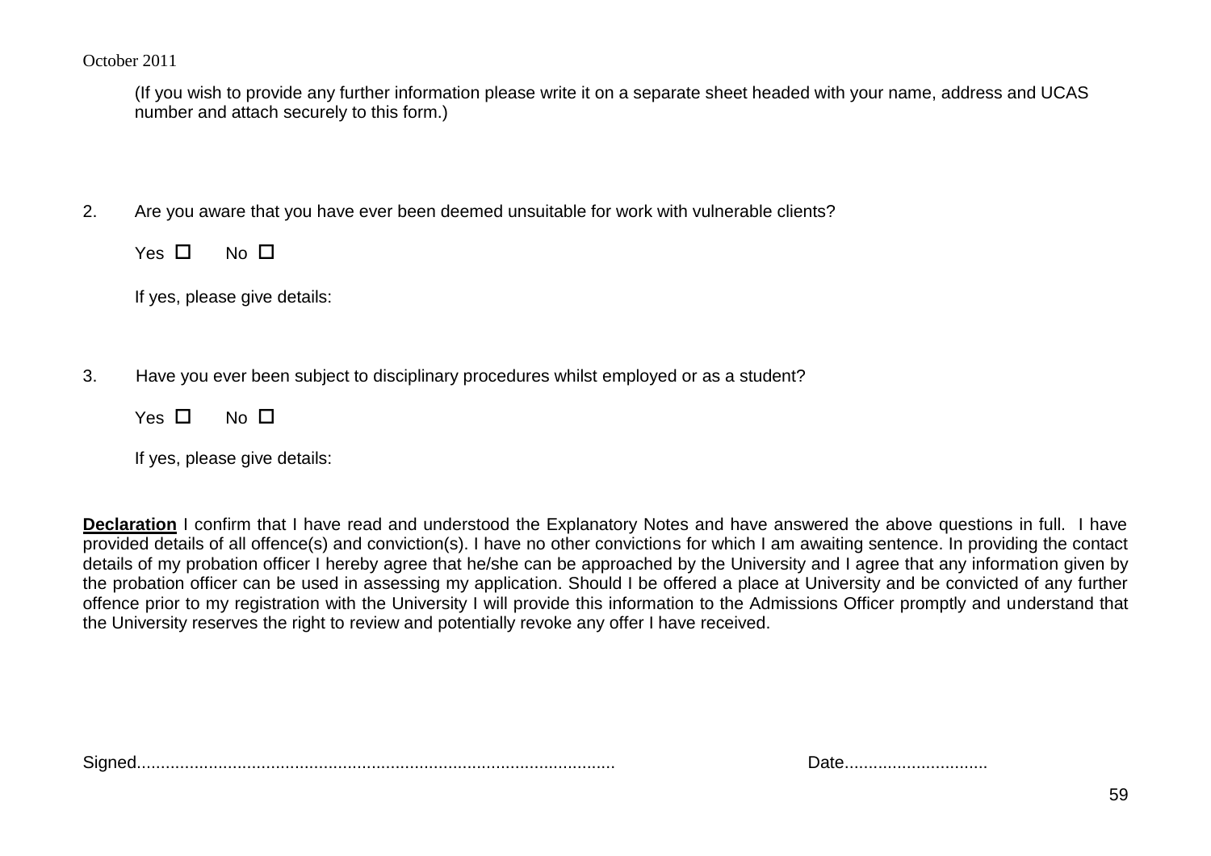October 2011

(If you wish to provide any further information please write it on a separate sheet headed with your name, address and UCAS number and attach securely to this form.)

2. Are you aware that you have ever been deemed unsuitable for work with vulnerable clients?

   Yes ☐ No ☐

   If yes, please give details:

3. Have you ever been subject to disciplinary procedures whilst employed or as a student?

   Yes ☐ No ☐

   If yes, please give details:

**Declaration** I confirm that I have read and understood the Explanatory Notes and have answered the above questions in full. I have provided details of all offence(s) and conviction(s). I have no other convictions for which I am awaiting sentence. In providing the contact details of my probation officer I hereby agree that he/she can be approached by the University and I agree that any information given by the probation officer can be used in assessing my application. Should I be offered a place at University and be convicted of any further offence prior to my registration with the University I will provide this information to the Admissions Officer promptly and understand that the University reserves the right to review and potentially revoke any offer I have received.

Signed.................................................................................................... Date..............................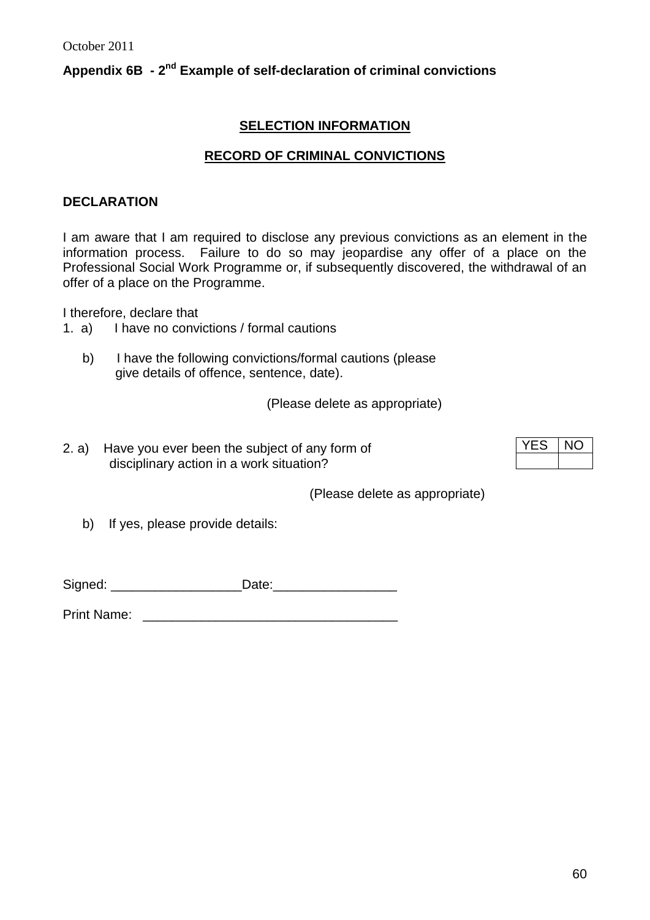October 2011

**Appendix 6B - 2nd Example of self-declaration of criminal convictions**

## SELECTION INFORMATION

## RECORD OF CRIMINAL CONVICTIONS

**DECLARATION**

I am aware that I am required to disclose any previous convictions as an element in the information process. Failure to do so may jeopardise any offer of a place on the Professional Social Work Programme or, if subsequently discovered, the withdrawal of an offer of a place on the Programme.

I therefore, declare that

1. a) I have no convictions / formal cautions

   b) I have the following convictions/formal cautions (please give details of offence, sentence, date).

(Please delete as appropriate)

2. a) Have you ever been the subject of any form of disciplinary action in a work situation?

| YES | NO |
|---|---|
| | |

(Please delete as appropriate)

   b) If yes, please provide details:

Signed: __________________Date:_________________

Print Name: ___________________________________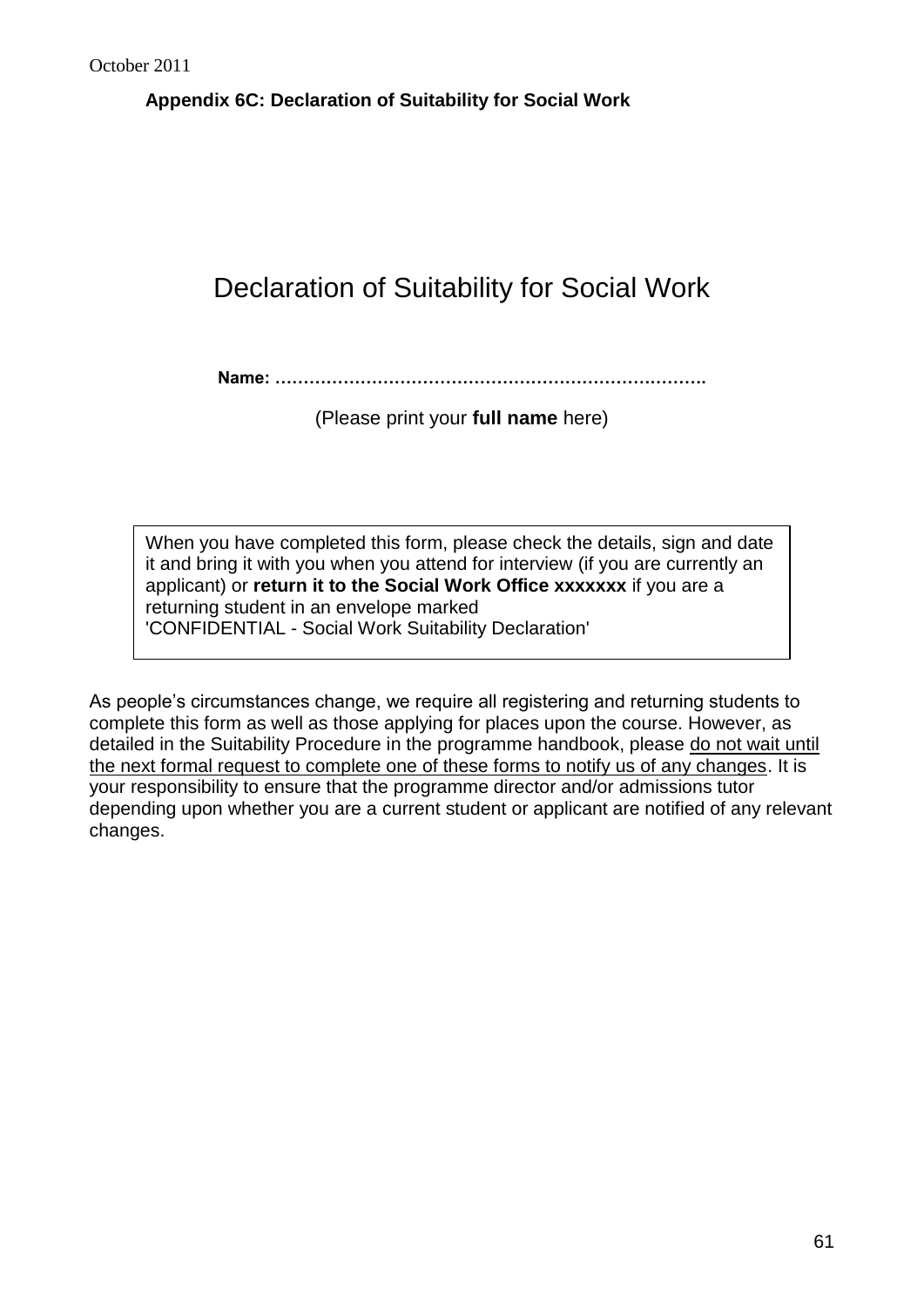**Appendix 6C: Declaration of Suitability for Social Work**

# Declaration of Suitability for Social Work

**Name: ………………………………………………………………….**

(Please print your **full name** here)

> When you have completed this form, please check the details, sign and date it and bring it with you when you attend for interview (if you are currently an applicant) or **return it to the Social Work Office xxxxxxx** if you are a returning student in an envelope marked
> 'CONFIDENTIAL - Social Work Suitability Declaration'

As people's circumstances change, we require all registering and returning students to complete this form as well as those applying for places upon the course. However, as detailed in the Suitability Procedure in the programme handbook, please <u>do not wait until the next formal request to complete one of these forms to notify us of any changes</u>. It is your responsibility to ensure that the programme director and/or admissions tutor depending upon whether you are a current student or applicant are notified of any relevant changes.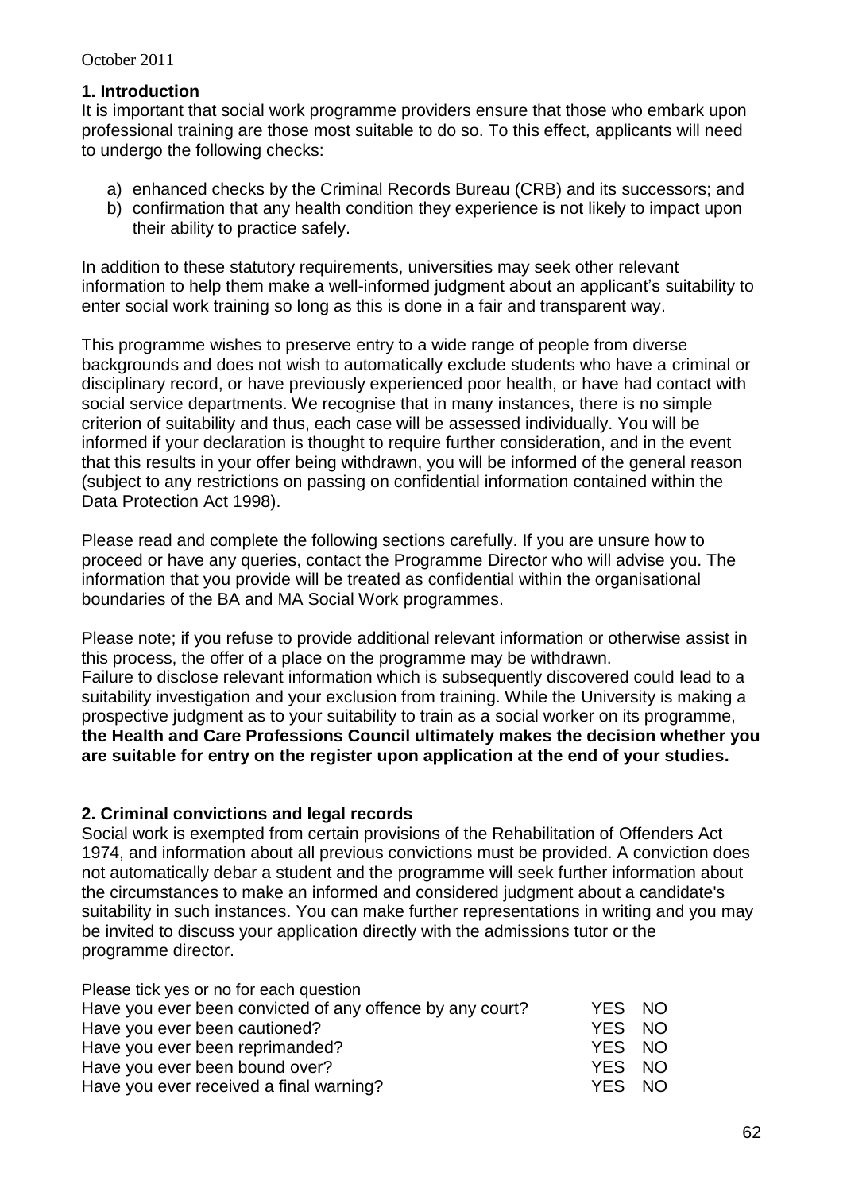October 2011

**1. Introduction**

It is important that social work programme providers ensure that those who embark upon professional training are those most suitable to do so. To this effect, applicants will need to undergo the following checks:

a) enhanced checks by the Criminal Records Bureau (CRB) and its successors; and
b) confirmation that any health condition they experience is not likely to impact upon their ability to practice safely.

In addition to these statutory requirements, universities may seek other relevant information to help them make a well-informed judgment about an applicant's suitability to enter social work training so long as this is done in a fair and transparent way.

This programme wishes to preserve entry to a wide range of people from diverse backgrounds and does not wish to automatically exclude students who have a criminal or disciplinary record, or have previously experienced poor health, or have had contact with social service departments. We recognise that in many instances, there is no simple criterion of suitability and thus, each case will be assessed individually. You will be informed if your declaration is thought to require further consideration, and in the event that this results in your offer being withdrawn, you will be informed of the general reason (subject to any restrictions on passing on confidential information contained within the Data Protection Act 1998).

Please read and complete the following sections carefully. If you are unsure how to proceed or have any queries, contact the Programme Director who will advise you. The information that you provide will be treated as confidential within the organisational boundaries of the BA and MA Social Work programmes.

Please note; if you refuse to provide additional relevant information or otherwise assist in this process, the offer of a place on the programme may be withdrawn.
Failure to disclose relevant information which is subsequently discovered could lead to a suitability investigation and your exclusion from training. While the University is making a prospective judgment as to your suitability to train as a social worker on its programme, **the Health and Care Professions Council ultimately makes the decision whether you are suitable for entry on the register upon application at the end of your studies.**

**2. Criminal convictions and legal records**

Social work is exempted from certain provisions of the Rehabilitation of Offenders Act 1974, and information about all previous convictions must be provided. A conviction does not automatically debar a student and the programme will seek further information about the circumstances to make an informed and considered judgment about a candidate's suitability in such instances. You can make further representations in writing and you may be invited to discuss your application directly with the admissions tutor or the programme director.

Please tick yes or no for each question

| | | |
|---|---|---|
| Have you ever been convicted of any offence by any court? | YES | NO |
| Have you ever been cautioned? | YES | NO |
| Have you ever been reprimanded? | YES | NO |
| Have you ever been bound over? | YES | NO |
| Have you ever received a final warning? | YES | NO |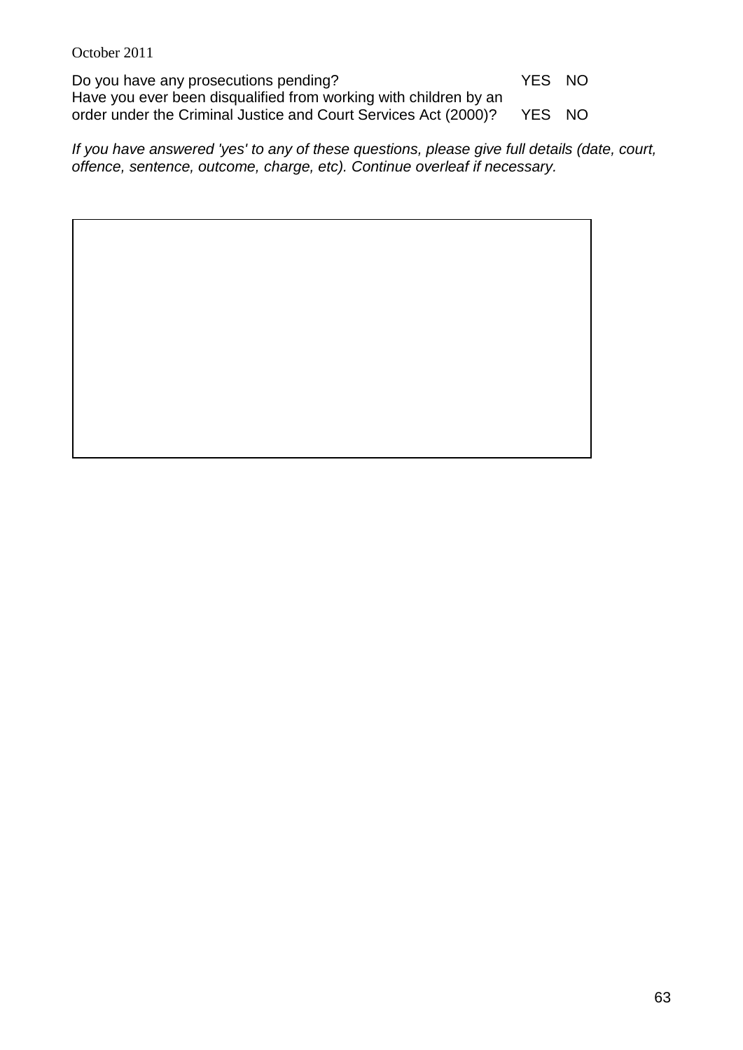October 2011

| | |
|---|---|
| Do you have any prosecutions pending? | YES NO |
| Have you ever been disqualified from working with children by an order under the Criminal Justice and Court Services Act (2000)? | YES NO |

*If you have answered 'yes' to any of these questions, please give full details (date, court, offence, sentence, outcome, charge, etc). Continue overleaf if necessary.*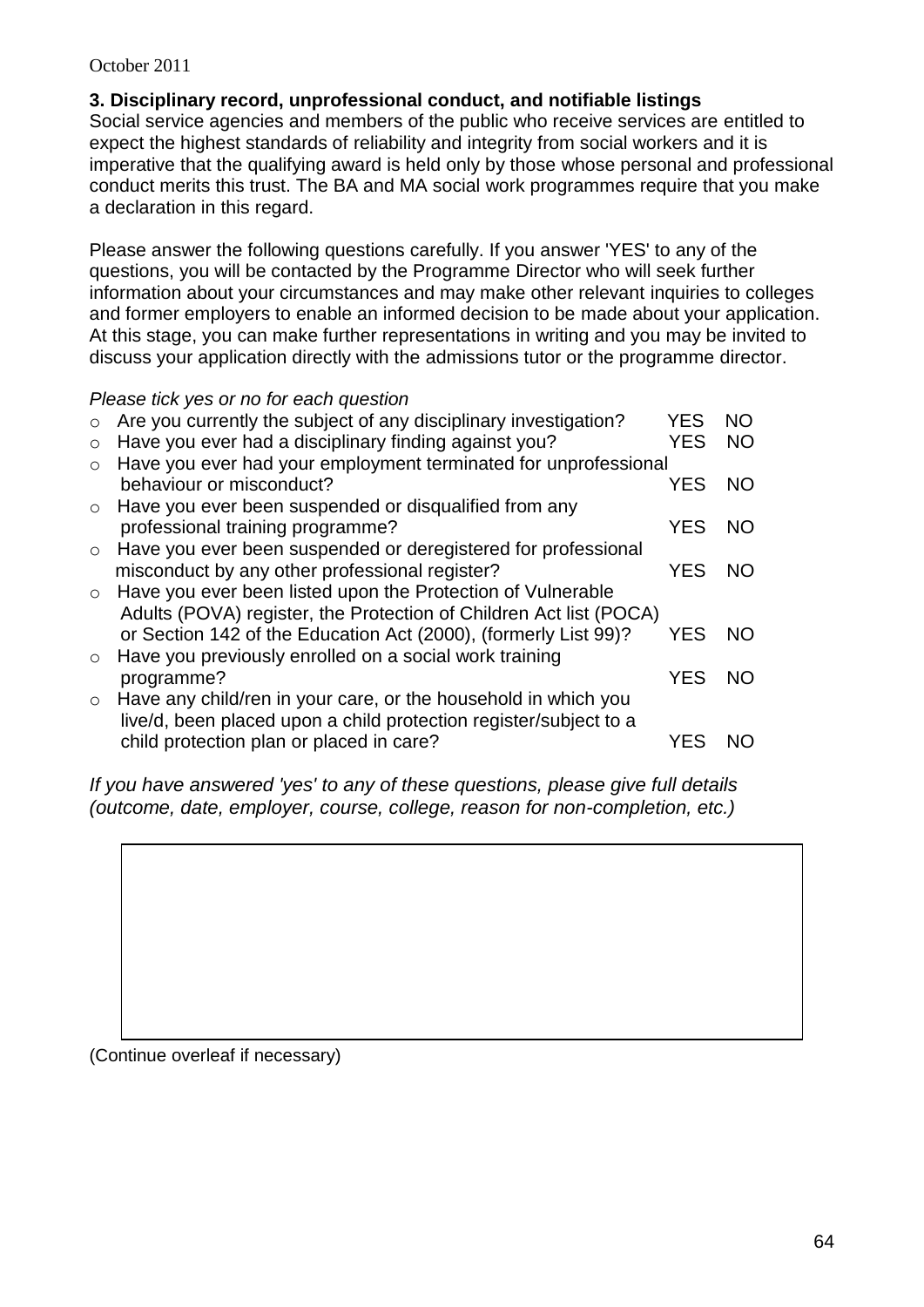October 2011

**3. Disciplinary record, unprofessional conduct, and notifiable listings**

Social service agencies and members of the public who receive services are entitled to expect the highest standards of reliability and integrity from social workers and it is imperative that the qualifying award is held only by those whose personal and professional conduct merits this trust. The BA and MA social work programmes require that you make a declaration in this regard.

Please answer the following questions carefully. If you answer 'YES' to any of the questions, you will be contacted by the Programme Director who will seek further information about your circumstances and may make other relevant inquiries to colleges and former employers to enable an informed decision to be made about your application. At this stage, you can make further representations in writing and you may be invited to discuss your application directly with the admissions tutor or the programme director.

*Please tick yes or no for each question*

| Question | | |
|---|---|---|
| Are you currently the subject of any disciplinary investigation? | YES | NO |
| Have you ever had a disciplinary finding against you? | YES | NO |
| Have you ever had your employment terminated for unprofessional behaviour or misconduct? | YES | NO |
| Have you ever been suspended or disqualified from any professional training programme? | YES | NO |
| Have you ever been suspended or deregistered for professional misconduct by any other professional register? | YES | NO |
| Have you ever been listed upon the Protection of Vulnerable Adults (POVA) register, the Protection of Children Act list (POCA) or Section 142 of the Education Act (2000), (formerly List 99)? | YES | NO |
| Have you previously enrolled on a social work training programme? | YES | NO |
| Have any child/ren in your care, or the household in which you live/d, been placed upon a child protection register/subject to a child protection plan or placed in care? | YES | NO |

*If you have answered 'yes' to any of these questions, please give full details (outcome, date, employer, course, college, reason for non-completion, etc.)*

(Continue overleaf if necessary)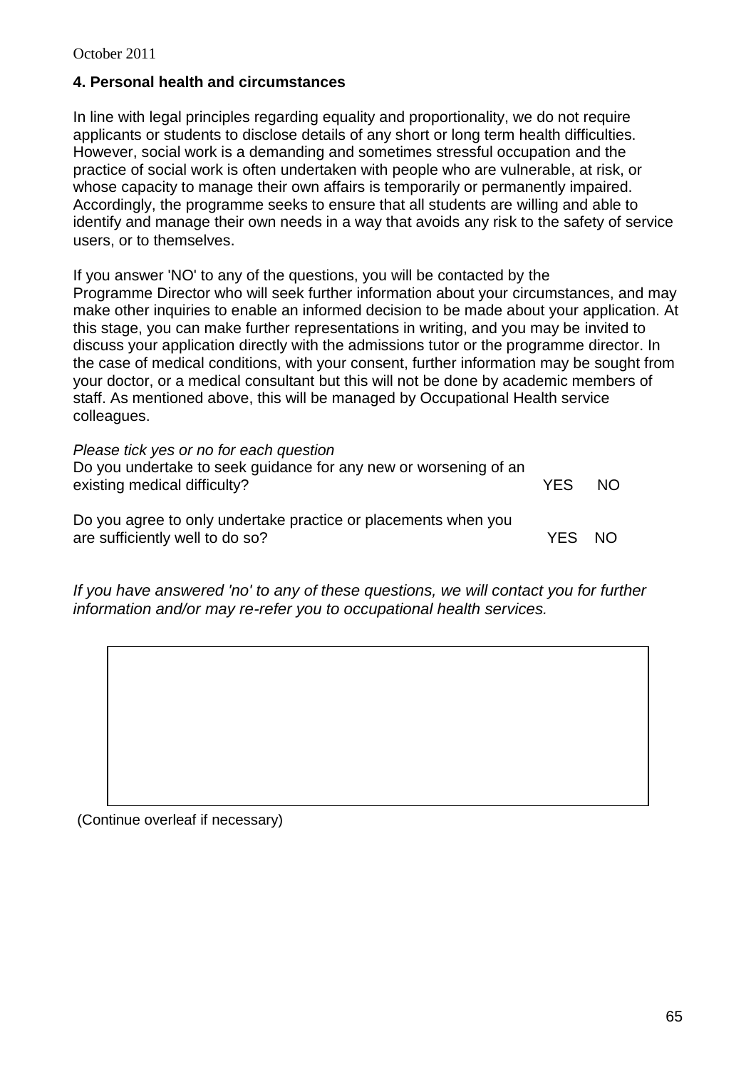October 2011

## 4. Personal health and circumstances

In line with legal principles regarding equality and proportionality, we do not require applicants or students to disclose details of any short or long term health difficulties. However, social work is a demanding and sometimes stressful occupation and the practice of social work is often undertaken with people who are vulnerable, at risk, or whose capacity to manage their own affairs is temporarily or permanently impaired. Accordingly, the programme seeks to ensure that all students are willing and able to identify and manage their own needs in a way that avoids any risk to the safety of service users, or to themselves.

If you answer 'NO' to any of the questions, you will be contacted by the Programme Director who will seek further information about your circumstances, and may make other inquiries to enable an informed decision to be made about your application. At this stage, you can make further representations in writing, and you may be invited to discuss your application directly with the admissions tutor or the programme director. In the case of medical conditions, with your consent, further information may be sought from your doctor, or a medical consultant but this will not be done by academic members of staff. As mentioned above, this will be managed by Occupational Health service colleagues.

*Please tick yes or no for each question*

Do you undertake to seek guidance for any new or worsening of an existing medical difficulty? YES NO

Do you agree to only undertake practice or placements when you are sufficiently well to do so? YES NO

*If you have answered 'no' to any of these questions, we will contact you for further information and/or may re-refer you to occupational health services.*

(Continue overleaf if necessary)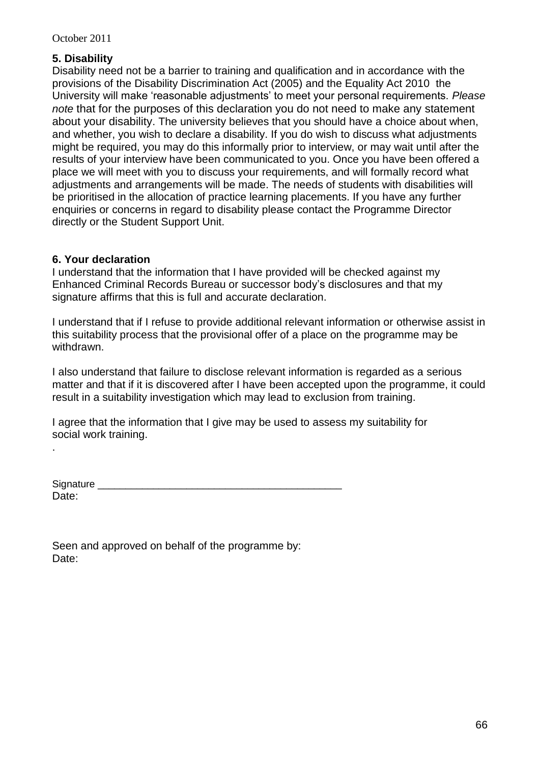October 2011

**5. Disability**

Disability need not be a barrier to training and qualification and in accordance with the provisions of the Disability Discrimination Act (2005) and the Equality Act 2010 the University will make 'reasonable adjustments' to meet your personal requirements. *Please note* that for the purposes of this declaration you do not need to make any statement about your disability. The university believes that you should have a choice about when, and whether, you wish to declare a disability. If you do wish to discuss what adjustments might be required, you may do this informally prior to interview, or may wait until after the results of your interview have been communicated to you. Once you have been offered a place we will meet with you to discuss your requirements, and will formally record what adjustments and arrangements will be made. The needs of students with disabilities will be prioritised in the allocation of practice learning placements. If you have any further enquiries or concerns in regard to disability please contact the Programme Director directly or the Student Support Unit.

**6. Your declaration**

I understand that the information that I have provided will be checked against my Enhanced Criminal Records Bureau or successor body's disclosures and that my signature affirms that this is full and accurate declaration.

I understand that if I refuse to provide additional relevant information or otherwise assist in this suitability process that the provisional offer of a place on the programme may be withdrawn.

I also understand that failure to disclose relevant information is regarded as a serious matter and that if it is discovered after I have been accepted upon the programme, it could result in a suitability investigation which may lead to exclusion from training.

I agree that the information that I give may be used to assess my suitability for social work training.

.

Signature ___________________________________________

Date:

Seen and approved on behalf of the programme by:

Date: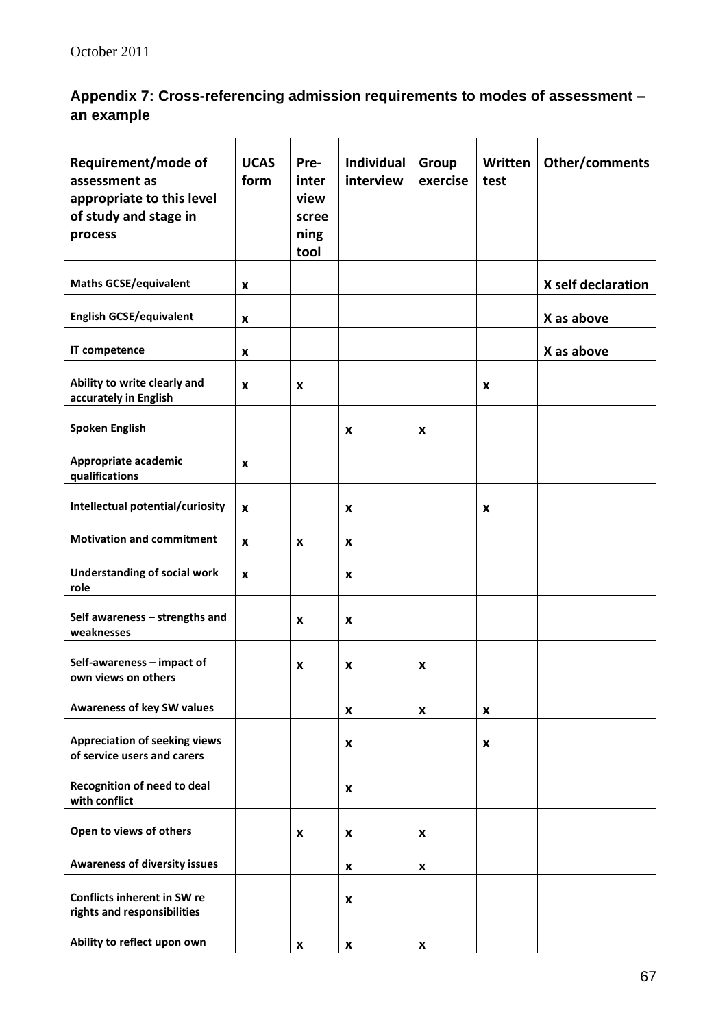## Appendix 7: Cross-referencing admission requirements to modes of assessment – an example

| Requirement/mode of assessment as appropriate to this level of study and stage in process | UCAS form | Pre-interview screening tool | Individual interview | Group exercise | Written test | Other/comments |
|---|---|---|---|---|---|---|
| Maths GCSE/equivalent | x | | | | | X self declaration |
| English GCSE/equivalent | x | | | | | X as above |
| IT competence | x | | | | | X as above |
| Ability to write clearly and accurately in English | x | x | | | x | |
| Spoken English | | | x | x | | |
| Appropriate academic qualifications | x | | | | | |
| Intellectual potential/curiosity | x | | x | | x | |
| Motivation and commitment | x | x | x | | | |
| Understanding of social work role | x | | x | | | |
| Self awareness – strengths and weaknesses | | x | x | | | |
| Self-awareness – impact of own views on others | | x | x | x | | |
| Awareness of key SW values | | | x | x | x | |
| Appreciation of seeking views of service users and carers | | | x | | x | |
| Recognition of need to deal with conflict | | | x | | | |
| Open to views of others | | x | x | x | | |
| Awareness of diversity issues | | | x | x | | |
| Conflicts inherent in SW re rights and responsibilities | | | x | | | |
| Ability to reflect upon own | | x | x | x | | |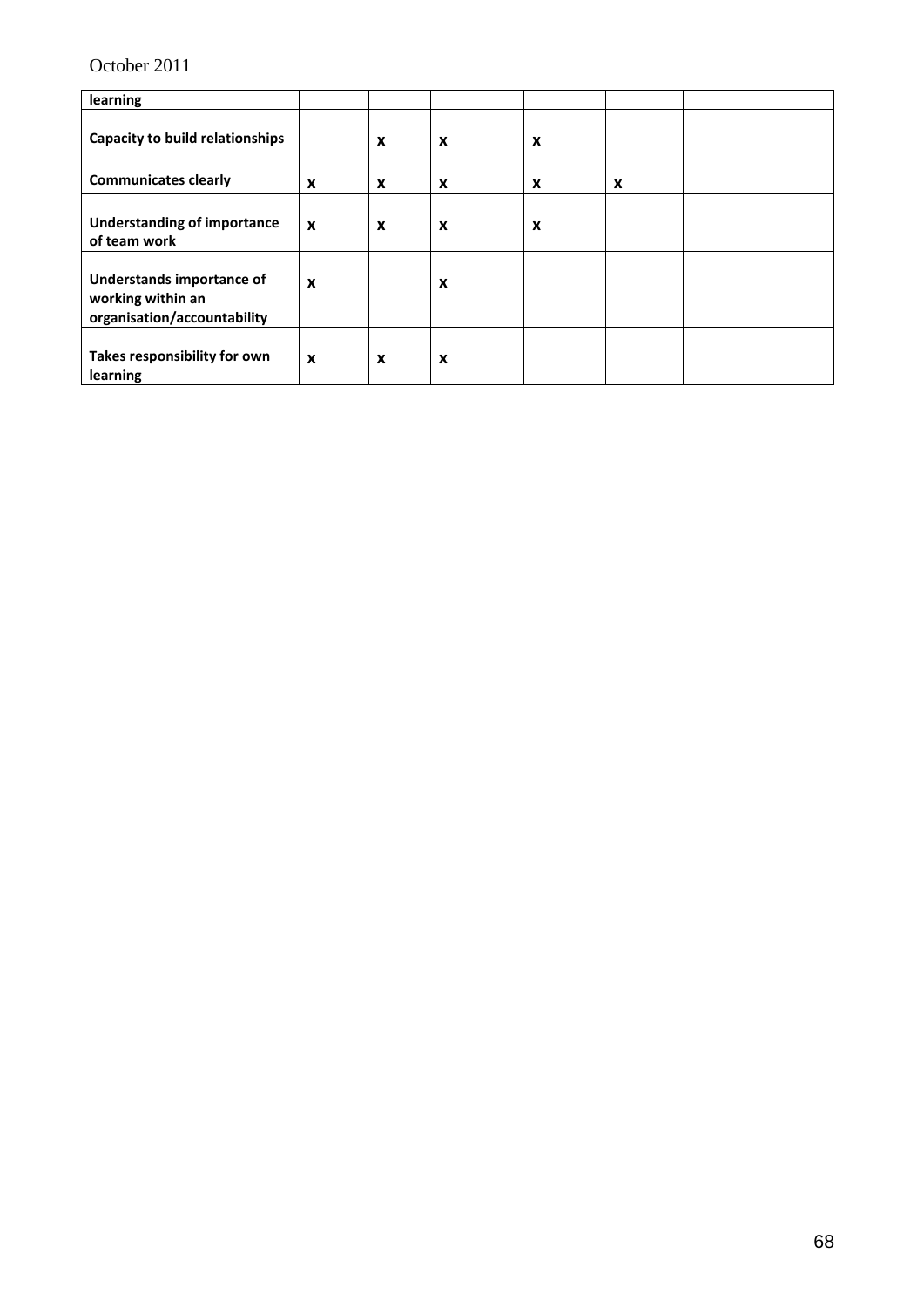| learning | | | | | | |
|---|---|---|---|---|---|---|
| **Capacity to build relationships** | | x | x | x | | |
| **Communicates clearly** | x | x | x | x | x | |
| **Understanding of importance of team work** | x | x | x | x | | |
| **Understands importance of working within an organisation/accountability** | x | | x | | | |
| **Takes responsibility for own learning** | x | x | x | | | |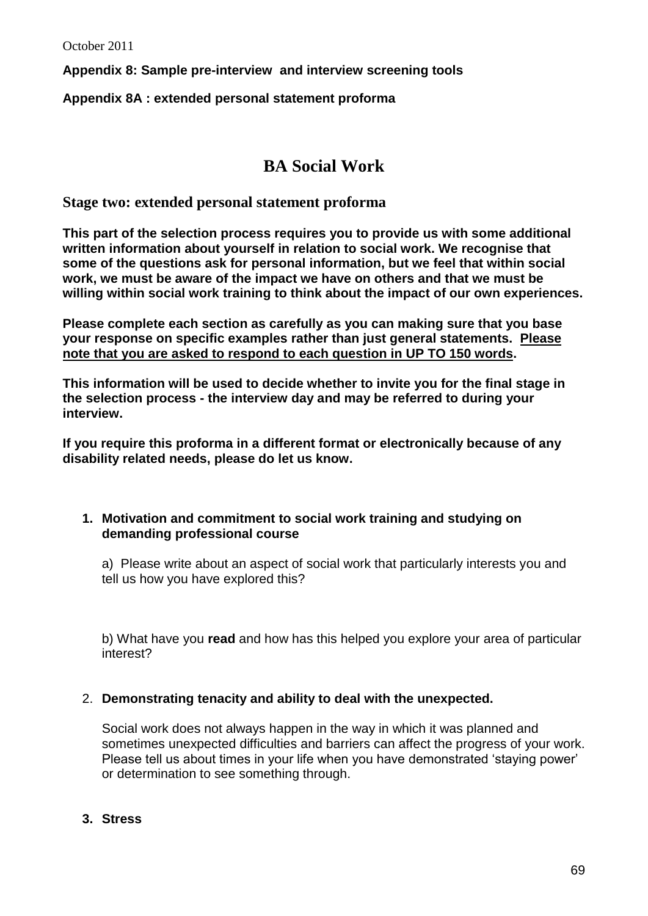October 2011

**Appendix 8: Sample pre-interview  and interview screening tools**

**Appendix 8A : extended personal statement proforma**

# BA Social Work

## Stage two: extended personal statement proforma

**This part of the selection process requires you to provide us with some additional written information about yourself in relation to social work. We recognise that some of the questions ask for personal information, but we feel that within social work, we must be aware of the impact we have on others and that we must be willing within social work training to think about the impact of our own experiences.**

**Please complete each section as carefully as you can making sure that you base your response on specific examples rather than just general statements. <u>Please note that you are asked to respond to each question in UP TO 150 words</u>.**

**This information will be used to decide whether to invite you for the final stage in the selection process - the interview day and may be referred to during your interview.**

**If you require this proforma in a different format or electronically because of any disability related needs, please do let us know.**

1. **Motivation and commitment to social work training and studying on demanding professional course**

   a)  Please write about an aspect of social work that particularly interests you and tell us how you have explored this?

   b) What have you **read** and how has this helped you explore your area of particular interest?

2. **Demonstrating tenacity and ability to deal with the unexpected.**

   Social work does not always happen in the way in which it was planned and sometimes unexpected difficulties and barriers can affect the progress of your work. Please tell us about times in your life when you have demonstrated 'staying power' or determination to see something through.

3. **Stress**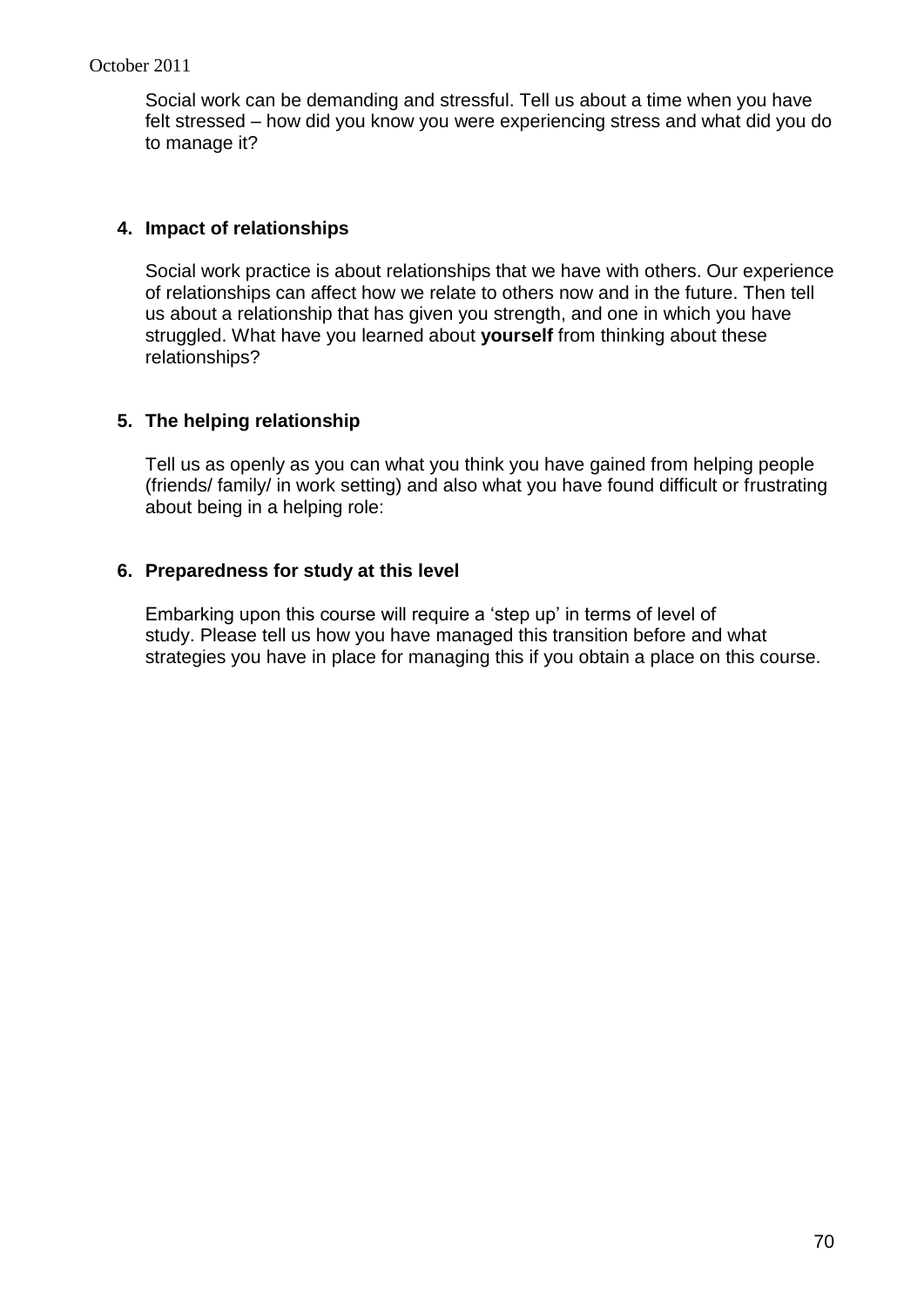Social work can be demanding and stressful. Tell us about a time when you have felt stressed – how did you know you were experiencing stress and what did you do to manage it?

**4. Impact of relationships**

Social work practice is about relationships that we have with others. Our experience of relationships can affect how we relate to others now and in the future. Then tell us about a relationship that has given you strength, and one in which you have struggled. What have you learned about **yourself** from thinking about these relationships?

**5. The helping relationship**

Tell us as openly as you can what you think you have gained from helping people (friends/ family/ in work setting) and also what you have found difficult or frustrating about being in a helping role:

**6. Preparedness for study at this level**

Embarking upon this course will require a 'step up' in terms of level of study. Please tell us how you have managed this transition before and what strategies you have in place for managing this if you obtain a place on this course.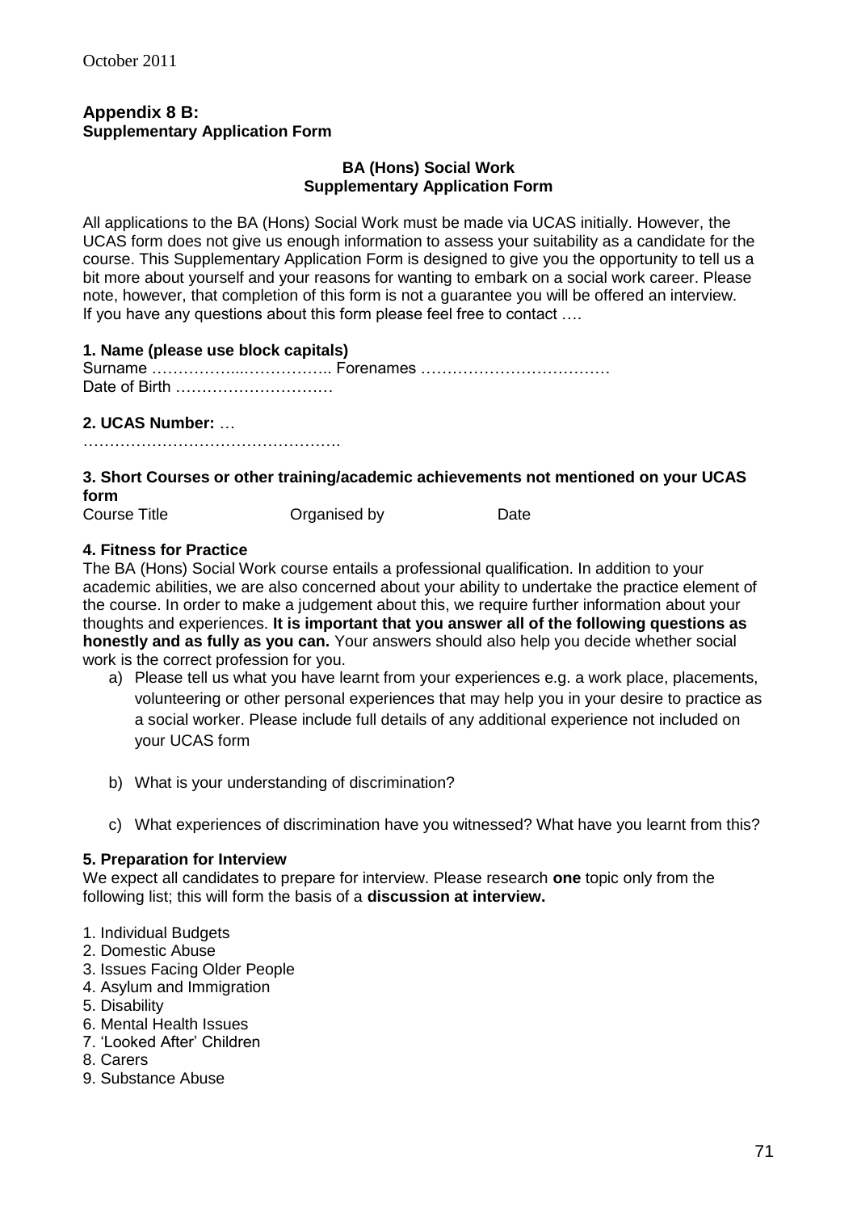October 2011

## Appendix 8 B:
**Supplementary Application Form**

**BA (Hons) Social Work**
**Supplementary Application Form**

All applications to the BA (Hons) Social Work must be made via UCAS initially. However, the UCAS form does not give us enough information to assess your suitability as a candidate for the course. This Supplementary Application Form is designed to give you the opportunity to tell us a bit more about yourself and your reasons for wanting to embark on a social work career. Please note, however, that completion of this form is not a guarantee you will be offered an interview. If you have any questions about this form please feel free to contact ….

**1. Name (please use block capitals)**

Surname ……………...…………….. Forenames ………………………………
Date of Birth …………………………

**2. UCAS Number:** …
………………………………………….

**3. Short Courses or other training/academic achievements not mentioned on your UCAS form**

| Course Title | Organised by | Date |
|---|---|---|

**4. Fitness for Practice**

The BA (Hons) Social Work course entails a professional qualification. In addition to your academic abilities, we are also concerned about your ability to undertake the practice element of the course. In order to make a judgement about this, we require further information about your thoughts and experiences. **It is important that you answer all of the following questions as honestly and as fully as you can.** Your answers should also help you decide whether social work is the correct profession for you.

a) Please tell us what you have learnt from your experiences e.g. a work place, placements, volunteering or other personal experiences that may help you in your desire to practice as a social worker. Please include full details of any additional experience not included on your UCAS form

b) What is your understanding of discrimination?

c) What experiences of discrimination have you witnessed? What have you learnt from this?

**5. Preparation for Interview**

We expect all candidates to prepare for interview. Please research **one** topic only from the following list; this will form the basis of a **discussion at interview.**

1. Individual Budgets
2. Domestic Abuse
3. Issues Facing Older People
4. Asylum and Immigration
5. Disability
6. Mental Health Issues
7. 'Looked After' Children
8. Carers
9. Substance Abuse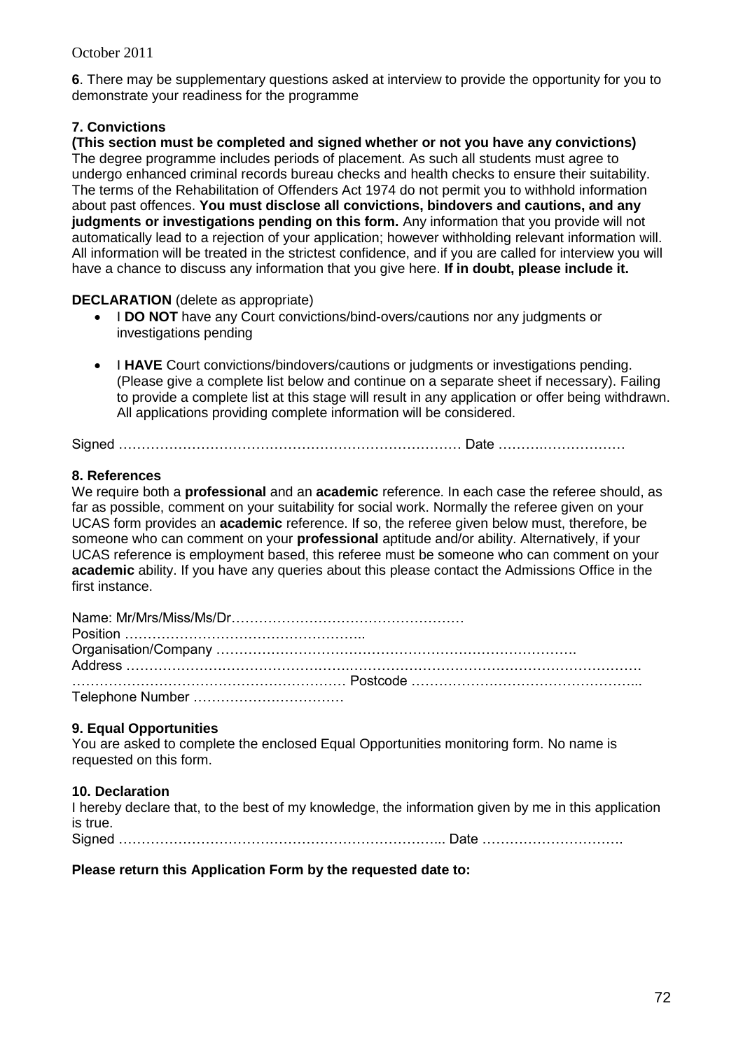October 2011

**6**. There may be supplementary questions asked at interview to provide the opportunity for you to demonstrate your readiness for the programme

**7. Convictions**

**(This section must be completed and signed whether or not you have any convictions)**
The degree programme includes periods of placement. As such all students must agree to undergo enhanced criminal records bureau checks and health checks to ensure their suitability. The terms of the Rehabilitation of Offenders Act 1974 do not permit you to withhold information about past offences. **You must disclose all convictions, bindovers and cautions, and any judgments or investigations pending on this form.** Any information that you provide will not automatically lead to a rejection of your application; however withholding relevant information will. All information will be treated in the strictest confidence, and if you are called for interview you will have a chance to discuss any information that you give here. **If in doubt, please include it.**

**DECLARATION** (delete as appropriate)

- I **DO NOT** have any Court convictions/bind-overs/cautions nor any judgments or investigations pending
- I **HAVE** Court convictions/bindovers/cautions or judgments or investigations pending. (Please give a complete list below and continue on a separate sheet if necessary). Failing to provide a complete list at this stage will result in any application or offer being withdrawn. All applications providing complete information will be considered.

Signed ………………………………………………………………… Date ………………………

**8. References**

We require both a **professional** and an **academic** reference. In each case the referee should, as far as possible, comment on your suitability for social work. Normally the referee given on your UCAS form provides an **academic** reference. If so, the referee given below must, therefore, be someone who can comment on your **professional** aptitude and/or ability. Alternatively, if your UCAS reference is employment based, this referee must be someone who can comment on your **academic** ability. If you have any queries about this please contact the Admissions Office in the first instance.

Name: Mr/Mrs/Miss/Ms/Dr……………………………………………
Position ……………………………………………..
Organisation/Company …………………………………………………………………….
Address …………………………………………………………………………………………
…………………………………………………… Postcode …………………………………………...
Telephone Number ……………………………

**9. Equal Opportunities**

You are asked to complete the enclosed Equal Opportunities monitoring form. No name is requested on this form.

**10. Declaration**

I hereby declare that, to the best of my knowledge, the information given by me in this application is true.
Signed ……………………………………………………………... Date ………………………….

**Please return this Application Form by the requested date to:**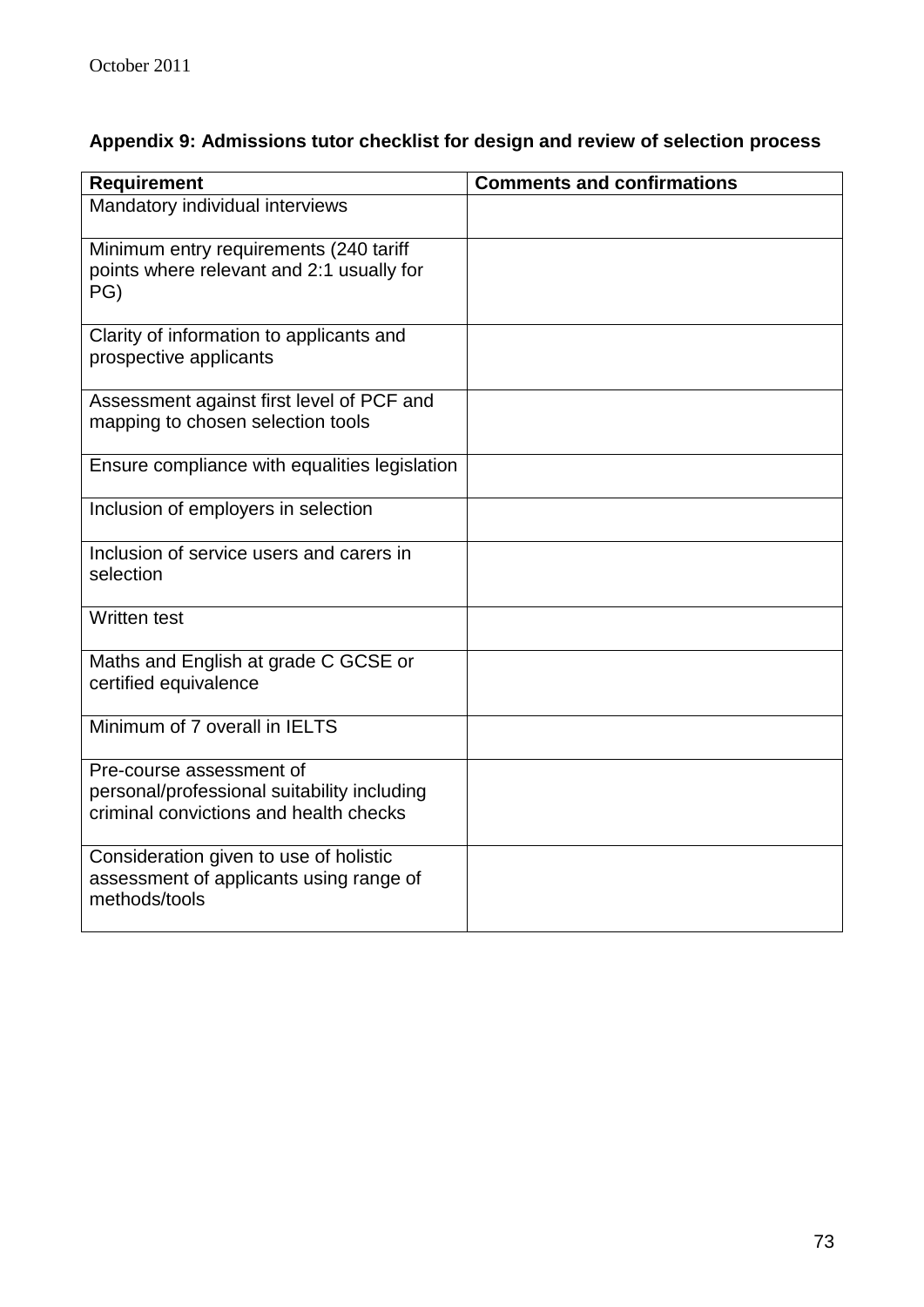**Appendix 9: Admissions tutor checklist for design and review of selection process**

| Requirement | Comments and confirmations |
| --- | --- |
| Mandatory individual interviews | |
| Minimum entry requirements (240 tariff points where relevant and 2:1 usually for PG) | |
| Clarity of information to applicants and prospective applicants | |
| Assessment against first level of PCF and mapping to chosen selection tools | |
| Ensure compliance with equalities legislation | |
| Inclusion of employers in selection | |
| Inclusion of service users and carers in selection | |
| Written test | |
| Maths and English at grade C GCSE or certified equivalence | |
| Minimum of 7 overall in IELTS | |
| Pre-course assessment of personal/professional suitability including criminal convictions and health checks | |
| Consideration given to use of holistic assessment of applicants using range of methods/tools | |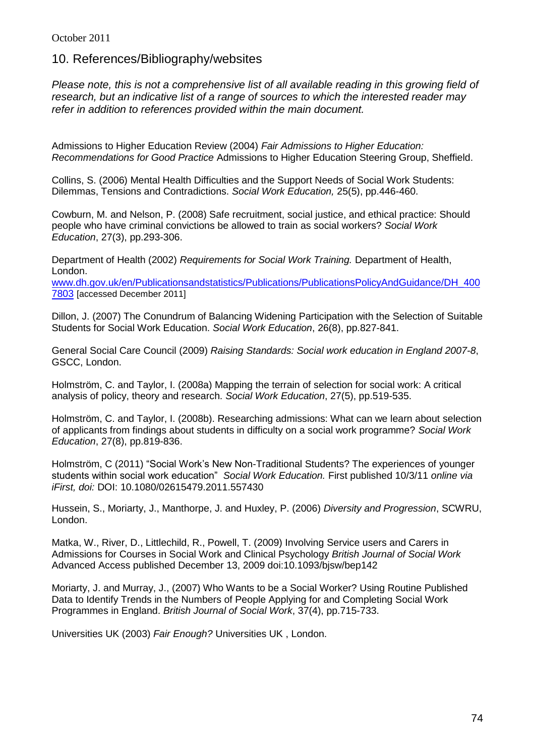## 10. References/Bibliography/websites

*Please note, this is not a comprehensive list of all available reading in this growing field of research, but an indicative list of a range of sources to which the interested reader may refer in addition to references provided within the main document.*

Admissions to Higher Education Review (2004) *Fair Admissions to Higher Education: Recommendations for Good Practice* Admissions to Higher Education Steering Group, Sheffield.

Collins, S. (2006) Mental Health Difficulties and the Support Needs of Social Work Students: Dilemmas, Tensions and Contradictions. *Social Work Education,* 25(5), pp.446-460.

Cowburn, M. and Nelson, P. (2008) Safe recruitment, social justice, and ethical practice: Should people who have criminal convictions be allowed to train as social workers? *Social Work Education*, 27(3), pp.293-306.

Department of Health (2002) *Requirements for Social Work Training.* Department of Health, London.
www.dh.gov.uk/en/Publicationsandstatistics/Publications/PublicationsPolicyAndGuidance/DH_4007803 [accessed December 2011]

Dillon, J. (2007) The Conundrum of Balancing Widening Participation with the Selection of Suitable Students for Social Work Education. *Social Work Education*, 26(8), pp.827-841.

General Social Care Council (2009) *Raising Standards: Social work education in England 2007-8*, GSCC, London.

Holmström, C. and Taylor, I. (2008a) Mapping the terrain of selection for social work: A critical analysis of policy, theory and research. *Social Work Education*, 27(5), pp.519-535.

Holmström, C. and Taylor, I. (2008b). Researching admissions: What can we learn about selection of applicants from findings about students in difficulty on a social work programme? *Social Work Education*, 27(8), pp.819-836.

Holmström, C (2011) "Social Work's New Non-Traditional Students? The experiences of younger students within social work education" *Social Work Education.* First published 10/3/11 *online via iFirst, doi:* DOI: 10.1080/02615479.2011.557430

Hussein, S., Moriarty, J., Manthorpe, J. and Huxley, P. (2006) *Diversity and Progression*, SCWRU, London.

Matka, W., River, D., Littlechild, R., Powell, T. (2009) Involving Service users and Carers in Admissions for Courses in Social Work and Clinical Psychology *British Journal of Social Work* Advanced Access published December 13, 2009 doi:10.1093/bjsw/bep142

Moriarty, J. and Murray, J., (2007) Who Wants to be a Social Worker? Using Routine Published Data to Identify Trends in the Numbers of People Applying for and Completing Social Work Programmes in England. *British Journal of Social Work*, 37(4), pp.715-733.

Universities UK (2003) *Fair Enough?* Universities UK , London.